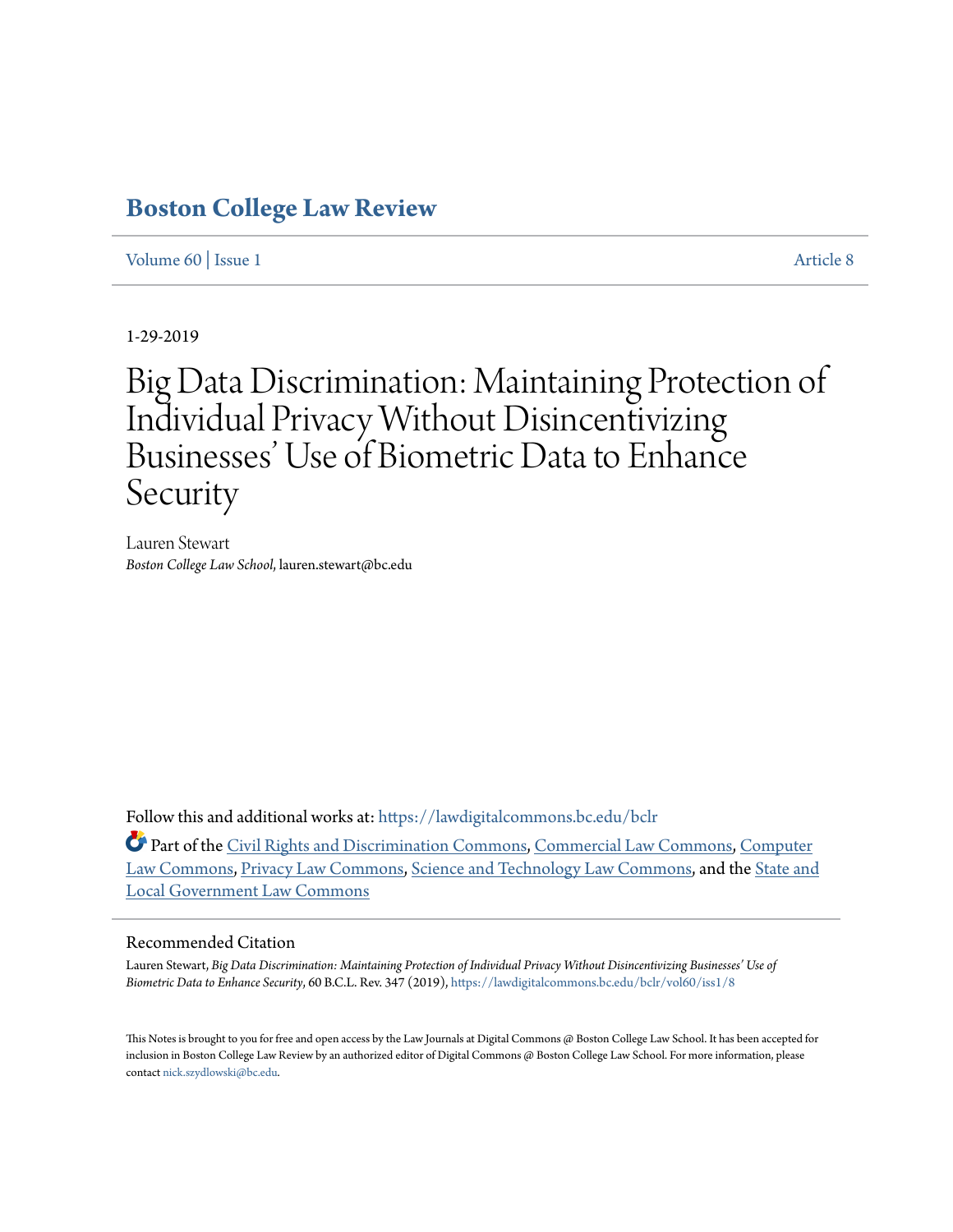# Boston College Law Review

Volume 60 | Issue 1 Article 8

1-29-2019

# Big Data Discrimination: Maintaining Protection of Individual Privacy Without Disincentivizing Businesses' Use of Biometric Data to Enhance Security

Lauren Stewart
*Boston College Law School*, lauren.stewart@bc.edu

Follow this and additional works at: https://lawdigitalcommons.bc.edu/bclr

Part of the Civil Rights and Discrimination Commons, Commercial Law Commons, Computer Law Commons, Privacy Law Commons, Science and Technology Law Commons, and the State and Local Government Law Commons

## Recommended Citation

Lauren Stewart, *Big Data Discrimination: Maintaining Protection of Individual Privacy Without Disincentivizing Businesses' Use of Biometric Data to Enhance Security*, 60 B.C.L. Rev. 347 (2019), https://lawdigitalcommons.bc.edu/bclr/vol60/iss1/8

This Notes is brought to you for free and open access by the Law Journals at Digital Commons @ Boston College Law School. It has been accepted for inclusion in Boston College Law Review by an authorized editor of Digital Commons @ Boston College Law School. For more information, please contact nick.szydlowski@bc.edu.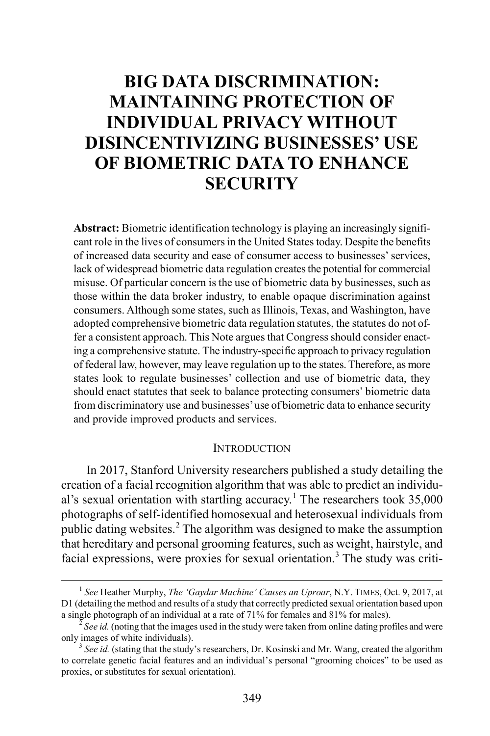# BIG DATA DISCRIMINATION: MAINTAINING PROTECTION OF INDIVIDUAL PRIVACY WITHOUT DISINCENTIVIZING BUSINESSES' USE OF BIOMETRIC DATA TO ENHANCE SECURITY

**Abstract:** Biometric identification technology is playing an increasingly significant role in the lives of consumers in the United States today. Despite the benefits of increased data security and ease of consumer access to businesses' services, lack of widespread biometric data regulation creates the potential for commercial misuse. Of particular concern is the use of biometric data by businesses, such as those within the data broker industry, to enable opaque discrimination against consumers. Although some states, such as Illinois, Texas, and Washington, have adopted comprehensive biometric data regulation statutes, the statutes do not offer a consistent approach. This Note argues that Congress should consider enacting a comprehensive statute. The industry-specific approach to privacy regulation of federal law, however, may leave regulation up to the states. Therefore, as more states look to regulate businesses' collection and use of biometric data, they should enact statutes that seek to balance protecting consumers' biometric data from discriminatory use and businesses' use of biometric data to enhance security and provide improved products and services.

## INTRODUCTION

In 2017, Stanford University researchers published a study detailing the creation of a facial recognition algorithm that was able to predict an individual's sexual orientation with startling accuracy.[1] The researchers took 35,000 photographs of self-identified homosexual and heterosexual individuals from public dating websites.[2] The algorithm was designed to make the assumption that hereditary and personal grooming features, such as weight, hairstyle, and facial expressions, were proxies for sexual orientation.[3] The study was criti-

---

[1] *See* Heather Murphy, *The 'Gaydar Machine' Causes an Uproar*, N.Y. TIMES, Oct. 9, 2017, at D1 (detailing the method and results of a study that correctly predicted sexual orientation based upon a single photograph of an individual at a rate of 71% for females and 81% for males).

[2] *See id.* (noting that the images used in the study were taken from online dating profiles and were only images of white individuals).

[3] *See id.* (stating that the study's researchers, Dr. Kosinski and Mr. Wang, created the algorithm to correlate genetic facial features and an individual's personal "grooming choices" to be used as proxies, or substitutes for sexual orientation).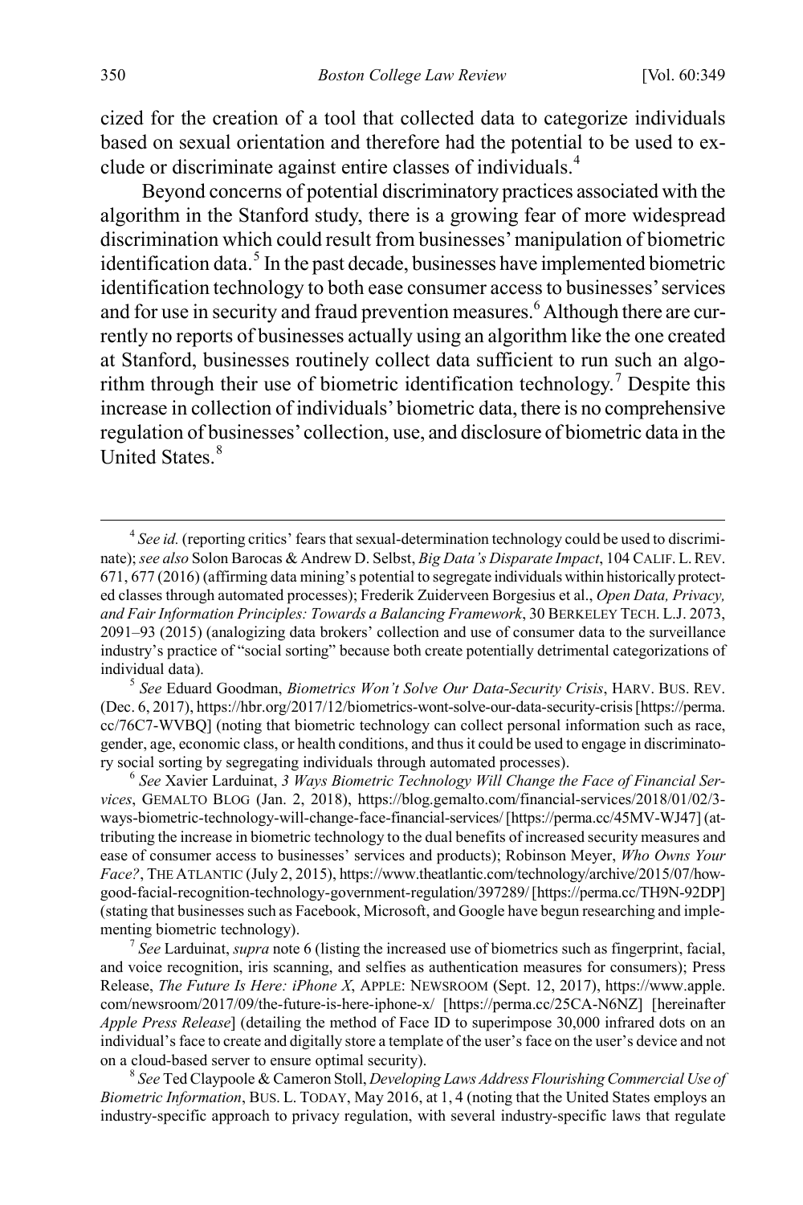cized for the creation of a tool that collected data to categorize individuals based on sexual orientation and therefore had the potential to be used to exclude or discriminate against entire classes of individuals.[4]

Beyond concerns of potential discriminatory practices associated with the algorithm in the Stanford study, there is a growing fear of more widespread discrimination which could result from businesses' manipulation of biometric identification data.[5] In the past decade, businesses have implemented biometric identification technology to both ease consumer access to businesses' services and for use in security and fraud prevention measures.[6] Although there are currently no reports of businesses actually using an algorithm like the one created at Stanford, businesses routinely collect data sufficient to run such an algorithm through their use of biometric identification technology.[7] Despite this increase in collection of individuals' biometric data, there is no comprehensive regulation of businesses' collection, use, and disclosure of biometric data in the United States.[8]

---

[4] *See id.* (reporting critics' fears that sexual-determination technology could be used to discriminate); *see also* Solon Barocas & Andrew D. Selbst, *Big Data's Disparate Impact*, 104 CALIF. L. REV. 671, 677 (2016) (affirming data mining's potential to segregate individuals within historically protected classes through automated processes); Frederik Zuiderveen Borgesius et al., *Open Data, Privacy, and Fair Information Principles: Towards a Balancing Framework*, 30 BERKELEY TECH. L.J. 2073, 2091–93 (2015) (analogizing data brokers' collection and use of consumer data to the surveillance industry's practice of "social sorting" because both create potentially detrimental categorizations of individual data).

[5] *See* Eduard Goodman, *Biometrics Won't Solve Our Data-Security Crisis*, HARV. BUS. REV. (Dec. 6, 2017), https://hbr.org/2017/12/biometrics-wont-solve-our-data-security-crisis [https://perma.cc/76C7-WVBQ] (noting that biometric technology can collect personal information such as race, gender, age, economic class, or health conditions, and thus it could be used to engage in discriminatory social sorting by segregating individuals through automated processes).

[6] *See* Xavier Larduinat, *3 Ways Biometric Technology Will Change the Face of Financial Services*, GEMALTO BLOG (Jan. 2, 2018), https://blog.gemalto.com/financial-services/2018/01/02/3-ways-biometric-technology-will-change-face-financial-services/ [https://perma.cc/45MV-WJ47] (attributing the increase in biometric technology to the dual benefits of increased security measures and ease of consumer access to businesses' services and products); Robinson Meyer, *Who Owns Your Face?*, THE ATLANTIC (July 2, 2015), https://www.theatlantic.com/technology/archive/2015/07/how-good-facial-recognition-technology-government-regulation/397289/ [https://perma.cc/TH9N-92DP] (stating that businesses such as Facebook, Microsoft, and Google have begun researching and implementing biometric technology).

[7] *See* Larduinat, *supra* note 6 (listing the increased use of biometrics such as fingerprint, facial, and voice recognition, iris scanning, and selfies as authentication measures for consumers); Press Release, *The Future Is Here: iPhone X*, APPLE: NEWSROOM (Sept. 12, 2017), https://www.apple.com/newsroom/2017/09/the-future-is-here-iphone-x/ [https://perma.cc/25CA-N6NZ] [hereinafter *Apple Press Release*] (detailing the method of Face ID to superimpose 30,000 infrared dots on an individual's face to create and digitally store a template of the user's face on the user's device and not on a cloud-based server to ensure optimal security).

[8] *See* Ted Claypoole & Cameron Stoll, *Developing Laws Address Flourishing Commercial Use of Biometric Information*, BUS. L. TODAY, May 2016, at 1, 4 (noting that the United States employs an industry-specific approach to privacy regulation, with several industry-specific laws that regulate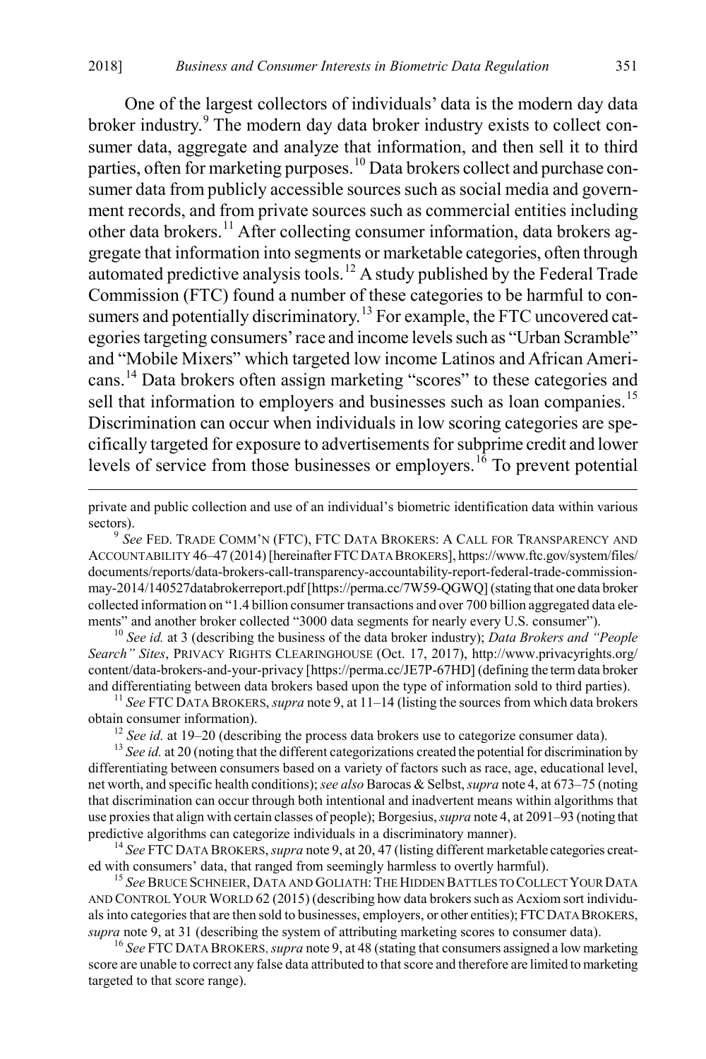One of the largest collectors of individuals' data is the modern day data broker industry.[9] The modern day data broker industry exists to collect consumer data, aggregate and analyze that information, and then sell it to third parties, often for marketing purposes.[10] Data brokers collect and purchase consumer data from publicly accessible sources such as social media and government records, and from private sources such as commercial entities including other data brokers.[11] After collecting consumer information, data brokers aggregate that information into segments or marketable categories, often through automated predictive analysis tools.[12] A study published by the Federal Trade Commission (FTC) found a number of these categories to be harmful to consumers and potentially discriminatory.[13] For example, the FTC uncovered categories targeting consumers' race and income levels such as "Urban Scramble" and "Mobile Mixers" which targeted low income Latinos and African Americans.[14] Data brokers often assign marketing "scores" to these categories and sell that information to employers and businesses such as loan companies.[15] Discrimination can occur when individuals in low scoring categories are specifically targeted for exposure to advertisements for subprime credit and lower levels of service from those businesses or employers.[16] To prevent potential

---

private and public collection and use of an individual's biometric identification data within various sectors).

[9] *See* FED. TRADE COMM'N (FTC), FTC DATA BROKERS: A CALL FOR TRANSPARENCY AND ACCOUNTABILITY 46–47 (2014) [hereinafter FTC DATA BROKERS], https://www.ftc.gov/system/files/documents/reports/data-brokers-call-transparency-accountability-report-federal-trade-commission-may-2014/140527databrokerreport.pdf [https://perma.cc/7W59-QGWQ] (stating that one data broker collected information on "1.4 billion consumer transactions and over 700 billion aggregated data elements" and another broker collected "3000 data segments for nearly every U.S. consumer").

[10] *See id.* at 3 (describing the business of the data broker industry); *Data Brokers and "People Search" Sites*, PRIVACY RIGHTS CLEARINGHOUSE (Oct. 17, 2017), http://www.privacyrights.org/content/data-brokers-and-your-privacy [https://perma.cc/JE7P-67HD] (defining the term data broker and differentiating between data brokers based upon the type of information sold to third parties).

[11] *See* FTC DATA BROKERS, *supra* note 9, at 11–14 (listing the sources from which data brokers obtain consumer information).

[12] *See id.* at 19–20 (describing the process data brokers use to categorize consumer data).

[13] *See id.* at 20 (noting that the different categorizations created the potential for discrimination by differentiating between consumers based on a variety of factors such as race, age, educational level, net worth, and specific health conditions); *see also* Barocas & Selbst, *supra* note 4, at 673–75 (noting that discrimination can occur through both intentional and inadvertent means within algorithms that use proxies that align with certain classes of people); Borgesius, *supra* note 4, at 2091–93 (noting that predictive algorithms can categorize individuals in a discriminatory manner).

[14] *See* FTC DATA BROKERS, *supra* note 9, at 20, 47 (listing different marketable categories created with consumers' data, that ranged from seemingly harmless to overtly harmful).

[15] *See* BRUCE SCHNEIER, DATA AND GOLIATH: THE HIDDEN BATTLES TO COLLECT YOUR DATA AND CONTROL YOUR WORLD 62 (2015) (describing how data brokers such as Acxiom sort individuals into categories that are then sold to businesses, employers, or other entities); FTC DATA BROKERS, *supra* note 9, at 31 (describing the system of attributing marketing scores to consumer data).

[16] *See* FTC DATA BROKERS, *supra* note 9, at 48 (stating that consumers assigned a low marketing score are unable to correct any false data attributed to that score and therefore are limited to marketing targeted to that score range).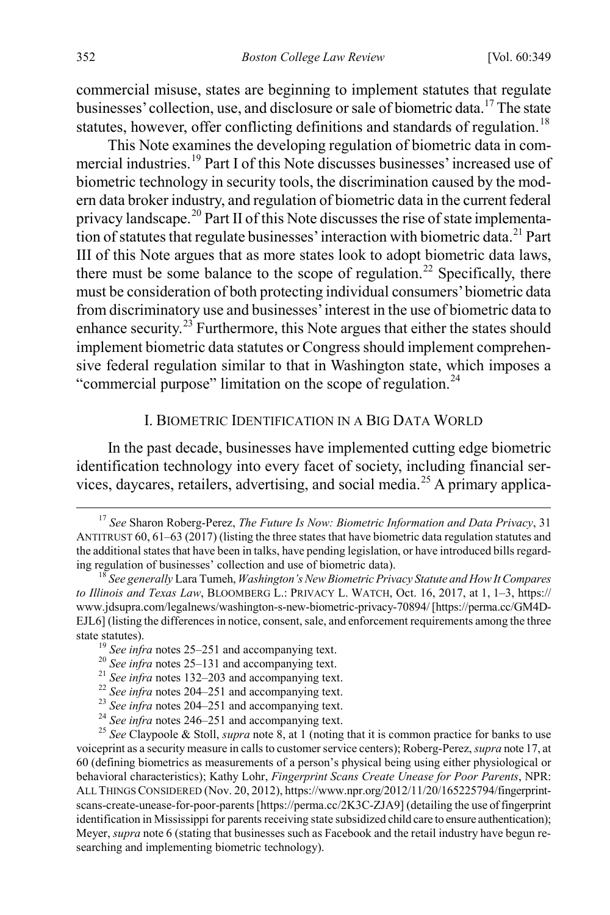commercial misuse, states are beginning to implement statutes that regulate businesses' collection, use, and disclosure or sale of biometric data.[17] The state statutes, however, offer conflicting definitions and standards of regulation.[18]

This Note examines the developing regulation of biometric data in commercial industries.[19] Part I of this Note discusses businesses' increased use of biometric technology in security tools, the discrimination caused by the modern data broker industry, and regulation of biometric data in the current federal privacy landscape.[20] Part II of this Note discusses the rise of state implementation of statutes that regulate businesses' interaction with biometric data.[21] Part III of this Note argues that as more states look to adopt biometric data laws, there must be some balance to the scope of regulation.[22] Specifically, there must be consideration of both protecting individual consumers' biometric data from discriminatory use and businesses' interest in the use of biometric data to enhance security.[23] Furthermore, this Note argues that either the states should implement biometric data statutes or Congress should implement comprehensive federal regulation similar to that in Washington state, which imposes a "commercial purpose" limitation on the scope of regulation.[24]

## I. BIOMETRIC IDENTIFICATION IN A BIG DATA WORLD

In the past decade, businesses have implemented cutting edge biometric identification technology into every facet of society, including financial services, daycares, retailers, advertising, and social media.[25] A primary applica-

---

[17] *See* Sharon Roberg-Perez, *The Future Is Now: Biometric Information and Data Privacy*, 31 ANTITRUST 60, 61–63 (2017) (listing the three states that have biometric data regulation statutes and the additional states that have been in talks, have pending legislation, or have introduced bills regarding regulation of businesses' collection and use of biometric data).

[18] *See generally* Lara Tumeh, *Washington's New Biometric Privacy Statute and How It Compares to Illinois and Texas Law*, BLOOMBERG L.: PRIVACY L. WATCH, Oct. 16, 2017, at 1, 1–3, https://www.jdsupra.com/legalnews/washington-s-new-biometric-privacy-70894/ [https://perma.cc/GM4D-EJL6] (listing the differences in notice, consent, sale, and enforcement requirements among the three state statutes).

[19] *See infra* notes 25–251 and accompanying text.

[20] *See infra* notes 25–131 and accompanying text.

[21] *See infra* notes 132–203 and accompanying text.

[22] *See infra* notes 204–251 and accompanying text.

[23] *See infra* notes 204–251 and accompanying text.

[24] *See infra* notes 246–251 and accompanying text.

[25] *See* Claypoole & Stoll, *supra* note 8, at 1 (noting that it is common practice for banks to use voiceprint as a security measure in calls to customer service centers); Roberg-Perez, *supra* note 17, at 60 (defining biometrics as measurements of a person's physical being using either physiological or behavioral characteristics); Kathy Lohr, *Fingerprint Scans Create Unease for Poor Parents*, NPR: ALL THINGS CONSIDERED (Nov. 20, 2012), https://www.npr.org/2012/11/20/165225794/fingerprint-scans-create-unease-for-poor-parents [https://perma.cc/2K3C-ZJA9] (detailing the use of fingerprint identification in Mississippi for parents receiving state subsidized child care to ensure authentication); Meyer, *supra* note 6 (stating that businesses such as Facebook and the retail industry have begun researching and implementing biometric technology).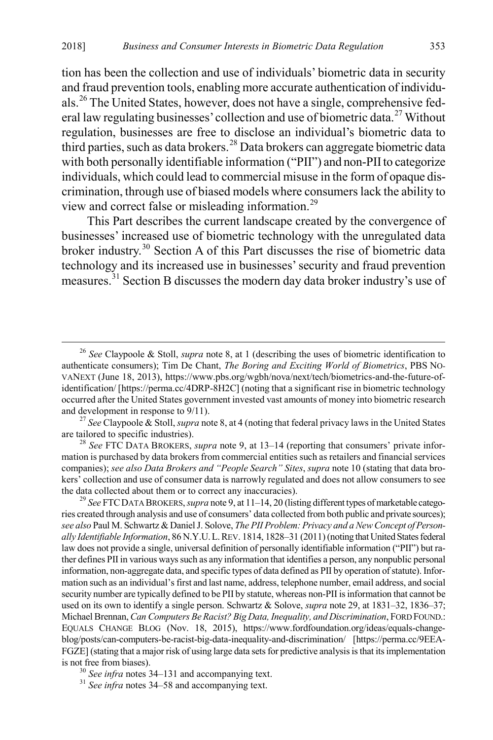tion has been the collection and use of individuals' biometric data in security and fraud prevention tools, enabling more accurate authentication of individuals.[26] The United States, however, does not have a single, comprehensive federal law regulating businesses' collection and use of biometric data.[27] Without regulation, businesses are free to disclose an individual's biometric data to third parties, such as data brokers.[28] Data brokers can aggregate biometric data with both personally identifiable information ("PII") and non-PII to categorize individuals, which could lead to commercial misuse in the form of opaque discrimination, through use of biased models where consumers lack the ability to view and correct false or misleading information.[29]

This Part describes the current landscape created by the convergence of businesses' increased use of biometric technology with the unregulated data broker industry.[30] Section A of this Part discusses the rise of biometric data technology and its increased use in businesses' security and fraud prevention measures.[31] Section B discusses the modern day data broker industry's use of

---

[26] *See* Claypoole & Stoll, *supra* note 8, at 1 (describing the uses of biometric identification to authenticate consumers); Tim De Chant, *The Boring and Exciting World of Biometrics*, PBS NOVANEXT (June 18, 2013), https://www.pbs.org/wgbh/nova/next/tech/biometrics-and-the-future-of-identification/ [https://perma.cc/4DRP-8H2C] (noting that a significant rise in biometric technology occurred after the United States government invested vast amounts of money into biometric research and development in response to 9/11).

[27] *See* Claypoole & Stoll, *supra* note 8, at 4 (noting that federal privacy laws in the United States are tailored to specific industries).

[28] *See* FTC DATA BROKERS, *supra* note 9, at 13–14 (reporting that consumers' private information is purchased by data brokers from commercial entities such as retailers and financial services companies); *see also Data Brokers and "People Search" Sites*, *supra* note 10 (stating that data brokers' collection and use of consumer data is narrowly regulated and does not allow consumers to see the data collected about them or to correct any inaccuracies).

[29] *See* FTC DATA BROKERS, *supra* note 9, at 11–14, 20 (listing different types of marketable categories created through analysis and use of consumers' data collected from both public and private sources); *see also* Paul M. Schwartz & Daniel J. Solove, *The PII Problem: Privacy and a New Concept of Personally Identifiable Information*, 86 N.Y.U. L. REV. 1814, 1828–31 (2011) (noting that United States federal law does not provide a single, universal definition of personally identifiable information ("PII") but rather defines PII in various ways such as any information that identifies a person, any nonpublic personal information, non-aggregate data, and specific types of data defined as PII by operation of statute). Information such as an individual's first and last name, address, telephone number, email address, and social security number are typically defined to be PII by statute, whereas non-PII is information that cannot be used on its own to identify a single person. Schwartz & Solove, *supra* note 29, at 1831–32, 1836–37; Michael Brennan, *Can Computers Be Racist? Big Data, Inequality, and Discrimination*, FORD FOUND.: EQUALS CHANGE BLOG (Nov. 18, 2015), https://www.fordfoundation.org/ideas/equals-change-blog/posts/can-computers-be-racist-big-data-inequality-and-discrimination/ [https://perma.cc/9EEA-FGZE] (stating that a major risk of using large data sets for predictive analysis is that its implementation is not free from biases).

[30] *See infra* notes 34–131 and accompanying text.

[31] *See infra* notes 34–58 and accompanying text.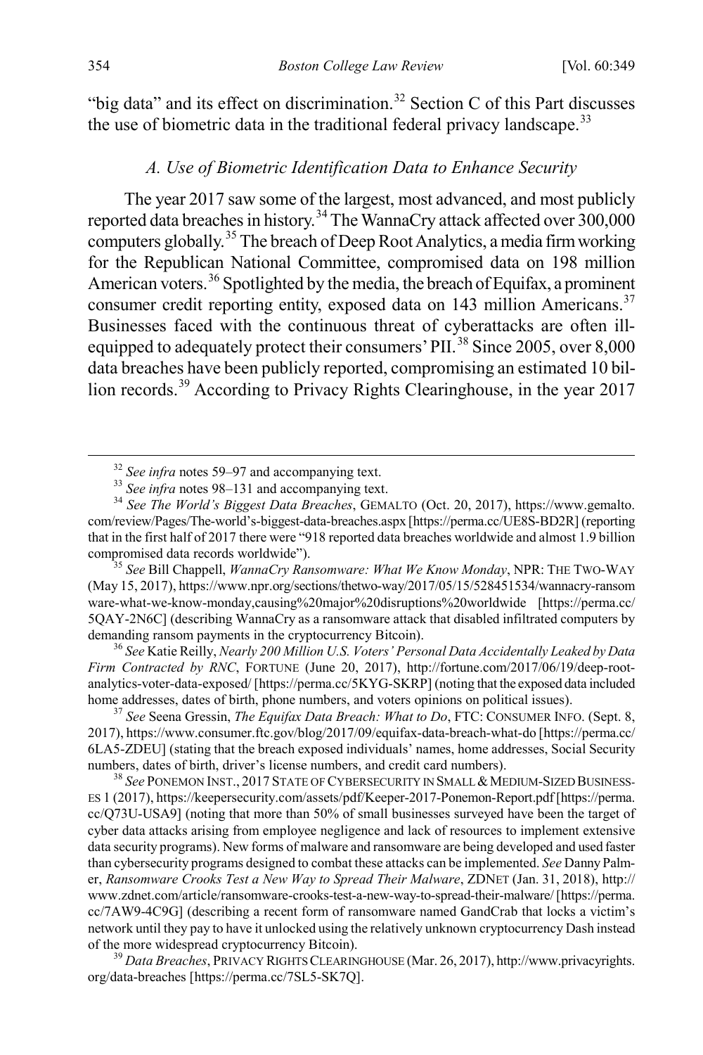"big data" and its effect on discrimination.[32] Section C of this Part discusses the use of biometric data in the traditional federal privacy landscape.[33]

### *A. Use of Biometric Identification Data to Enhance Security*

The year 2017 saw some of the largest, most advanced, and most publicly reported data breaches in history.[34] The WannaCry attack affected over 300,000 computers globally.[35] The breach of Deep Root Analytics, a media firm working for the Republican National Committee, compromised data on 198 million American voters.[36] Spotlighted by the media, the breach of Equifax, a prominent consumer credit reporting entity, exposed data on 143 million Americans.[37] Businesses faced with the continuous threat of cyberattacks are often ill-equipped to adequately protect their consumers' PII.[38] Since 2005, over 8,000 data breaches have been publicly reported, compromising an estimated 10 billion records.[39] According to Privacy Rights Clearinghouse, in the year 2017

---

[32] *See infra* notes 59–97 and accompanying text.

[33] *See infra* notes 98–131 and accompanying text.

[34] *See The World's Biggest Data Breaches*, GEMALTO (Oct. 20, 2017), https://www.gemalto.com/review/Pages/The-world's-biggest-data-breaches.aspx [https://perma.cc/UE8S-BD2R] (reporting that in the first half of 2017 there were "918 reported data breaches worldwide and almost 1.9 billion compromised data records worldwide").

[35] *See* Bill Chappell, *WannaCry Ransomware: What We Know Monday*, NPR: THE TWO-WAY (May 15, 2017), https://www.npr.org/sections/thetwo-way/2017/05/15/528451534/wannacry-ransomware-what-we-know-monday,causing%20major%20disruptions%20worldwide [https://perma.cc/5QAY-2N6C] (describing WannaCry as a ransomware attack that disabled infiltrated computers by demanding ransom payments in the cryptocurrency Bitcoin).

[36] *See* Katie Reilly, *Nearly 200 Million U.S. Voters' Personal Data Accidentally Leaked by Data Firm Contracted by RNC*, FORTUNE (June 20, 2017), http://fortune.com/2017/06/19/deep-root-analytics-voter-data-exposed/ [https://perma.cc/5KYG-SKRP] (noting that the exposed data included home addresses, dates of birth, phone numbers, and voters opinions on political issues).

[37] *See* Seena Gressin, *The Equifax Data Breach: What to Do*, FTC: CONSUMER INFO. (Sept. 8, 2017), https://www.consumer.ftc.gov/blog/2017/09/equifax-data-breach-what-do [https://perma.cc/6LA5-ZDEU] (stating that the breach exposed individuals' names, home addresses, Social Security numbers, dates of birth, driver's license numbers, and credit card numbers).

[38] *See* PONEMON INST., 2017 STATE OF CYBERSECURITY IN SMALL & MEDIUM-SIZED BUSINESSES 1 (2017), https://keepersecurity.com/assets/pdf/Keeper-2017-Ponemon-Report.pdf [https://perma.cc/Q73U-USA9] (noting that more than 50% of small businesses surveyed have been the target of cyber data attacks arising from employee negligence and lack of resources to implement extensive data security programs). New forms of malware and ransomware are being developed and used faster than cybersecurity programs designed to combat these attacks can be implemented. *See* Danny Palmer, *Ransomware Crooks Test a New Way to Spread Their Malware*, ZDNET (Jan. 31, 2018), http://www.zdnet.com/article/ransomware-crooks-test-a-new-way-to-spread-their-malware/ [https://perma.cc/7AW9-4C9G] (describing a recent form of ransomware named GandCrab that locks a victim's network until they pay to have it unlocked using the relatively unknown cryptocurrency Dash instead of the more widespread cryptocurrency Bitcoin).

[39] *Data Breaches*, PRIVACY RIGHTS CLEARINGHOUSE (Mar. 26, 2017), http://www.privacyrights.org/data-breaches [https://perma.cc/7SL5-SK7Q].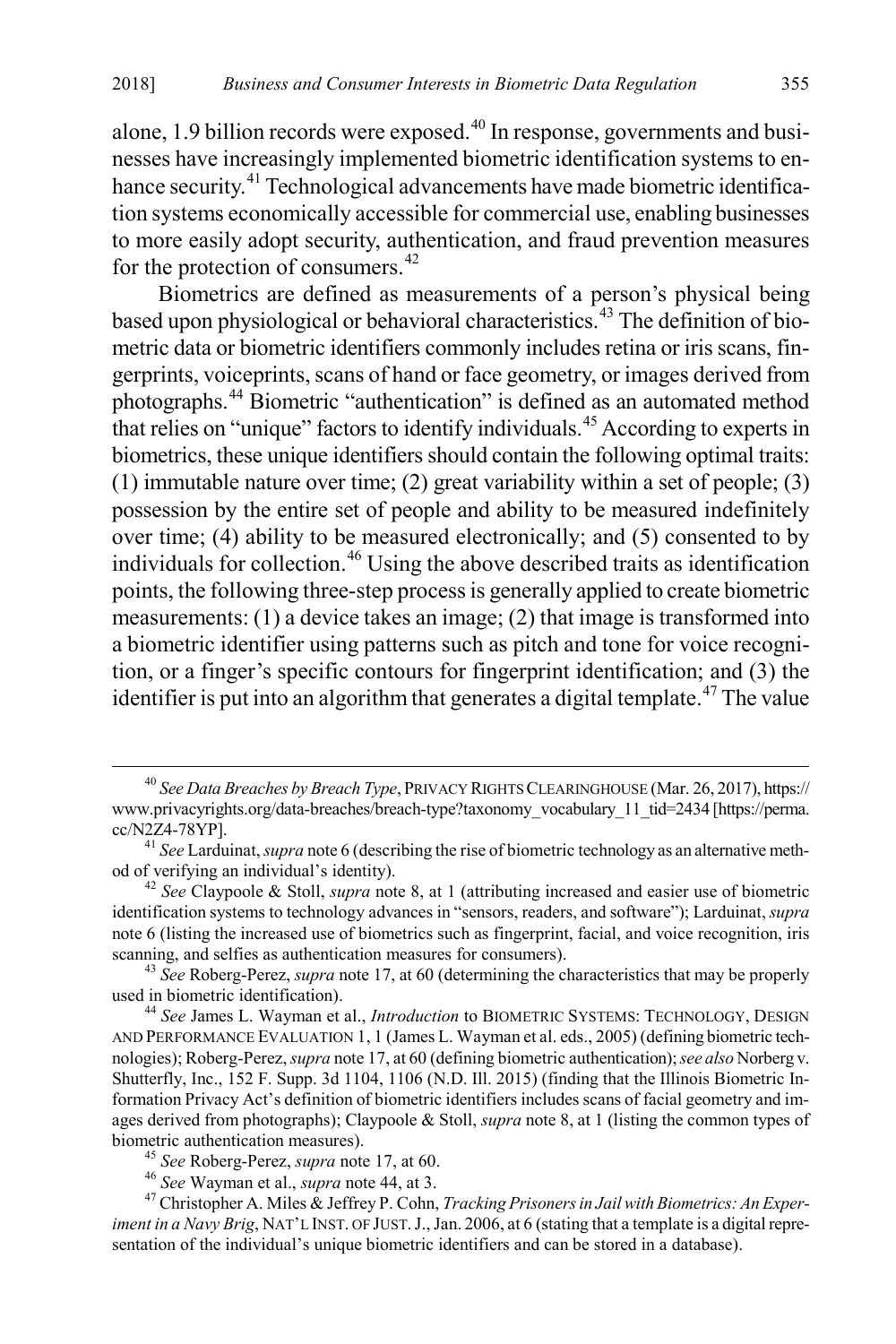alone, 1.9 billion records were exposed.[40] In response, governments and businesses have increasingly implemented biometric identification systems to enhance security.[41] Technological advancements have made biometric identification systems economically accessible for commercial use, enabling businesses to more easily adopt security, authentication, and fraud prevention measures for the protection of consumers.[42]

Biometrics are defined as measurements of a person's physical being based upon physiological or behavioral characteristics.[43] The definition of biometric data or biometric identifiers commonly includes retina or iris scans, fingerprints, voiceprints, scans of hand or face geometry, or images derived from photographs.[44] Biometric "authentication" is defined as an automated method that relies on "unique" factors to identify individuals.[45] According to experts in biometrics, these unique identifiers should contain the following optimal traits: (1) immutable nature over time; (2) great variability within a set of people; (3) possession by the entire set of people and ability to be measured indefinitely over time; (4) ability to be measured electronically; and (5) consented to by individuals for collection.[46] Using the above described traits as identification points, the following three-step process is generally applied to create biometric measurements: (1) a device takes an image; (2) that image is transformed into a biometric identifier using patterns such as pitch and tone for voice recognition, or a finger's specific contours for fingerprint identification; and (3) the identifier is put into an algorithm that generates a digital template.[47] The value

---

[40] *See Data Breaches by Breach Type*, PRIVACY RIGHTS CLEARINGHOUSE (Mar. 26, 2017), https://www.privacyrights.org/data-breaches/breach-type?taxonomy_vocabulary_11_tid=2434 [https://perma.cc/N2Z4-78YP].

[41] *See* Larduinat, *supra* note 6 (describing the rise of biometric technology as an alternative method of verifying an individual's identity).

[42] *See* Claypoole & Stoll, *supra* note 8, at 1 (attributing increased and easier use of biometric identification systems to technology advances in "sensors, readers, and software"); Larduinat, *supra* note 6 (listing the increased use of biometrics such as fingerprint, facial, and voice recognition, iris scanning, and selfies as authentication measures for consumers).

[43] *See* Roberg-Perez, *supra* note 17, at 60 (determining the characteristics that may be properly used in biometric identification).

[44] *See* James L. Wayman et al., *Introduction* to BIOMETRIC SYSTEMS: TECHNOLOGY, DESIGN AND PERFORMANCE EVALUATION 1, 1 (James L. Wayman et al. eds., 2005) (defining biometric technologies); Roberg-Perez, *supra* note 17, at 60 (defining biometric authentication); *see also* Norberg v. Shutterfly, Inc., 152 F. Supp. 3d 1104, 1106 (N.D. Ill. 2015) (finding that the Illinois Biometric Information Privacy Act's definition of biometric identifiers includes scans of facial geometry and images derived from photographs); Claypoole & Stoll, *supra* note 8, at 1 (listing the common types of biometric authentication measures).

[45] *See* Roberg-Perez, *supra* note 17, at 60.

[46] *See* Wayman et al., *supra* note 44, at 3.

[47] Christopher A. Miles & Jeffrey P. Cohn, *Tracking Prisoners in Jail with Biometrics: An Experiment in a Navy Brig*, NAT'L INST. OF JUST. J., Jan. 2006, at 6 (stating that a template is a digital representation of the individual's unique biometric identifiers and can be stored in a database).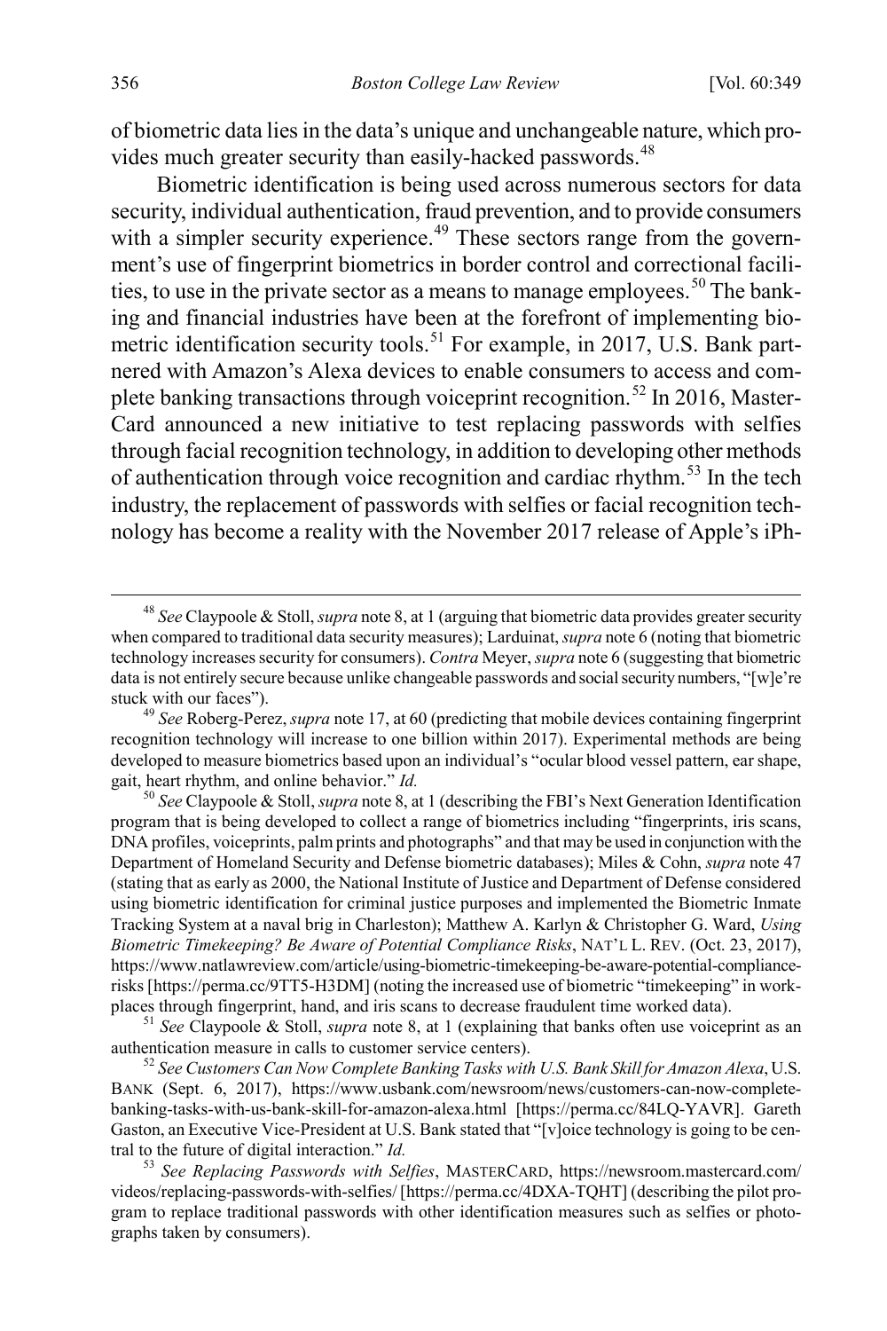of biometric data lies in the data's unique and unchangeable nature, which provides much greater security than easily-hacked passwords.[48]

Biometric identification is being used across numerous sectors for data security, individual authentication, fraud prevention, and to provide consumers with a simpler security experience.[49] These sectors range from the government's use of fingerprint biometrics in border control and correctional facilities, to use in the private sector as a means to manage employees.[50] The banking and financial industries have been at the forefront of implementing biometric identification security tools.[51] For example, in 2017, U.S. Bank partnered with Amazon's Alexa devices to enable consumers to access and complete banking transactions through voiceprint recognition.[52] In 2016, MasterCard announced a new initiative to test replacing passwords with selfies through facial recognition technology, in addition to developing other methods of authentication through voice recognition and cardiac rhythm.[53] In the tech industry, the replacement of passwords with selfies or facial recognition technology has become a reality with the November 2017 release of Apple's iPh-

---

[48] *See* Claypoole & Stoll, *supra* note 8, at 1 (arguing that biometric data provides greater security when compared to traditional data security measures); Larduinat, *supra* note 6 (noting that biometric technology increases security for consumers). *Contra* Meyer, *supra* note 6 (suggesting that biometric data is not entirely secure because unlike changeable passwords and social security numbers, "[w]e're stuck with our faces").

[49] *See* Roberg-Perez, *supra* note 17, at 60 (predicting that mobile devices containing fingerprint recognition technology will increase to one billion within 2017). Experimental methods are being developed to measure biometrics based upon an individual's "ocular blood vessel pattern, ear shape, gait, heart rhythm, and online behavior." *Id.*

[50] *See* Claypoole & Stoll, *supra* note 8, at 1 (describing the FBI's Next Generation Identification program that is being developed to collect a range of biometrics including "fingerprints, iris scans, DNA profiles, voiceprints, palm prints and photographs" and that may be used in conjunction with the Department of Homeland Security and Defense biometric databases); Miles & Cohn, *supra* note 47 (stating that as early as 2000, the National Institute of Justice and Department of Defense considered using biometric identification for criminal justice purposes and implemented the Biometric Inmate Tracking System at a naval brig in Charleston); Matthew A. Karlyn & Christopher G. Ward, *Using Biometric Timekeeping? Be Aware of Potential Compliance Risks*, NAT'L L. REV. (Oct. 23, 2017), https://www.natlawreview.com/article/using-biometric-timekeeping-be-aware-potential-compliance-risks [https://perma.cc/9TT5-H3DM] (noting the increased use of biometric "timekeeping" in workplaces through fingerprint, hand, and iris scans to decrease fraudulent time worked data).

[51] *See* Claypoole & Stoll, *supra* note 8, at 1 (explaining that banks often use voiceprint as an authentication measure in calls to customer service centers).

[52] *See Customers Can Now Complete Banking Tasks with U.S. Bank Skill for Amazon Alexa*, U.S. BANK (Sept. 6, 2017), https://www.usbank.com/newsroom/news/customers-can-now-complete-banking-tasks-with-us-bank-skill-for-amazon-alexa.html [https://perma.cc/84LQ-YAVR]. Gareth Gaston, an Executive Vice-President at U.S. Bank stated that "[v]oice technology is going to be central to the future of digital interaction." *Id.*

[53] *See Replacing Passwords with Selfies*, MASTERCARD, https://newsroom.mastercard.com/videos/replacing-passwords-with-selfies/ [https://perma.cc/4DXA-TQHT] (describing the pilot program to replace traditional passwords with other identification measures such as selfies or photographs taken by consumers).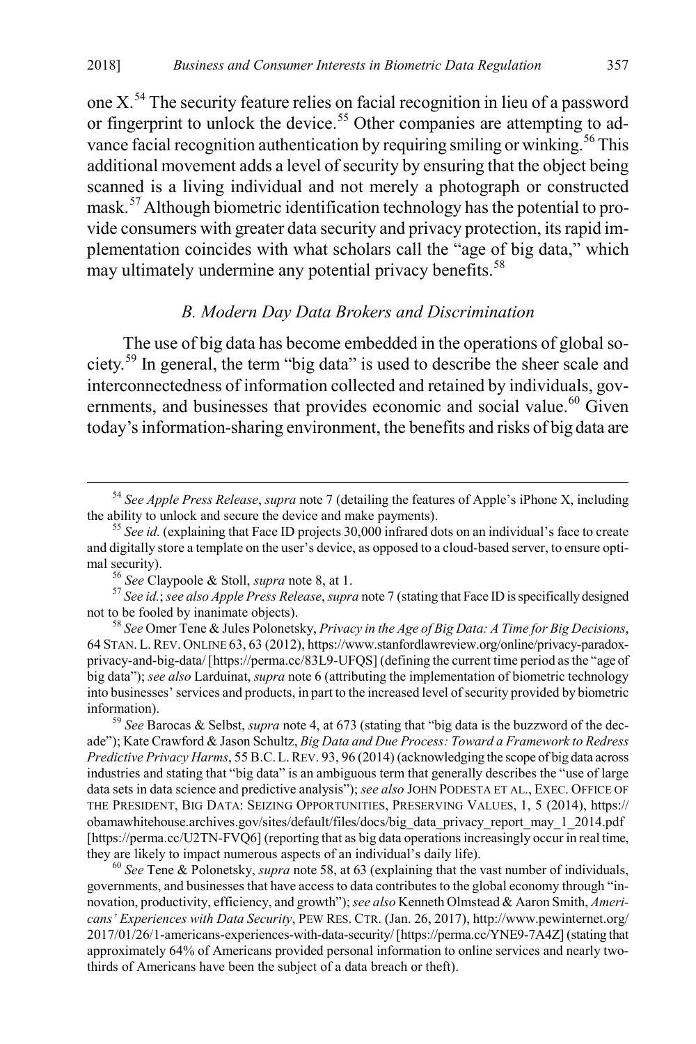one X.[54] The security feature relies on facial recognition in lieu of a password or fingerprint to unlock the device.[55] Other companies are attempting to advance facial recognition authentication by requiring smiling or winking.[56] This additional movement adds a level of security by ensuring that the object being scanned is a living individual and not merely a photograph or constructed mask.[57] Although biometric identification technology has the potential to provide consumers with greater data security and privacy protection, its rapid implementation coincides with what scholars call the "age of big data," which may ultimately undermine any potential privacy benefits.[58]

### *B. Modern Day Data Brokers and Discrimination*

The use of big data has become embedded in the operations of global society.[59] In general, the term "big data" is used to describe the sheer scale and interconnectedness of information collected and retained by individuals, governments, and businesses that provides economic and social value.[60] Given today's information-sharing environment, the benefits and risks of big data are

---

[54] *See Apple Press Release*, *supra* note 7 (detailing the features of Apple's iPhone X, including the ability to unlock and secure the device and make payments).

[55] *See id.* (explaining that Face ID projects 30,000 infrared dots on an individual's face to create and digitally store a template on the user's device, as opposed to a cloud-based server, to ensure optimal security).

[56] *See* Claypoole & Stoll, *supra* note 8, at 1.

[57] *See id.*; *see also Apple Press Release*, *supra* note 7 (stating that Face ID is specifically designed not to be fooled by inanimate objects).

[58] *See* Omer Tene & Jules Polonetsky, *Privacy in the Age of Big Data: A Time for Big Decisions*, 64 STAN. L. REV. ONLINE 63, 63 (2012), https://www.stanfordlawreview.org/online/privacy-paradox-privacy-and-big-data/ [https://perma.cc/83L9-UFQS] (defining the current time period as the "age of big data"); *see also* Larduinat, *supra* note 6 (attributing the implementation of biometric technology into businesses' services and products, in part to the increased level of security provided by biometric information).

[59] *See* Barocas & Selbst, *supra* note 4, at 673 (stating that "big data is the buzzword of the decade"); Kate Crawford & Jason Schultz, *Big Data and Due Process: Toward a Framework to Redress Predictive Privacy Harms*, 55 B.C. L. REV. 93, 96 (2014) (acknowledging the scope of big data across industries and stating that "big data" is an ambiguous term that generally describes the "use of large data sets in data science and predictive analysis"); *see also* JOHN PODESTA ET AL., EXEC. OFFICE OF THE PRESIDENT, BIG DATA: SEIZING OPPORTUNITIES, PRESERVING VALUES, 1, 5 (2014), https://obamawhitehouse.archives.gov/sites/default/files/docs/big_data_privacy_report_may_1_2014.pdf [https://perma.cc/U2TN-FVQ6] (reporting that as big data operations increasingly occur in real time, they are likely to impact numerous aspects of an individual's daily life).

[60] *See* Tene & Polonetsky, *supra* note 58, at 63 (explaining that the vast number of individuals, governments, and businesses that have access to data contributes to the global economy through "innovation, productivity, efficiency, and growth"); *see also* Kenneth Olmstead & Aaron Smith, *Americans' Experiences with Data Security*, PEW RES. CTR. (Jan. 26, 2017), http://www.pewinternet.org/2017/01/26/1-americans-experiences-with-data-security/ [https://perma.cc/YNE9-7A4Z] (stating that approximately 64% of Americans provided personal information to online services and nearly two-thirds of Americans have been the subject of a data breach or theft).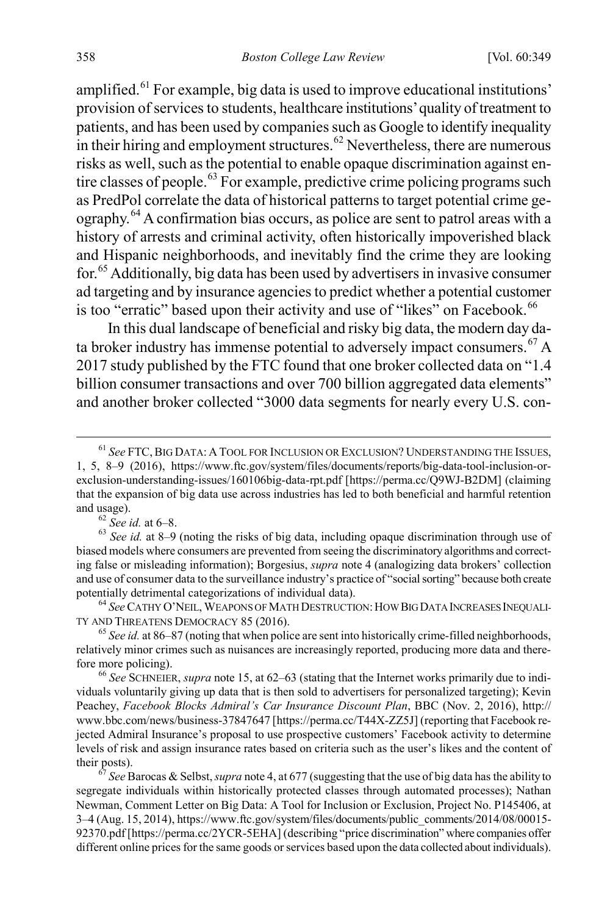amplified.[61] For example, big data is used to improve educational institutions' provision of services to students, healthcare institutions' quality of treatment to patients, and has been used by companies such as Google to identify inequality in their hiring and employment structures.[62] Nevertheless, there are numerous risks as well, such as the potential to enable opaque discrimination against entire classes of people.[63] For example, predictive crime policing programs such as PredPol correlate the data of historical patterns to target potential crime geography.[64] A confirmation bias occurs, as police are sent to patrol areas with a history of arrests and criminal activity, often historically impoverished black and Hispanic neighborhoods, and inevitably find the crime they are looking for.[65] Additionally, big data has been used by advertisers in invasive consumer ad targeting and by insurance agencies to predict whether a potential customer is too "erratic" based upon their activity and use of "likes" on Facebook.[66]

In this dual landscape of beneficial and risky big data, the modern day data broker industry has immense potential to adversely impact consumers.[67] A 2017 study published by the FTC found that one broker collected data on "1.4 billion consumer transactions and over 700 billion aggregated data elements" and another broker collected "3000 data segments for nearly every U.S. con-

---

[61] *See* FTC, BIG DATA: A TOOL FOR INCLUSION OR EXCLUSION? UNDERSTANDING THE ISSUES, 1, 5, 8–9 (2016), https://www.ftc.gov/system/files/documents/reports/big-data-tool-inclusion-or-exclusion-understanding-issues/160106big-data-rpt.pdf [https://perma.cc/Q9WJ-B2DM] (claiming that the expansion of big data use across industries has led to both beneficial and harmful retention and usage).

[62] *See id.* at 6–8.

[63] *See id.* at 8–9 (noting the risks of big data, including opaque discrimination through use of biased models where consumers are prevented from seeing the discriminatory algorithms and correcting false or misleading information); Borgesius, *supra* note 4 (analogizing data brokers' collection and use of consumer data to the surveillance industry's practice of "social sorting" because both create potentially detrimental categorizations of individual data).

[64] *See* CATHY O'NEIL, WEAPONS OF MATH DESTRUCTION: HOW BIG DATA INCREASES INEQUALITY AND THREATENS DEMOCRACY 85 (2016).

[65] *See id.* at 86–87 (noting that when police are sent into historically crime-filled neighborhoods, relatively minor crimes such as nuisances are increasingly reported, producing more data and therefore more policing).

[66] *See* SCHNEIER, *supra* note 15, at 62–63 (stating that the Internet works primarily due to individuals voluntarily giving up data that is then sold to advertisers for personalized targeting); Kevin Peachey, *Facebook Blocks Admiral's Car Insurance Discount Plan*, BBC (Nov. 2, 2016), http://www.bbc.com/news/business-37847647 [https://perma.cc/T44X-ZZ5J] (reporting that Facebook rejected Admiral Insurance's proposal to use prospective customers' Facebook activity to determine levels of risk and assign insurance rates based on criteria such as the user's likes and the content of their posts).

[67] *See* Barocas & Selbst, *supra* note 4, at 677 (suggesting that the use of big data has the ability to segregate individuals within historically protected classes through automated processes); Nathan Newman, Comment Letter on Big Data: A Tool for Inclusion or Exclusion, Project No. P145406, at 3–4 (Aug. 15, 2014), https://www.ftc.gov/system/files/documents/public_comments/2014/08/00015-92370.pdf [https://perma.cc/2YCR-5EHA] (describing "price discrimination" where companies offer different online prices for the same goods or services based upon the data collected about individuals).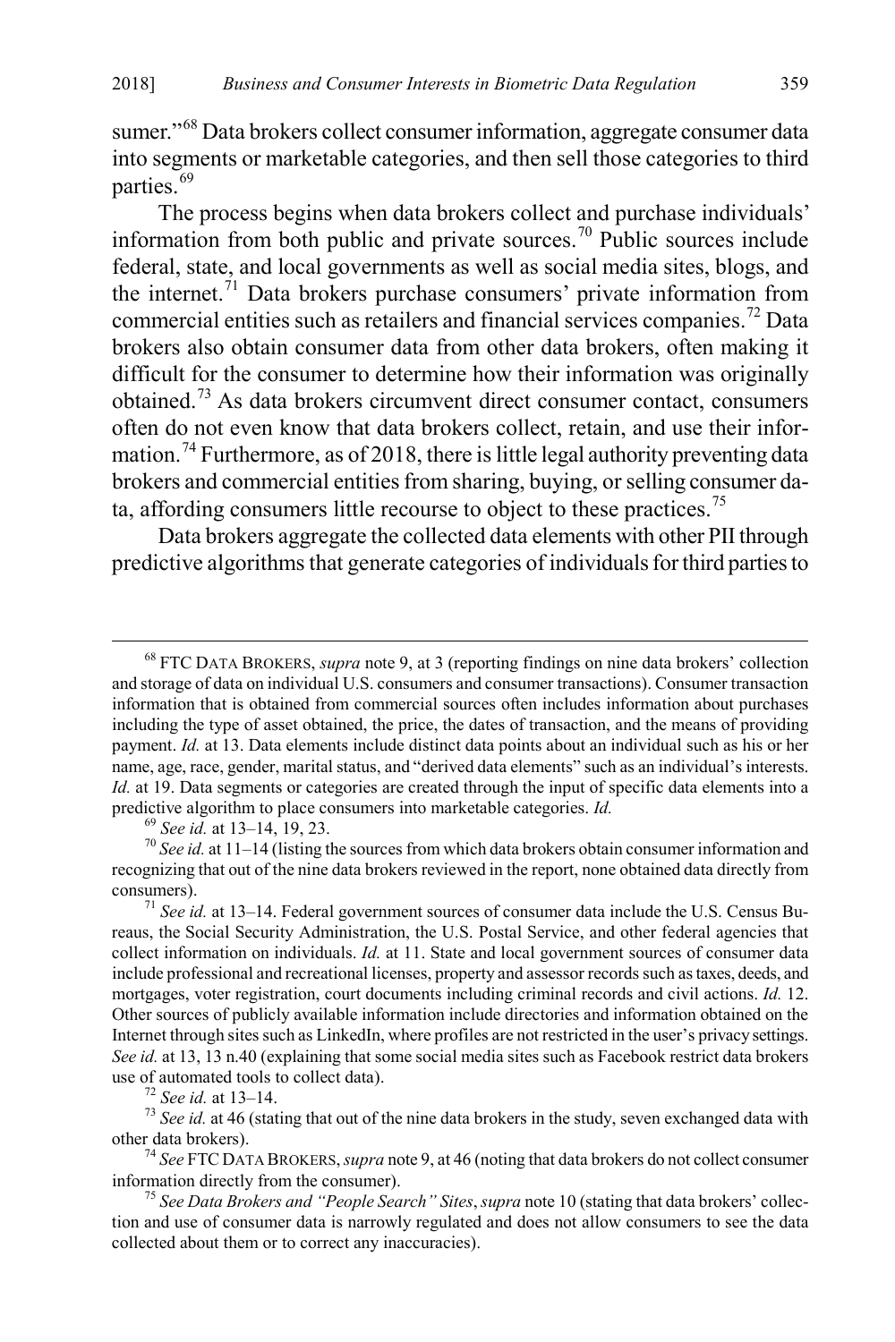sumer."[68] Data brokers collect consumer information, aggregate consumer data into segments or marketable categories, and then sell those categories to third parties.[69]

The process begins when data brokers collect and purchase individuals' information from both public and private sources.[70] Public sources include federal, state, and local governments as well as social media sites, blogs, and the internet.[71] Data brokers purchase consumers' private information from commercial entities such as retailers and financial services companies.[72] Data brokers also obtain consumer data from other data brokers, often making it difficult for the consumer to determine how their information was originally obtained.[73] As data brokers circumvent direct consumer contact, consumers often do not even know that data brokers collect, retain, and use their information.[74] Furthermore, as of 2018, there is little legal authority preventing data brokers and commercial entities from sharing, buying, or selling consumer data, affording consumers little recourse to object to these practices.[75]

Data brokers aggregate the collected data elements with other PII through predictive algorithms that generate categories of individuals for third parties to

---

[68] FTC DATA BROKERS, *supra* note 9, at 3 (reporting findings on nine data brokers' collection and storage of data on individual U.S. consumers and consumer transactions). Consumer transaction information that is obtained from commercial sources often includes information about purchases including the type of asset obtained, the price, the dates of transaction, and the means of providing payment. *Id.* at 13. Data elements include distinct data points about an individual such as his or her name, age, race, gender, marital status, and "derived data elements" such as an individual's interests. *Id.* at 19. Data segments or categories are created through the input of specific data elements into a predictive algorithm to place consumers into marketable categories. *Id.*

[69] *See id.* at 13–14, 19, 23.

[70] *See id.* at 11–14 (listing the sources from which data brokers obtain consumer information and recognizing that out of the nine data brokers reviewed in the report, none obtained data directly from consumers).

[71] *See id.* at 13–14. Federal government sources of consumer data include the U.S. Census Bureaus, the Social Security Administration, the U.S. Postal Service, and other federal agencies that collect information on individuals. *Id.* at 11. State and local government sources of consumer data include professional and recreational licenses, property and assessor records such as taxes, deeds, and mortgages, voter registration, court documents including criminal records and civil actions. *Id.* 12. Other sources of publicly available information include directories and information obtained on the Internet through sites such as LinkedIn, where profiles are not restricted in the user's privacy settings. *See id.* at 13, 13 n.40 (explaining that some social media sites such as Facebook restrict data brokers use of automated tools to collect data).

[72] *See id.* at 13–14.

[73] *See id.* at 46 (stating that out of the nine data brokers in the study, seven exchanged data with other data brokers).

[74] *See* FTC DATA BROKERS, *supra* note 9, at 46 (noting that data brokers do not collect consumer information directly from the consumer).

[75] *See Data Brokers and "People Search" Sites*, *supra* note 10 (stating that data brokers' collection and use of consumer data is narrowly regulated and does not allow consumers to see the data collected about them or to correct any inaccuracies).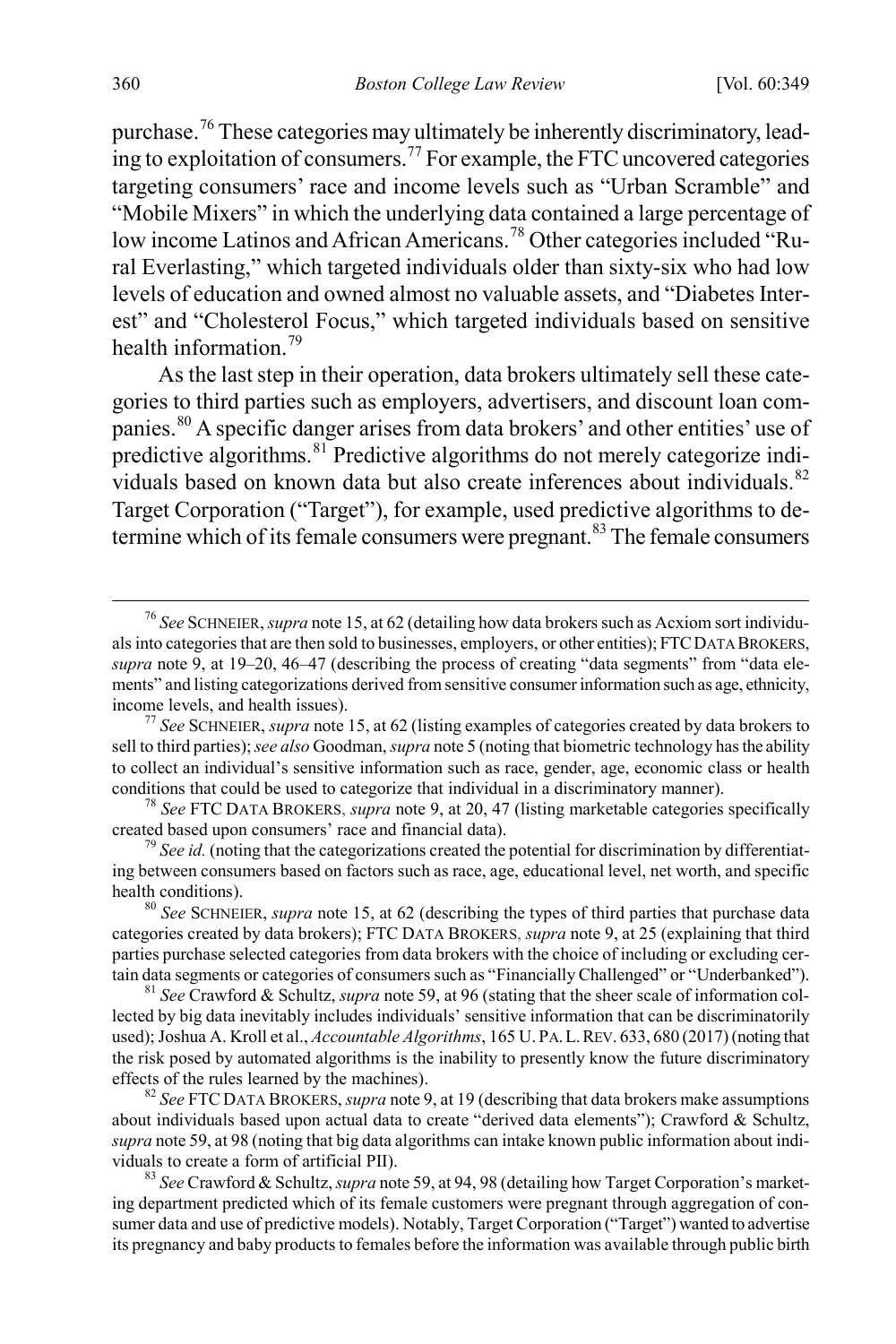purchase.[76] These categories may ultimately be inherently discriminatory, leading to exploitation of consumers.[77] For example, the FTC uncovered categories targeting consumers' race and income levels such as "Urban Scramble" and "Mobile Mixers" in which the underlying data contained a large percentage of low income Latinos and African Americans.[78] Other categories included "Rural Everlasting," which targeted individuals older than sixty-six who had low levels of education and owned almost no valuable assets, and "Diabetes Interest" and "Cholesterol Focus," which targeted individuals based on sensitive health information.[79]

As the last step in their operation, data brokers ultimately sell these categories to third parties such as employers, advertisers, and discount loan companies.[80] A specific danger arises from data brokers' and other entities' use of predictive algorithms.[81] Predictive algorithms do not merely categorize individuals based on known data but also create inferences about individuals.[82] Target Corporation ("Target"), for example, used predictive algorithms to determine which of its female consumers were pregnant.[83] The female consumers

---

[76] *See* SCHNEIER, *supra* note 15, at 62 (detailing how data brokers such as Acxiom sort individuals into categories that are then sold to businesses, employers, or other entities); FTC DATA BROKERS, *supra* note 9, at 19–20, 46–47 (describing the process of creating "data segments" from "data elements" and listing categorizations derived from sensitive consumer information such as age, ethnicity, income levels, and health issues).

[77] *See* SCHNEIER, *supra* note 15, at 62 (listing examples of categories created by data brokers to sell to third parties); *see also* Goodman, *supra* note 5 (noting that biometric technology has the ability to collect an individual's sensitive information such as race, gender, age, economic class or health conditions that could be used to categorize that individual in a discriminatory manner).

[78] *See* FTC DATA BROKERS, *supra* note 9, at 20, 47 (listing marketable categories specifically created based upon consumers' race and financial data).

[79] *See id.* (noting that the categorizations created the potential for discrimination by differentiating between consumers based on factors such as race, age, educational level, net worth, and specific health conditions).

[80] *See* SCHNEIER, *supra* note 15, at 62 (describing the types of third parties that purchase data categories created by data brokers); FTC DATA BROKERS, *supra* note 9, at 25 (explaining that third parties purchase selected categories from data brokers with the choice of including or excluding certain data segments or categories of consumers such as "Financially Challenged" or "Underbanked").

[81] *See* Crawford & Schultz, *supra* note 59, at 96 (stating that the sheer scale of information collected by big data inevitably includes individuals' sensitive information that can be discriminatorily used); Joshua A. Kroll et al., *Accountable Algorithms*, 165 U. PA. L. REV. 633, 680 (2017) (noting that the risk posed by automated algorithms is the inability to presently know the future discriminatory effects of the rules learned by the machines).

[82] *See* FTC DATA BROKERS, *supra* note 9, at 19 (describing that data brokers make assumptions about individuals based upon actual data to create "derived data elements"); Crawford & Schultz, *supra* note 59, at 98 (noting that big data algorithms can intake known public information about individuals to create a form of artificial PII).

[83] *See* Crawford & Schultz, *supra* note 59, at 94, 98 (detailing how Target Corporation's marketing department predicted which of its female customers were pregnant through aggregation of consumer data and use of predictive models). Notably, Target Corporation ("Target") wanted to advertise its pregnancy and baby products to females before the information was available through public birth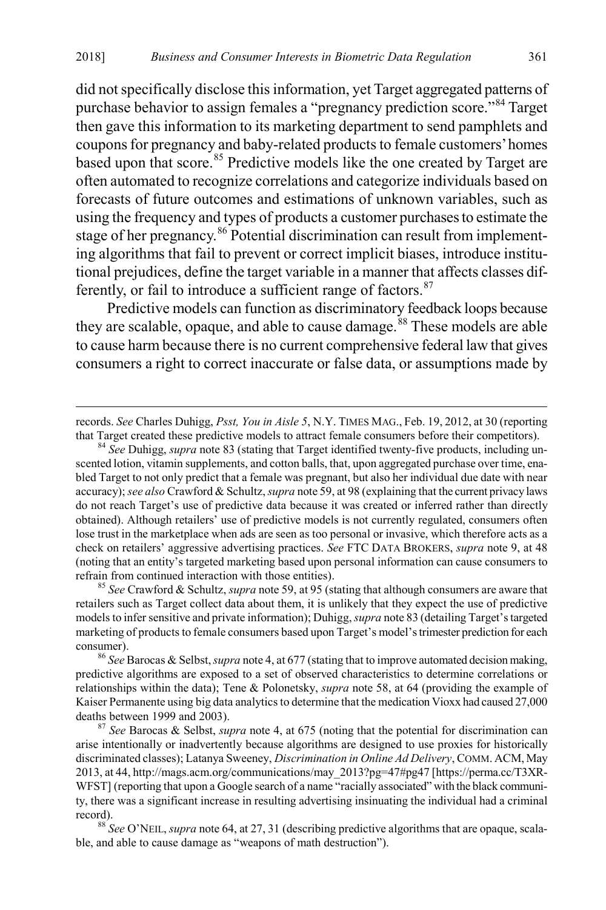did not specifically disclose this information, yet Target aggregated patterns of purchase behavior to assign females a "pregnancy prediction score."[84] Target then gave this information to its marketing department to send pamphlets and coupons for pregnancy and baby-related products to female customers' homes based upon that score.[85] Predictive models like the one created by Target are often automated to recognize correlations and categorize individuals based on forecasts of future outcomes and estimations of unknown variables, such as using the frequency and types of products a customer purchases to estimate the stage of her pregnancy.[86] Potential discrimination can result from implementing algorithms that fail to prevent or correct implicit biases, introduce institutional prejudices, define the target variable in a manner that affects classes differently, or fail to introduce a sufficient range of factors.[87]

Predictive models can function as discriminatory feedback loops because they are scalable, opaque, and able to cause damage.[88] These models are able to cause harm because there is no current comprehensive federal law that gives consumers a right to correct inaccurate or false data, or assumptions made by

---

records. *See* Charles Duhigg, *Psst, You in Aisle 5*, N.Y. TIMES MAG., Feb. 19, 2012, at 30 (reporting that Target created these predictive models to attract female consumers before their competitors).

[84] *See* Duhigg, *supra* note 83 (stating that Target identified twenty-five products, including unscented lotion, vitamin supplements, and cotton balls, that, upon aggregated purchase over time, enabled Target to not only predict that a female was pregnant, but also her individual due date with near accuracy); *see also* Crawford & Schultz, *supra* note 59, at 98 (explaining that the current privacy laws do not reach Target's use of predictive data because it was created or inferred rather than directly obtained). Although retailers' use of predictive models is not currently regulated, consumers often lose trust in the marketplace when ads are seen as too personal or invasive, which therefore acts as a check on retailers' aggressive advertising practices. *See* FTC DATA BROKERS, *supra* note 9, at 48 (noting that an entity's targeted marketing based upon personal information can cause consumers to refrain from continued interaction with those entities).

[85] *See* Crawford & Schultz, *supra* note 59, at 95 (stating that although consumers are aware that retailers such as Target collect data about them, it is unlikely that they expect the use of predictive models to infer sensitive and private information); Duhigg, *supra* note 83 (detailing Target's targeted marketing of products to female consumers based upon Target's model's trimester prediction for each consumer).

[86] *See* Barocas & Selbst, *supra* note 4, at 677 (stating that to improve automated decision making, predictive algorithms are exposed to a set of observed characteristics to determine correlations or relationships within the data); Tene & Polonetsky, *supra* note 58, at 64 (providing the example of Kaiser Permanente using big data analytics to determine that the medication Vioxx had caused 27,000 deaths between 1999 and 2003).

[87] *See* Barocas & Selbst, *supra* note 4, at 675 (noting that the potential for discrimination can arise intentionally or inadvertently because algorithms are designed to use proxies for historically discriminated classes); Latanya Sweeney, *Discrimination in Online Ad Delivery*, COMM. ACM, May 2013, at 44, http://mags.acm.org/communications/may_2013?pg=47#pg47 [https://perma.cc/T3XR-WFST] (reporting that upon a Google search of a name "racially associated" with the black community, there was a significant increase in resulting advertising insinuating the individual had a criminal record).

[88] *See* O'NEIL, *supra* note 64, at 27, 31 (describing predictive algorithms that are opaque, scalable, and able to cause damage as "weapons of math destruction").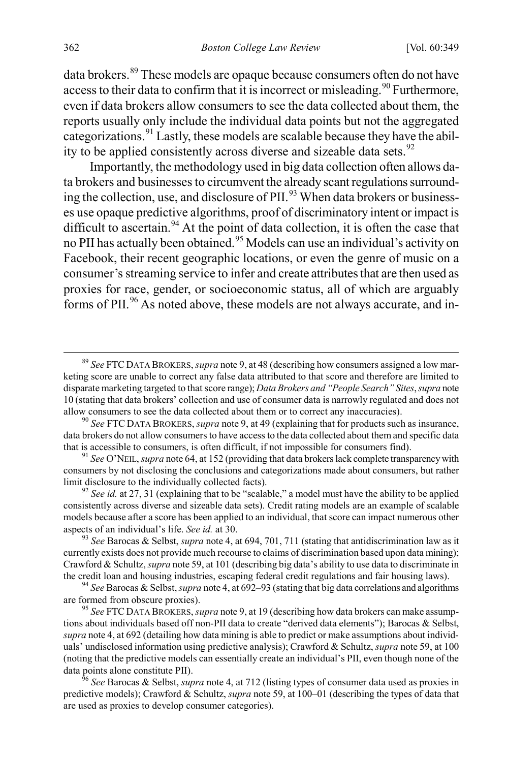data brokers.[89] These models are opaque because consumers often do not have access to their data to confirm that it is incorrect or misleading.[90] Furthermore, even if data brokers allow consumers to see the data collected about them, the reports usually only include the individual data points but not the aggregated categorizations.[91] Lastly, these models are scalable because they have the ability to be applied consistently across diverse and sizeable data sets.[92]

Importantly, the methodology used in big data collection often allows data brokers and businesses to circumvent the already scant regulations surrounding the collection, use, and disclosure of PII.[93] When data brokers or businesses use opaque predictive algorithms, proof of discriminatory intent or impact is difficult to ascertain.[94] At the point of data collection, it is often the case that no PII has actually been obtained.[95] Models can use an individual's activity on Facebook, their recent geographic locations, or even the genre of music on a consumer's streaming service to infer and create attributes that are then used as proxies for race, gender, or socioeconomic status, all of which are arguably forms of PII.[96] As noted above, these models are not always accurate, and in-

---

[89] *See* FTC DATA BROKERS, *supra* note 9, at 48 (describing how consumers assigned a low marketing score are unable to correct any false data attributed to that score and therefore are limited to disparate marketing targeted to that score range); *Data Brokers and "People Search" Sites*, *supra* note 10 (stating that data brokers' collection and use of consumer data is narrowly regulated and does not allow consumers to see the data collected about them or to correct any inaccuracies).

[90] *See* FTC DATA BROKERS, *supra* note 9, at 49 (explaining that for products such as insurance, data brokers do not allow consumers to have access to the data collected about them and specific data that is accessible to consumers, is often difficult, if not impossible for consumers find).

[91] *See* O'NEIL, *supra* note 64, at 152 (providing that data brokers lack complete transparency with consumers by not disclosing the conclusions and categorizations made about consumers, but rather limit disclosure to the individually collected facts).

[92] *See id.* at 27, 31 (explaining that to be "scalable," a model must have the ability to be applied consistently across diverse and sizeable data sets). Credit rating models are an example of scalable models because after a score has been applied to an individual, that score can impact numerous other aspects of an individual's life. *See id.* at 30.

[93] *See* Barocas & Selbst, *supra* note 4, at 694, 701, 711 (stating that antidiscrimination law as it currently exists does not provide much recourse to claims of discrimination based upon data mining); Crawford & Schultz, *supra* note 59, at 101 (describing big data's ability to use data to discriminate in the credit loan and housing industries, escaping federal credit regulations and fair housing laws).

[94] *See* Barocas & Selbst, *supra* note 4, at 692–93 (stating that big data correlations and algorithms are formed from obscure proxies).

[95] *See* FTC DATA BROKERS, *supra* note 9, at 19 (describing how data brokers can make assumptions about individuals based off non-PII data to create "derived data elements"); Barocas & Selbst, *supra* note 4, at 692 (detailing how data mining is able to predict or make assumptions about individuals' undisclosed information using predictive analysis); Crawford & Schultz, *supra* note 59, at 100 (noting that the predictive models can essentially create an individual's PII, even though none of the data points alone constitute PII).

[96] *See* Barocas & Selbst, *supra* note 4, at 712 (listing types of consumer data used as proxies in predictive models); Crawford & Schultz, *supra* note 59, at 100–01 (describing the types of data that are used as proxies to develop consumer categories).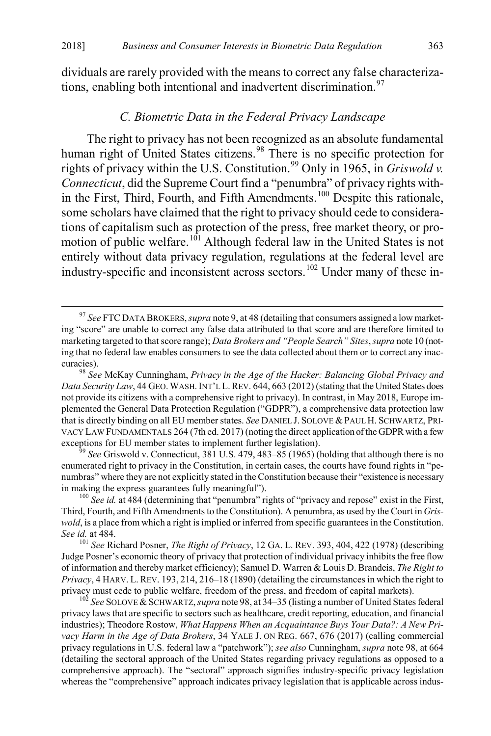dividuals are rarely provided with the means to correct any false characterizations, enabling both intentional and inadvertent discrimination.[97]

### *C. Biometric Data in the Federal Privacy Landscape*

The right to privacy has not been recognized as an absolute fundamental human right of United States citizens.[98] There is no specific protection for rights of privacy within the U.S. Constitution.[99] Only in 1965, in *Griswold v. Connecticut*, did the Supreme Court find a "penumbra" of privacy rights within the First, Third, Fourth, and Fifth Amendments.[100] Despite this rationale, some scholars have claimed that the right to privacy should cede to considerations of capitalism such as protection of the press, free market theory, or promotion of public welfare.[101] Although federal law in the United States is not entirely without data privacy regulation, regulations at the federal level are industry-specific and inconsistent across sectors.[102] Under many of these in-

---

[97] *See* FTC DATA BROKERS, *supra* note 9, at 48 (detailing that consumers assigned a low marketing "score" are unable to correct any false data attributed to that score and are therefore limited to marketing targeted to that score range); *Data Brokers and "People Search" Sites*, *supra* note 10 (noting that no federal law enables consumers to see the data collected about them or to correct any inaccuracies).

[98] *See* McKay Cunningham, *Privacy in the Age of the Hacker: Balancing Global Privacy and Data Security Law*, 44 GEO. WASH. INT'L L. REV. 644, 663 (2012) (stating that the United States does not provide its citizens with a comprehensive right to privacy). In contrast, in May 2018, Europe implemented the General Data Protection Regulation ("GDPR"), a comprehensive data protection law that is directly binding on all EU member states. *See* DANIEL J. SOLOVE & PAUL H. SCHWARTZ, PRIVACY LAW FUNDAMENTALS 264 (7th ed. 2017) (noting the direct application of the GDPR with a few exceptions for EU member states to implement further legislation).

[99] *See* Griswold v. Connecticut, 381 U.S. 479, 483–85 (1965) (holding that although there is no enumerated right to privacy in the Constitution, in certain cases, the courts have found rights in "penumbras" where they are not explicitly stated in the Constitution because their "existence is necessary in making the express guarantees fully meaningful").

[100] *See id.* at 484 (determining that "penumbra" rights of "privacy and repose" exist in the First, Third, Fourth, and Fifth Amendments to the Constitution). A penumbra, as used by the Court in *Griswold*, is a place from which a right is implied or inferred from specific guarantees in the Constitution. *See id.* at 484.

[101] *See* Richard Posner, *The Right of Privacy*, 12 GA. L. REV. 393, 404, 422 (1978) (describing Judge Posner's economic theory of privacy that protection of individual privacy inhibits the free flow of information and thereby market efficiency); Samuel D. Warren & Louis D. Brandeis, *The Right to Privacy*, 4 HARV. L. REV. 193, 214, 216–18 (1890) (detailing the circumstances in which the right to privacy must cede to public welfare, freedom of the press, and freedom of capital markets).

[102] *See* SOLOVE & SCHWARTZ, *supra* note 98, at 34–35 (listing a number of United States federal privacy laws that are specific to sectors such as healthcare, credit reporting, education, and financial industries); Theodore Rostow, *What Happens When an Acquaintance Buys Your Data?: A New Privacy Harm in the Age of Data Brokers*, 34 YALE J. ON REG. 667, 676 (2017) (calling commercial privacy regulations in U.S. federal law a "patchwork"); *see also* Cunningham, *supra* note 98, at 664 (detailing the sectoral approach of the United States regarding privacy regulations as opposed to a comprehensive approach). The "sectoral" approach signifies industry-specific privacy legislation whereas the "comprehensive" approach indicates privacy legislation that is applicable across indus-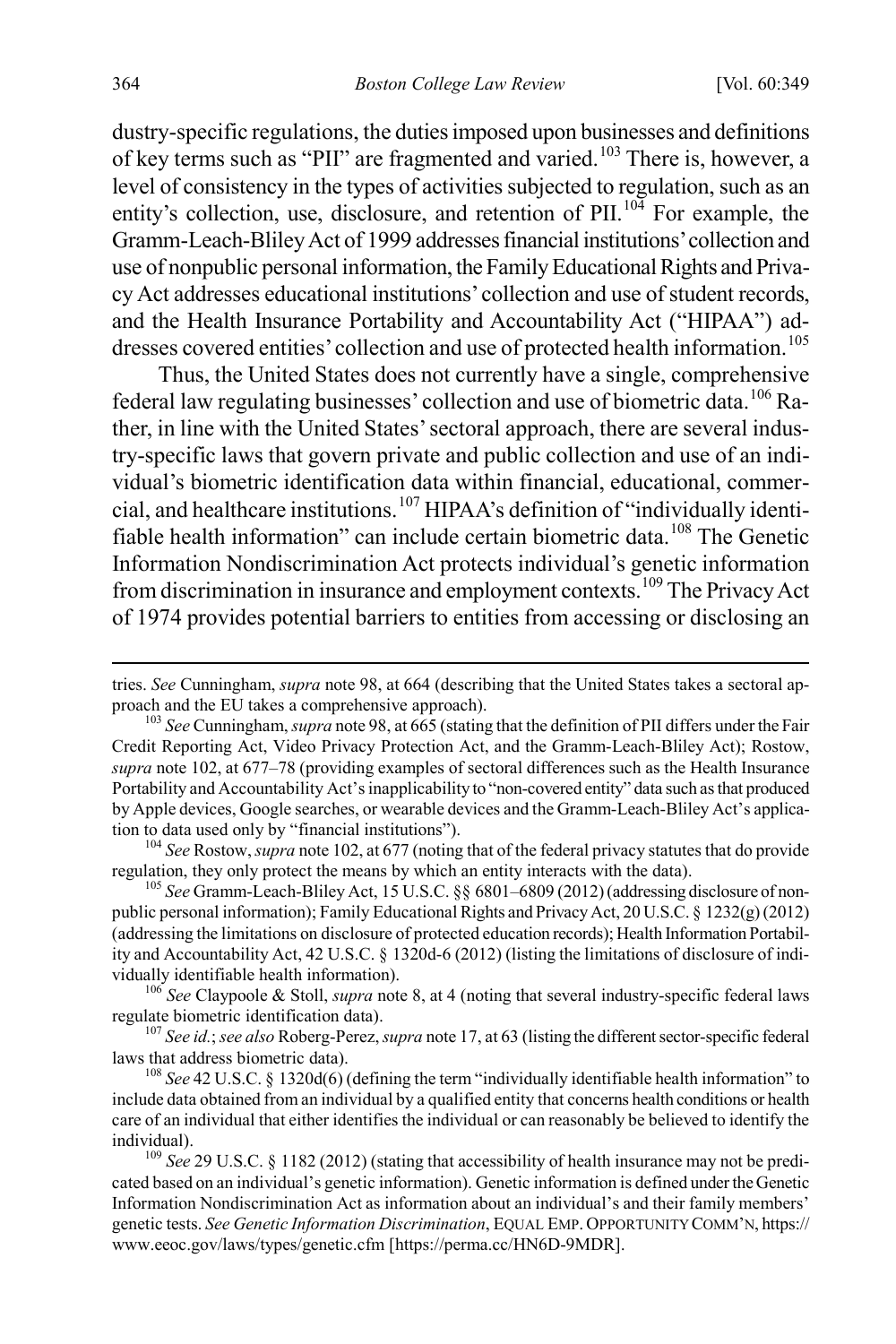dustry-specific regulations, the duties imposed upon businesses and definitions of key terms such as "PII" are fragmented and varied.[103] There is, however, a level of consistency in the types of activities subjected to regulation, such as an entity's collection, use, disclosure, and retention of PII.[104] For example, the Gramm-Leach-Bliley Act of 1999 addresses financial institutions' collection and use of nonpublic personal information, the Family Educational Rights and Privacy Act addresses educational institutions' collection and use of student records, and the Health Insurance Portability and Accountability Act ("HIPAA") addresses covered entities' collection and use of protected health information.[105]

Thus, the United States does not currently have a single, comprehensive federal law regulating businesses' collection and use of biometric data.[106] Rather, in line with the United States' sectoral approach, there are several industry-specific laws that govern private and public collection and use of an individual's biometric identification data within financial, educational, commercial, and healthcare institutions.[107] HIPAA's definition of "individually identifiable health information" can include certain biometric data.[108] The Genetic Information Nondiscrimination Act protects individual's genetic information from discrimination in insurance and employment contexts.[109] The Privacy Act of 1974 provides potential barriers to entities from accessing or disclosing an

---

tries. *See* Cunningham, *supra* note 98, at 664 (describing that the United States takes a sectoral approach and the EU takes a comprehensive approach).

[103] *See* Cunningham, *supra* note 98, at 665 (stating that the definition of PII differs under the Fair Credit Reporting Act, Video Privacy Protection Act, and the Gramm-Leach-Bliley Act); Rostow, *supra* note 102, at 677–78 (providing examples of sectoral differences such as the Health Insurance Portability and Accountability Act's inapplicability to "non-covered entity" data such as that produced by Apple devices, Google searches, or wearable devices and the Gramm-Leach-Bliley Act's application to data used only by "financial institutions").

[104] *See* Rostow, *supra* note 102, at 677 (noting that of the federal privacy statutes that do provide regulation, they only protect the means by which an entity interacts with the data).

[105] *See* Gramm-Leach-Bliley Act, 15 U.S.C. §§ 6801–6809 (2012) (addressing disclosure of nonpublic personal information); Family Educational Rights and Privacy Act, 20 U.S.C. § 1232(g) (2012) (addressing the limitations on disclosure of protected education records); Health Information Portability and Accountability Act, 42 U.S.C. § 1320d-6 (2012) (listing the limitations of disclosure of individually identifiable health information).

[106] *See* Claypoole & Stoll, *supra* note 8, at 4 (noting that several industry-specific federal laws regulate biometric identification data).

[107] *See id.*; *see also* Roberg-Perez, *supra* note 17, at 63 (listing the different sector-specific federal laws that address biometric data).

[108] *See* 42 U.S.C. § 1320d(6) (defining the term "individually identifiable health information" to include data obtained from an individual by a qualified entity that concerns health conditions or health care of an individual that either identifies the individual or can reasonably be believed to identify the individual).

[109] *See* 29 U.S.C. § 1182 (2012) (stating that accessibility of health insurance may not be predicated based on an individual's genetic information). Genetic information is defined under the Genetic Information Nondiscrimination Act as information about an individual's and their family members' genetic tests. *See Genetic Information Discrimination*, EQUAL EMP. OPPORTUNITY COMM'N, https://www.eeoc.gov/laws/types/genetic.cfm [https://perma.cc/HN6D-9MDR].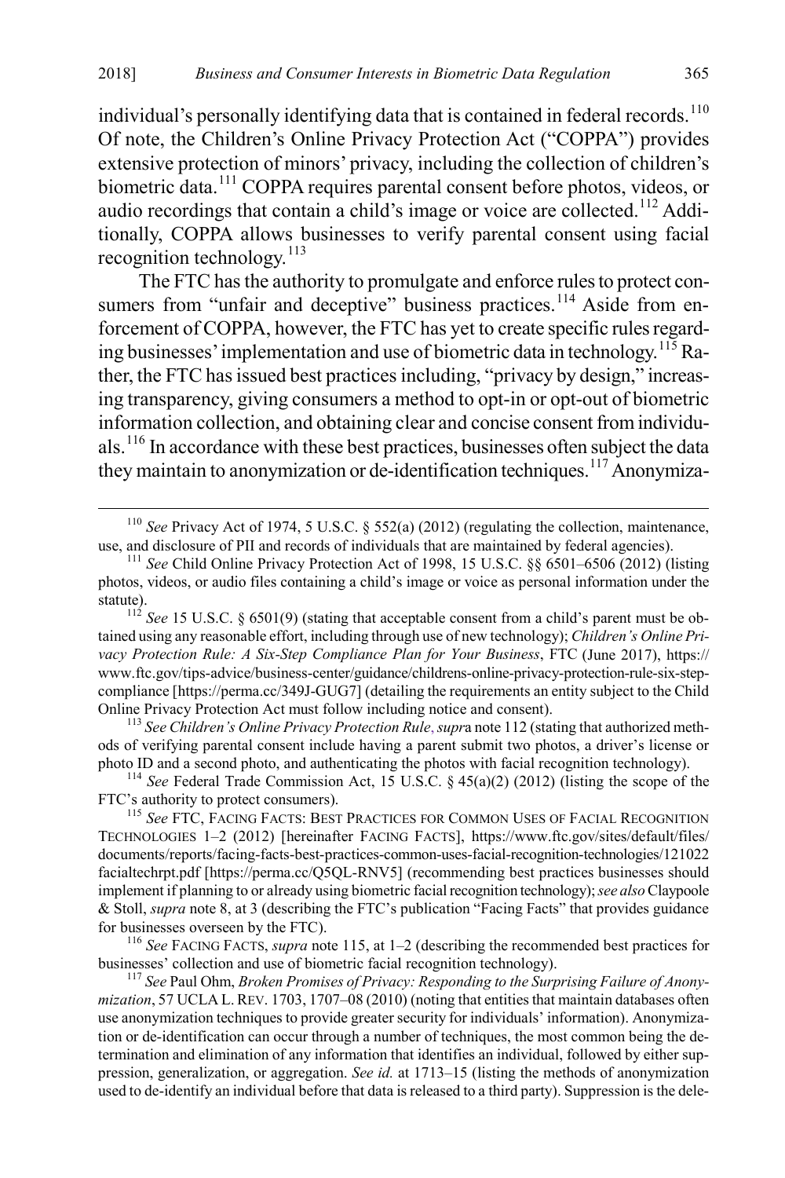individual's personally identifying data that is contained in federal records.[110] Of note, the Children's Online Privacy Protection Act ("COPPA") provides extensive protection of minors' privacy, including the collection of children's biometric data.[111] COPPA requires parental consent before photos, videos, or audio recordings that contain a child's image or voice are collected.[112] Additionally, COPPA allows businesses to verify parental consent using facial recognition technology.[113]

The FTC has the authority to promulgate and enforce rules to protect consumers from "unfair and deceptive" business practices.[114] Aside from enforcement of COPPA, however, the FTC has yet to create specific rules regarding businesses' implementation and use of biometric data in technology.[115] Rather, the FTC has issued best practices including, "privacy by design," increasing transparency, giving consumers a method to opt-in or opt-out of biometric information collection, and obtaining clear and concise consent from individuals.[116] In accordance with these best practices, businesses often subject the data they maintain to anonymization or de-identification techniques.[117] Anonymiza-

---

[110] *See* Privacy Act of 1974, 5 U.S.C. § 552(a) (2012) (regulating the collection, maintenance, use, and disclosure of PII and records of individuals that are maintained by federal agencies).

[111] *See* Child Online Privacy Protection Act of 1998, 15 U.S.C. §§ 6501–6506 (2012) (listing photos, videos, or audio files containing a child's image or voice as personal information under the statute).

[112] *See* 15 U.S.C. § 6501(9) (stating that acceptable consent from a child's parent must be obtained using any reasonable effort, including through use of new technology); *Children's Online Privacy Protection Rule: A Six-Step Compliance Plan for Your Business*, FTC (June 2017), https://www.ftc.gov/tips-advice/business-center/guidance/childrens-online-privacy-protection-rule-six-step-compliance [https://perma.cc/349J-GUG7] (detailing the requirements an entity subject to the Child Online Privacy Protection Act must follow including notice and consent).

[113] *See Children's Online Privacy Protection Rule*, *supr*a note 112 (stating that authorized methods of verifying parental consent include having a parent submit two photos, a driver's license or photo ID and a second photo, and authenticating the photos with facial recognition technology).

[114] *See* Federal Trade Commission Act, 15 U.S.C. § 45(a)(2) (2012) (listing the scope of the FTC's authority to protect consumers).

[115] *See* FTC, FACING FACTS: BEST PRACTICES FOR COMMON USES OF FACIAL RECOGNITION TECHNOLOGIES 1–2 (2012) [hereinafter FACING FACTS], https://www.ftc.gov/sites/default/files/documents/reports/facing-facts-best-practices-common-uses-facial-recognition-technologies/121022facialtechrpt.pdf [https://perma.cc/Q5QL-RNV5] (recommending best practices businesses should implement if planning to or already using biometric facial recognition technology); *see also* Claypoole & Stoll, *supra* note 8, at 3 (describing the FTC's publication "Facing Facts" that provides guidance for businesses overseen by the FTC).

[116] *See* FACING FACTS, *supra* note 115, at 1–2 (describing the recommended best practices for businesses' collection and use of biometric facial recognition technology).

[117] *See* Paul Ohm, *Broken Promises of Privacy: Responding to the Surprising Failure of Anonymization*, 57 UCLA L. REV. 1703, 1707–08 (2010) (noting that entities that maintain databases often use anonymization techniques to provide greater security for individuals' information). Anonymization or de-identification can occur through a number of techniques, the most common being the determination and elimination of any information that identifies an individual, followed by either suppression, generalization, or aggregation. *See id.* at 1713–15 (listing the methods of anonymization used to de-identify an individual before that data is released to a third party). Suppression is the dele-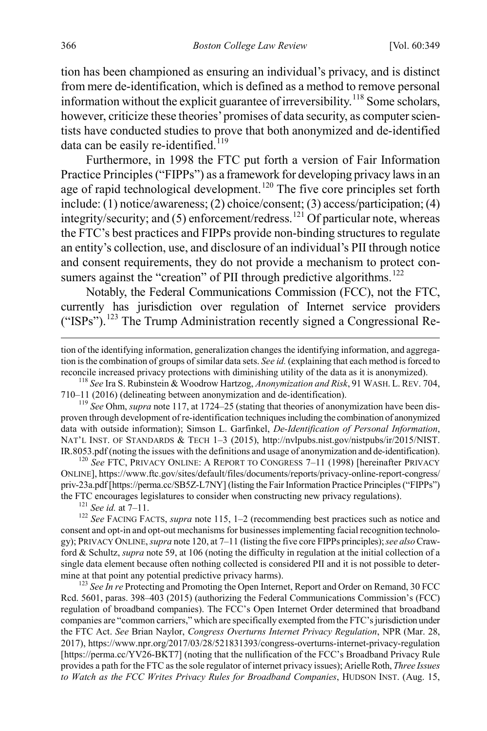tion has been championed as ensuring an individual's privacy, and is distinct from mere de-identification, which is defined as a method to remove personal information without the explicit guarantee of irreversibility.[118] Some scholars, however, criticize these theories' promises of data security, as computer scientists have conducted studies to prove that both anonymized and de-identified data can be easily re-identified.[119]

Furthermore, in 1998 the FTC put forth a version of Fair Information Practice Principles ("FIPPs") as a framework for developing privacy laws in an age of rapid technological development.[120] The five core principles set forth include: (1) notice/awareness; (2) choice/consent; (3) access/participation; (4) integrity/security; and (5) enforcement/redress.[121] Of particular note, whereas the FTC's best practices and FIPPs provide non-binding structures to regulate an entity's collection, use, and disclosure of an individual's PII through notice and consent requirements, they do not provide a mechanism to protect consumers against the "creation" of PII through predictive algorithms.[122]

Notably, the Federal Communications Commission (FCC), not the FTC, currently has jurisdiction over regulation of Internet service providers ("ISPs").[123] The Trump Administration recently signed a Congressional Re-

---

tion of the identifying information, generalization changes the identifying information, and aggregation is the combination of groups of similar data sets. *See id.* (explaining that each method is forced to reconcile increased privacy protections with diminishing utility of the data as it is anonymized).

[118] *See* Ira S. Rubinstein & Woodrow Hartzog, *Anonymization and Risk*, 91 WASH. L. REV. 704, 710–11 (2016) (delineating between anonymization and de-identification).

[119] *See* Ohm, *supra* note 117, at 1724–25 (stating that theories of anonymization have been disproven through development of re-identification techniques including the combination of anonymized data with outside information); Simson L. Garfinkel, *De-Identification of Personal Information*, NAT'L INST. OF STANDARDS & TECH 1–3 (2015), http://nvlpubs.nist.gov/nistpubs/ir/2015/NIST.IR.8053.pdf (noting the issues with the definitions and usage of anonymization and de-identification).

[120] *See* FTC, PRIVACY ONLINE: A REPORT TO CONGRESS 7–11 (1998) [hereinafter PRIVACY ONLINE], https://www.ftc.gov/sites/default/files/documents/reports/privacy-online-report-congress/priv-23a.pdf [https://perma.cc/SB5Z-L7NY] (listing the Fair Information Practice Principles ("FIPPs") the FTC encourages legislatures to consider when constructing new privacy regulations).

[121] *See id.* at 7–11.

[122] *See* FACING FACTS, *supra* note 115, 1–2 (recommending best practices such as notice and consent and opt-in and opt-out mechanisms for businesses implementing facial recognition technology); PRIVACY ONLINE, *supra* note 120, at 7–11 (listing the five core FIPPs principles); *see also* Crawford & Schultz, *supra* note 59, at 106 (noting the difficulty in regulation at the initial collection of a single data element because often nothing collected is considered PII and it is not possible to determine at that point any potential predictive privacy harms).

[123] *See In re* Protecting and Promoting the Open Internet, Report and Order on Remand, 30 FCC Rcd. 5601, paras. 398–403 (2015) (authorizing the Federal Communications Commission's (FCC) regulation of broadband companies). The FCC's Open Internet Order determined that broadband companies are "common carriers," which are specifically exempted from the FTC's jurisdiction under the FTC Act. *See* Brian Naylor, *Congress Overturns Internet Privacy Regulation*, NPR (Mar. 28, 2017), https://www.npr.org/2017/03/28/521831393/congress-overturns-internet-privacy-regulation [https://perma.cc/YV26-BKT7] (noting that the nullification of the FCC's Broadband Privacy Rule provides a path for the FTC as the sole regulator of internet privacy issues); Arielle Roth, *Three Issues to Watch as the FCC Writes Privacy Rules for Broadband Companies*, HUDSON INST. (Aug. 15,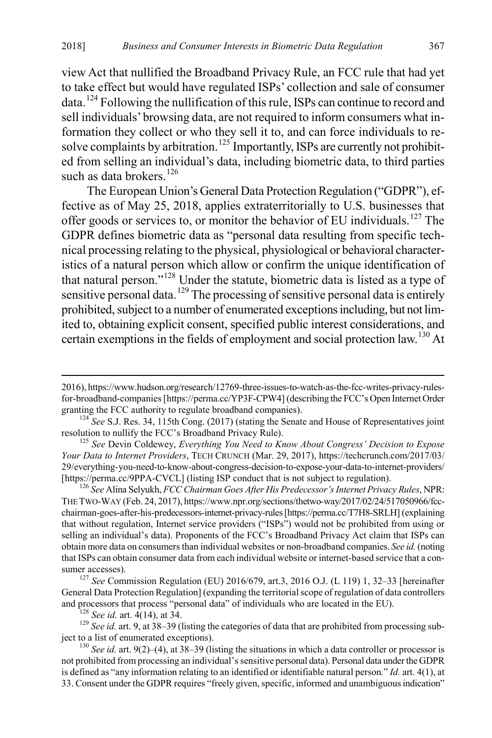view Act that nullified the Broadband Privacy Rule, an FCC rule that had yet to take effect but would have regulated ISPs' collection and sale of consumer data.[124] Following the nullification of this rule, ISPs can continue to record and sell individuals' browsing data, are not required to inform consumers what information they collect or who they sell it to, and can force individuals to resolve complaints by arbitration.[125] Importantly, ISPs are currently not prohibited from selling an individual's data, including biometric data, to third parties such as data brokers.[126]

The European Union's General Data Protection Regulation ("GDPR"), effective as of May 25, 2018, applies extraterritorially to U.S. businesses that offer goods or services to, or monitor the behavior of EU individuals.[127] The GDPR defines biometric data as "personal data resulting from specific technical processing relating to the physical, physiological or behavioral characteristics of a natural person which allow or confirm the unique identification of that natural person."[128] Under the statute, biometric data is listed as a type of sensitive personal data.[129] The processing of sensitive personal data is entirely prohibited, subject to a number of enumerated exceptions including, but not limited to, obtaining explicit consent, specified public interest considerations, and certain exemptions in the fields of employment and social protection law.[130] At

---

2016), https://www.hudson.org/research/12769-three-issues-to-watch-as-the-fcc-writes-privacy-rules-for-broadband-companies [https://perma.cc/YP3F-CPW4] (describing the FCC's Open Internet Order granting the FCC authority to regulate broadband companies).

[124] *See* S.J. Res. 34, 115th Cong. (2017) (stating the Senate and House of Representatives joint resolution to nullify the FCC's Broadband Privacy Rule).

[125] *See* Devin Coldewey, *Everything You Need to Know About Congress' Decision to Expose Your Data to Internet Providers*, TECH CRUNCH (Mar. 29, 2017), https://techcrunch.com/2017/03/29/everything-you-need-to-know-about-congress-decision-to-expose-your-data-to-internet-providers/ [https://perma.cc/9PPA-CVCL] (listing ISP conduct that is not subject to regulation).

[126] *See* Alina Selyukh, *FCC Chairman Goes After His Predecessor's Internet Privacy Rules*, NPR: THE TWO-WAY (Feb. 24, 2017), https://www.npr.org/sections/thetwo-way/2017/02/24/517050966/fcc-chairman-goes-after-his-predecessors-internet-privacy-rules [https://perma.cc/T7H8-SRLH] (explaining that without regulation, Internet service providers ("ISPs") would not be prohibited from using or selling an individual's data). Proponents of the FCC's Broadband Privacy Act claim that ISPs can obtain more data on consumers than individual websites or non-broadband companies. *See id.* (noting that ISPs can obtain consumer data from each individual website or internet-based service that a consumer accesses).

[127] *See* Commission Regulation (EU) 2016/679, art.3, 2016 O.J. (L 119) 1, 32–33 [hereinafter General Data Protection Regulation] (expanding the territorial scope of regulation of data controllers and processors that process "personal data" of individuals who are located in the EU).

[128] *See id.* art. 4(14), at 34.

[129] *See id.* art. 9, at 38–39 (listing the categories of data that are prohibited from processing subject to a list of enumerated exceptions).

[130] *See id.* art. 9(2)–(4), at 38–39 (listing the situations in which a data controller or processor is not prohibited from processing an individual's sensitive personal data). Personal data under the GDPR is defined as "any information relating to an identified or identifiable natural person." *Id.* art. 4(1), at 33. Consent under the GDPR requires "freely given, specific, informed and unambiguous indication"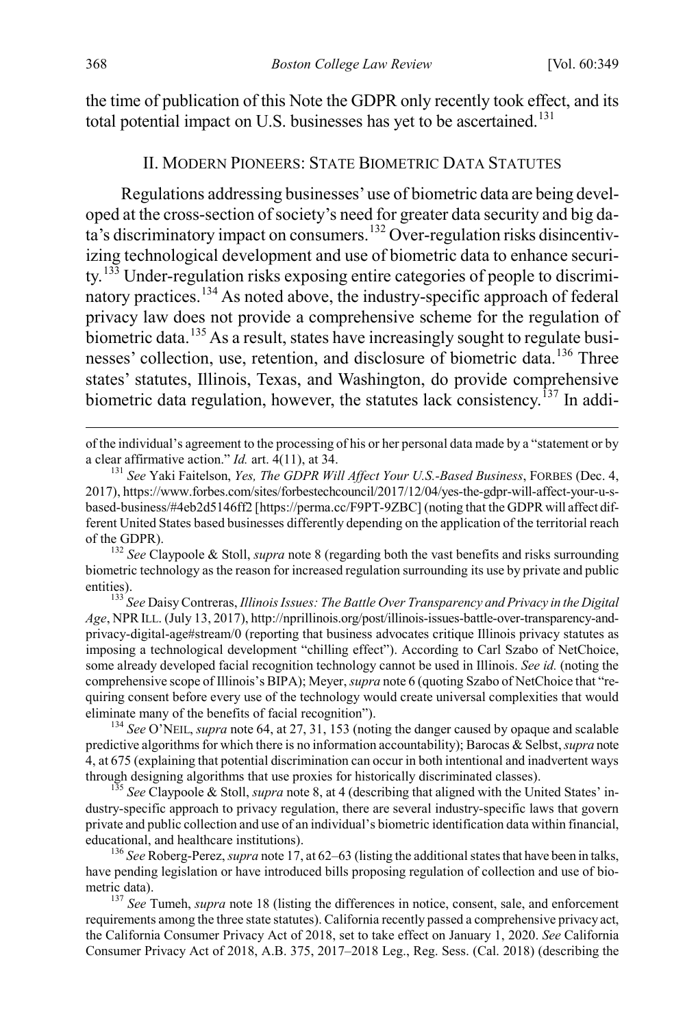the time of publication of this Note the GDPR only recently took effect, and its total potential impact on U.S. businesses has yet to be ascertained.[131]

## II. MODERN PIONEERS: STATE BIOMETRIC DATA STATUTES

Regulations addressing businesses' use of biometric data are being developed at the cross-section of society's need for greater data security and big data's discriminatory impact on consumers.[132] Over-regulation risks disincentivizing technological development and use of biometric data to enhance security.[133] Under-regulation risks exposing entire categories of people to discriminatory practices.[134] As noted above, the industry-specific approach of federal privacy law does not provide a comprehensive scheme for the regulation of biometric data.[135] As a result, states have increasingly sought to regulate businesses' collection, use, retention, and disclosure of biometric data.[136] Three states' statutes, Illinois, Texas, and Washington, do provide comprehensive biometric data regulation, however, the statutes lack consistency.[137] In addi-

---

of the individual's agreement to the processing of his or her personal data made by a "statement or by a clear affirmative action." *Id.* art. 4(11), at 34.

[131] *See* Yaki Faitelson, *Yes, The GDPR Will Affect Your U.S.-Based Business*, FORBES (Dec. 4, 2017), https://www.forbes.com/sites/forbestechcouncil/2017/12/04/yes-the-gdpr-will-affect-your-u-s-based-business/#4eb2d5146ff2 [https://perma.cc/F9PT-9ZBC] (noting that the GDPR will affect different United States based businesses differently depending on the application of the territorial reach of the GDPR).

[132] *See* Claypoole & Stoll, *supra* note 8 (regarding both the vast benefits and risks surrounding biometric technology as the reason for increased regulation surrounding its use by private and public entities).

[133] *See* Daisy Contreras, *Illinois Issues: The Battle Over Transparency and Privacy in the Digital Age*, NPR ILL. (July 13, 2017), http://nprillinois.org/post/illinois-issues-battle-over-transparency-and-privacy-digital-age#stream/0 (reporting that business advocates critique Illinois privacy statutes as imposing a technological development "chilling effect"). According to Carl Szabo of NetChoice, some already developed facial recognition technology cannot be used in Illinois. *See id.* (noting the comprehensive scope of Illinois's BIPA); Meyer, *supra* note 6 (quoting Szabo of NetChoice that "requiring consent before every use of the technology would create universal complexities that would eliminate many of the benefits of facial recognition").

[134] *See* O'NEIL, *supra* note 64, at 27, 31, 153 (noting the danger caused by opaque and scalable predictive algorithms for which there is no information accountability); Barocas & Selbst, *supra* note 4, at 675 (explaining that potential discrimination can occur in both intentional and inadvertent ways through designing algorithms that use proxies for historically discriminated classes).

[135] *See* Claypoole & Stoll, *supra* note 8, at 4 (describing that aligned with the United States' industry-specific approach to privacy regulation, there are several industry-specific laws that govern private and public collection and use of an individual's biometric identification data within financial, educational, and healthcare institutions).

[136] *See* Roberg-Perez, *supra* note 17, at 62–63 (listing the additional states that have been in talks, have pending legislation or have introduced bills proposing regulation of collection and use of biometric data).

[137] *See* Tumeh, *supra* note 18 (listing the differences in notice, consent, sale, and enforcement requirements among the three state statutes). California recently passed a comprehensive privacy act, the California Consumer Privacy Act of 2018, set to take effect on January 1, 2020. *See* California Consumer Privacy Act of 2018, A.B. 375, 2017–2018 Leg., Reg. Sess. (Cal. 2018) (describing the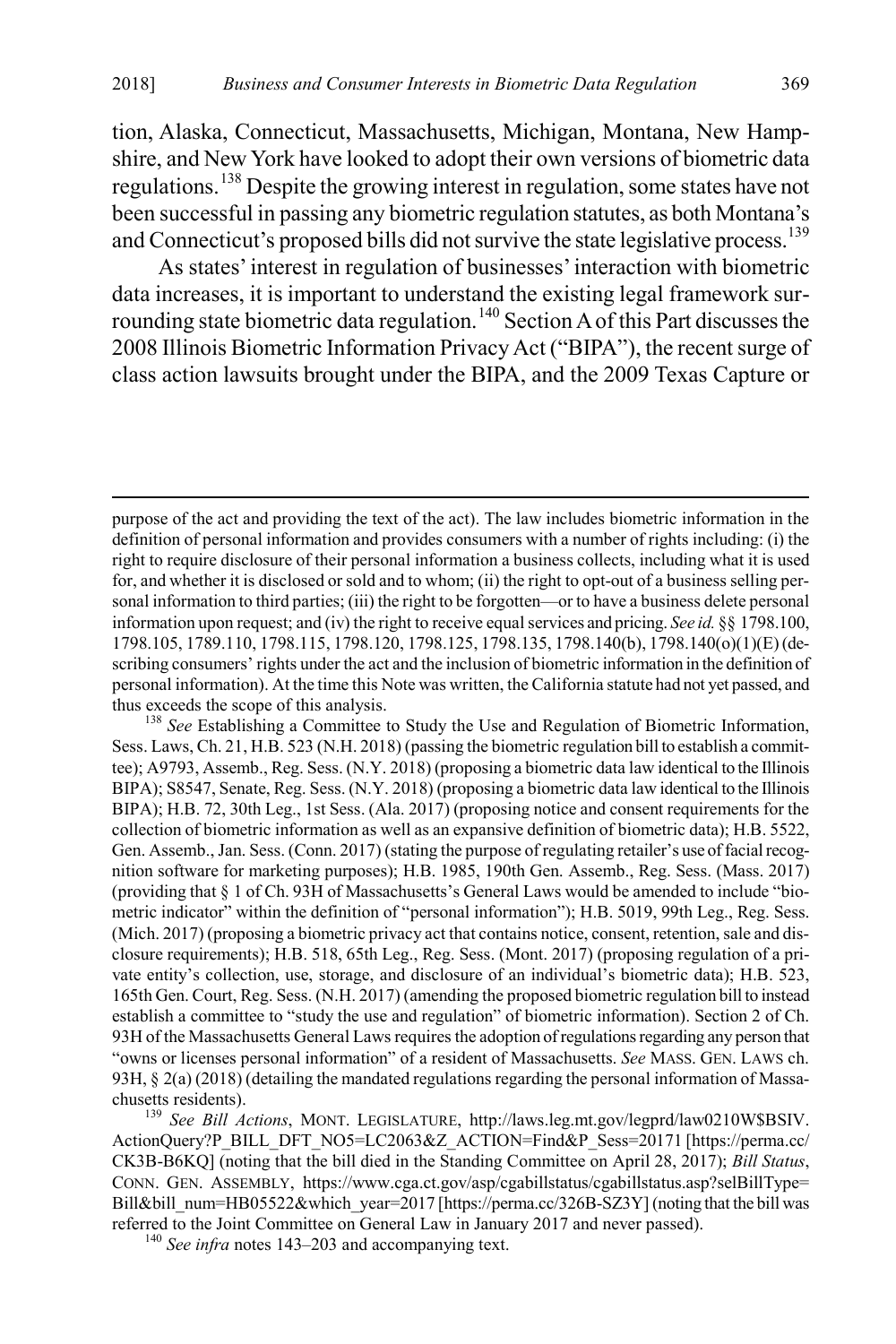tion, Alaska, Connecticut, Massachusetts, Michigan, Montana, New Hampshire, and New York have looked to adopt their own versions of biometric data regulations.[138] Despite the growing interest in regulation, some states have not been successful in passing any biometric regulation statutes, as both Montana's and Connecticut's proposed bills did not survive the state legislative process.[139]

As states' interest in regulation of businesses' interaction with biometric data increases, it is important to understand the existing legal framework surrounding state biometric data regulation.[140] Section A of this Part discusses the 2008 Illinois Biometric Information Privacy Act ("BIPA"), the recent surge of class action lawsuits brought under the BIPA, and the 2009 Texas Capture or

---

purpose of the act and providing the text of the act). The law includes biometric information in the definition of personal information and provides consumers with a number of rights including: (i) the right to require disclosure of their personal information a business collects, including what it is used for, and whether it is disclosed or sold and to whom; (ii) the right to opt-out of a business selling personal information to third parties; (iii) the right to be forgotten—or to have a business delete personal information upon request; and (iv) the right to receive equal services and pricing. *See id.* §§ 1798.100, 1798.105, 1789.110, 1798.115, 1798.120, 1798.125, 1798.135, 1798.140(b), 1798.140(o)(1)(E) (describing consumers' rights under the act and the inclusion of biometric information in the definition of personal information). At the time this Note was written, the California statute had not yet passed, and thus exceeds the scope of this analysis.

[138] *See* Establishing a Committee to Study the Use and Regulation of Biometric Information, Sess. Laws, Ch. 21, H.B. 523 (N.H. 2018) (passing the biometric regulation bill to establish a committee); A9793, Assemb., Reg. Sess. (N.Y. 2018) (proposing a biometric data law identical to the Illinois BIPA); S8547, Senate, Reg. Sess. (N.Y. 2018) (proposing a biometric data law identical to the Illinois BIPA); H.B. 72, 30th Leg., 1st Sess. (Ala. 2017) (proposing notice and consent requirements for the collection of biometric information as well as an expansive definition of biometric data); H.B. 5522, Gen. Assemb., Jan. Sess. (Conn. 2017) (stating the purpose of regulating retailer's use of facial recognition software for marketing purposes); H.B. 1985, 190th Gen. Assemb., Reg. Sess. (Mass. 2017) (providing that § 1 of Ch. 93H of Massachusetts's General Laws would be amended to include "biometric indicator" within the definition of "personal information"); H.B. 5019, 99th Leg., Reg. Sess. (Mich. 2017) (proposing a biometric privacy act that contains notice, consent, retention, sale and disclosure requirements); H.B. 518, 65th Leg., Reg. Sess. (Mont. 2017) (proposing regulation of a private entity's collection, use, storage, and disclosure of an individual's biometric data); H.B. 523, 165th Gen. Court, Reg. Sess. (N.H. 2017) (amending the proposed biometric regulation bill to instead establish a committee to "study the use and regulation" of biometric information). Section 2 of Ch. 93H of the Massachusetts General Laws requires the adoption of regulations regarding any person that "owns or licenses personal information" of a resident of Massachusetts. *See* MASS. GEN. LAWS ch. 93H, § 2(a) (2018) (detailing the mandated regulations regarding the personal information of Massachusetts residents).

[139] *See Bill Actions*, MONT. LEGISLATURE, http://laws.leg.mt.gov/legprd/law0210W$BSIV.ActionQuery?P_BILL_DFT_NO5=LC2063&Z_ACTION=Find&P_Sess=20171 [https://perma.cc/CK3B-B6KQ] (noting that the bill died in the Standing Committee on April 28, 2017); *Bill Status*, CONN. GEN. ASSEMBLY, https://www.cga.ct.gov/asp/cgabillstatus/cgabillstatus.asp?selBillType=Bill&bill_num=HB05522&which_year=2017 [https://perma.cc/326B-SZ3Y] (noting that the bill was referred to the Joint Committee on General Law in January 2017 and never passed).

[140] *See infra* notes 143–203 and accompanying text.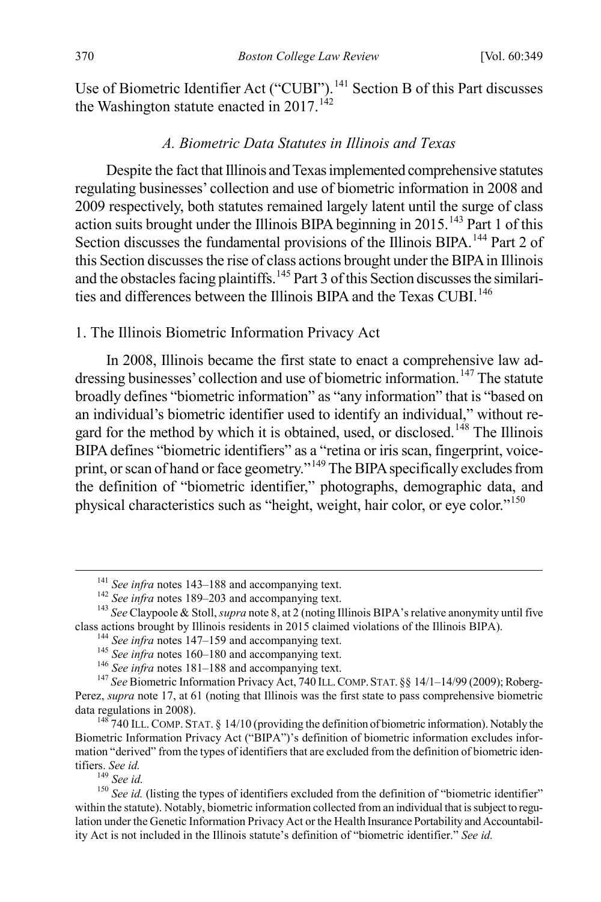Use of Biometric Identifier Act ("CUBI").[141] Section B of this Part discusses the Washington statute enacted in 2017.[142]

### *A. Biometric Data Statutes in Illinois and Texas*

Despite the fact that Illinois and Texas implemented comprehensive statutes regulating businesses' collection and use of biometric information in 2008 and 2009 respectively, both statutes remained largely latent until the surge of class action suits brought under the Illinois BIPA beginning in 2015.[143] Part 1 of this Section discusses the fundamental provisions of the Illinois BIPA.[144] Part 2 of this Section discusses the rise of class actions brought under the BIPA in Illinois and the obstacles facing plaintiffs.[145] Part 3 of this Section discusses the similarities and differences between the Illinois BIPA and the Texas CUBI.[146]

#### 1. The Illinois Biometric Information Privacy Act

In 2008, Illinois became the first state to enact a comprehensive law addressing businesses' collection and use of biometric information.[147] The statute broadly defines "biometric information" as "any information" that is "based on an individual's biometric identifier used to identify an individual," without regard for the method by which it is obtained, used, or disclosed.[148] The Illinois BIPA defines "biometric identifiers" as a "retina or iris scan, fingerprint, voiceprint, or scan of hand or face geometry."[149] The BIPA specifically excludes from the definition of "biometric identifier," photographs, demographic data, and physical characteristics such as "height, weight, hair color, or eye color."[150]

---

[141] *See infra* notes 143–188 and accompanying text.

[142] *See infra* notes 189–203 and accompanying text.

[143] *See* Claypoole & Stoll, *supra* note 8, at 2 (noting Illinois BIPA's relative anonymity until five class actions brought by Illinois residents in 2015 claimed violations of the Illinois BIPA).

[144] *See infra* notes 147–159 and accompanying text.

[145] *See infra* notes 160–180 and accompanying text.

[146] *See infra* notes 181–188 and accompanying text.

[147] *See* Biometric Information Privacy Act, 740 ILL. COMP. STAT. §§ 14/1–14/99 (2009); Roberg-Perez, *supra* note 17, at 61 (noting that Illinois was the first state to pass comprehensive biometric data regulations in 2008).

[148] 740 ILL. COMP. STAT. § 14/10 (providing the definition of biometric information). Notably the Biometric Information Privacy Act ("BIPA")'s definition of biometric information excludes information "derived" from the types of identifiers that are excluded from the definition of biometric identifiers. *See id.*

[149] *See id.*

[150] *See id.* (listing the types of identifiers excluded from the definition of "biometric identifier" within the statute). Notably, biometric information collected from an individual that is subject to regulation under the Genetic Information Privacy Act or the Health Insurance Portability and Accountability Act is not included in the Illinois statute's definition of "biometric identifier." *See id.*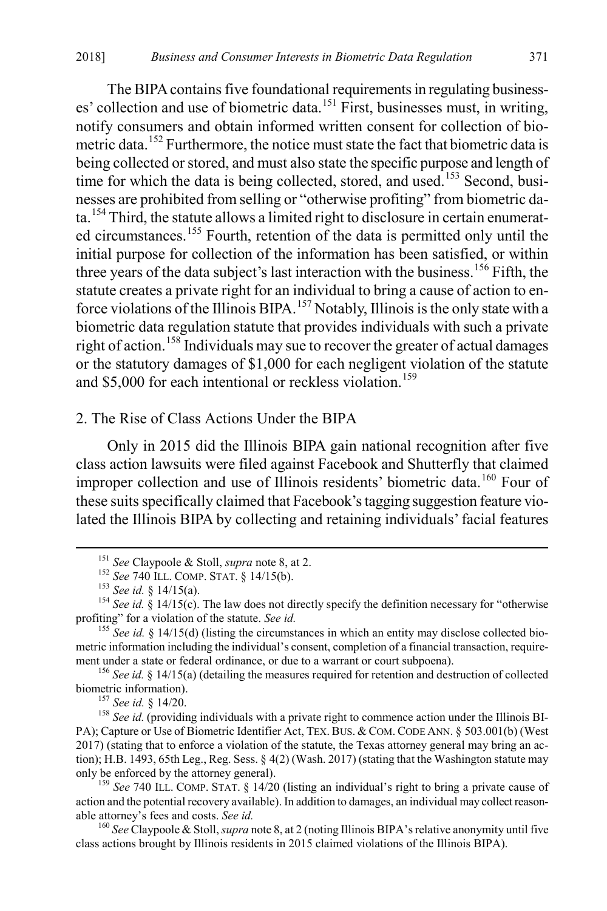The BIPA contains five foundational requirements in regulating businesses' collection and use of biometric data.[151] First, businesses must, in writing, notify consumers and obtain informed written consent for collection of biometric data.[152] Furthermore, the notice must state the fact that biometric data is being collected or stored, and must also state the specific purpose and length of time for which the data is being collected, stored, and used.[153] Second, businesses are prohibited from selling or "otherwise profiting" from biometric data.[154] Third, the statute allows a limited right to disclosure in certain enumerated circumstances.[155] Fourth, retention of the data is permitted only until the initial purpose for collection of the information has been satisfied, or within three years of the data subject's last interaction with the business.[156] Fifth, the statute creates a private right for an individual to bring a cause of action to enforce violations of the Illinois BIPA.[157] Notably, Illinois is the only state with a biometric data regulation statute that provides individuals with such a private right of action.[158] Individuals may sue to recover the greater of actual damages or the statutory damages of $1,000 for each negligent violation of the statute and $5,000 for each intentional or reckless violation.[159]

## 2. The Rise of Class Actions Under the BIPA

Only in 2015 did the Illinois BIPA gain national recognition after five class action lawsuits were filed against Facebook and Shutterfly that claimed improper collection and use of Illinois residents' biometric data.[160] Four of these suits specifically claimed that Facebook's tagging suggestion feature violated the Illinois BIPA by collecting and retaining individuals' facial features

---

[151] *See* Claypoole & Stoll, *supra* note 8, at 2.

[152] *See* 740 ILL. COMP. STAT. § 14/15(b).

[153] *See id.* § 14/15(a).

[154] *See id.* § 14/15(c). The law does not directly specify the definition necessary for "otherwise profiting" for a violation of the statute. *See id.*

[155] *See id.* § 14/15(d) (listing the circumstances in which an entity may disclose collected biometric information including the individual's consent, completion of a financial transaction, requirement under a state or federal ordinance, or due to a warrant or court subpoena).

[156] *See id.* § 14/15(a) (detailing the measures required for retention and destruction of collected biometric information).

[157] *See id.* § 14/20.

[158] *See id.* (providing individuals with a private right to commence action under the Illinois BIPA); Capture or Use of Biometric Identifier Act, TEX. BUS. & COM. CODE ANN. § 503.001(b) (West 2017) (stating that to enforce a violation of the statute, the Texas attorney general may bring an action); H.B. 1493, 65th Leg., Reg. Sess. § 4(2) (Wash. 2017) (stating that the Washington statute may only be enforced by the attorney general).

[159] *See* 740 ILL. COMP. STAT. § 14/20 (listing an individual's right to bring a private cause of action and the potential recovery available). In addition to damages, an individual may collect reasonable attorney's fees and costs. *See id.*

[160] *See* Claypoole & Stoll, *supra* note 8, at 2 (noting Illinois BIPA's relative anonymity until five class actions brought by Illinois residents in 2015 claimed violations of the Illinois BIPA).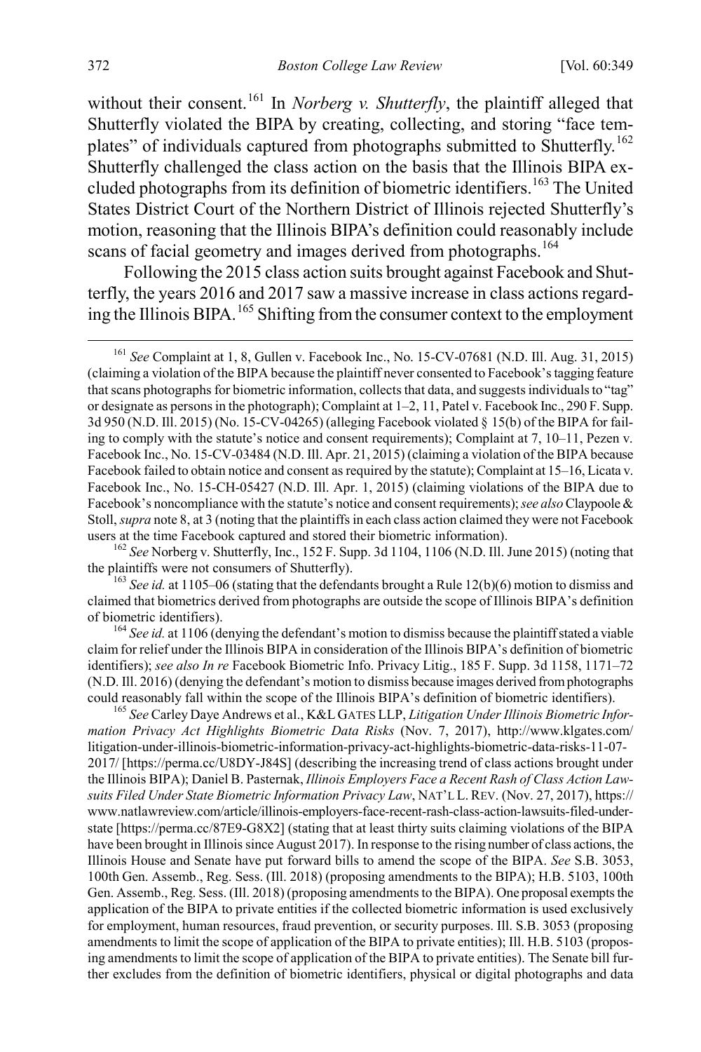without their consent.[161] In *Norberg v. Shutterfly*, the plaintiff alleged that Shutterfly violated the BIPA by creating, collecting, and storing "face templates" of individuals captured from photographs submitted to Shutterfly.[162] Shutterfly challenged the class action on the basis that the Illinois BIPA excluded photographs from its definition of biometric identifiers.[163] The United States District Court of the Northern District of Illinois rejected Shutterfly's motion, reasoning that the Illinois BIPA's definition could reasonably include scans of facial geometry and images derived from photographs.[164]

Following the 2015 class action suits brought against Facebook and Shutterfly, the years 2016 and 2017 saw a massive increase in class actions regarding the Illinois BIPA.[165] Shifting from the consumer context to the employment

---

[161] *See* Complaint at 1, 8, Gullen v. Facebook Inc., No. 15-CV-07681 (N.D. Ill. Aug. 31, 2015) (claiming a violation of the BIPA because the plaintiff never consented to Facebook's tagging feature that scans photographs for biometric information, collects that data, and suggests individuals to "tag" or designate as persons in the photograph); Complaint at 1–2, 11, Patel v. Facebook Inc., 290 F. Supp. 3d 950 (N.D. Ill. 2015) (No. 15-CV-04265) (alleging Facebook violated § 15(b) of the BIPA for failing to comply with the statute's notice and consent requirements); Complaint at 7, 10–11, Pezen v. Facebook Inc., No. 15-CV-03484 (N.D. Ill. Apr. 21, 2015) (claiming a violation of the BIPA because Facebook failed to obtain notice and consent as required by the statute); Complaint at 15–16, Licata v. Facebook Inc., No. 15-CH-05427 (N.D. Ill. Apr. 1, 2015) (claiming violations of the BIPA due to Facebook's noncompliance with the statute's notice and consent requirements); *see also* Claypoole & Stoll, *supra* note 8, at 3 (noting that the plaintiffs in each class action claimed they were not Facebook users at the time Facebook captured and stored their biometric information).

[162] *See* Norberg v. Shutterfly, Inc., 152 F. Supp. 3d 1104, 1106 (N.D. Ill. June 2015) (noting that the plaintiffs were not consumers of Shutterfly).

[163] *See id.* at 1105–06 (stating that the defendants brought a Rule 12(b)(6) motion to dismiss and claimed that biometrics derived from photographs are outside the scope of Illinois BIPA's definition of biometric identifiers).

[164] *See id.* at 1106 (denying the defendant's motion to dismiss because the plaintiff stated a viable claim for relief under the Illinois BIPA in consideration of the Illinois BIPA's definition of biometric identifiers); *see also In re* Facebook Biometric Info. Privacy Litig., 185 F. Supp. 3d 1158, 1171–72 (N.D. Ill. 2016) (denying the defendant's motion to dismiss because images derived from photographs could reasonably fall within the scope of the Illinois BIPA's definition of biometric identifiers).

[165] *See* Carley Daye Andrews et al., K&L GATES LLP, *Litigation Under Illinois Biometric Information Privacy Act Highlights Biometric Data Risks* (Nov. 7, 2017), http://www.klgates.com/litigation-under-illinois-biometric-information-privacy-act-highlights-biometric-data-risks-11-07-2017/ [https://perma.cc/U8DY-J84S] (describing the increasing trend of class actions brought under the Illinois BIPA); Daniel B. Pasternak, *Illinois Employers Face a Recent Rash of Class Action Lawsuits Filed Under State Biometric Information Privacy Law*, NAT'L L. REV. (Nov. 27, 2017), https://www.natlawreview.com/article/illinois-employers-face-recent-rash-class-action-lawsuits-filed-under-state [https://perma.cc/87E9-G8X2] (stating that at least thirty suits claiming violations of the BIPA have been brought in Illinois since August 2017). In response to the rising number of class actions, the Illinois House and Senate have put forward bills to amend the scope of the BIPA. *See* S.B. 3053, 100th Gen. Assemb., Reg. Sess. (Ill. 2018) (proposing amendments to the BIPA); H.B. 5103, 100th Gen. Assemb., Reg. Sess. (Ill. 2018) (proposing amendments to the BIPA). One proposal exempts the application of the BIPA to private entities if the collected biometric information is used exclusively for employment, human resources, fraud prevention, or security purposes. Ill. S.B. 3053 (proposing amendments to limit the scope of application of the BIPA to private entities); Ill. H.B. 5103 (proposing amendments to limit the scope of application of the BIPA to private entities). The Senate bill further excludes from the definition of biometric identifiers, physical or digital photographs and data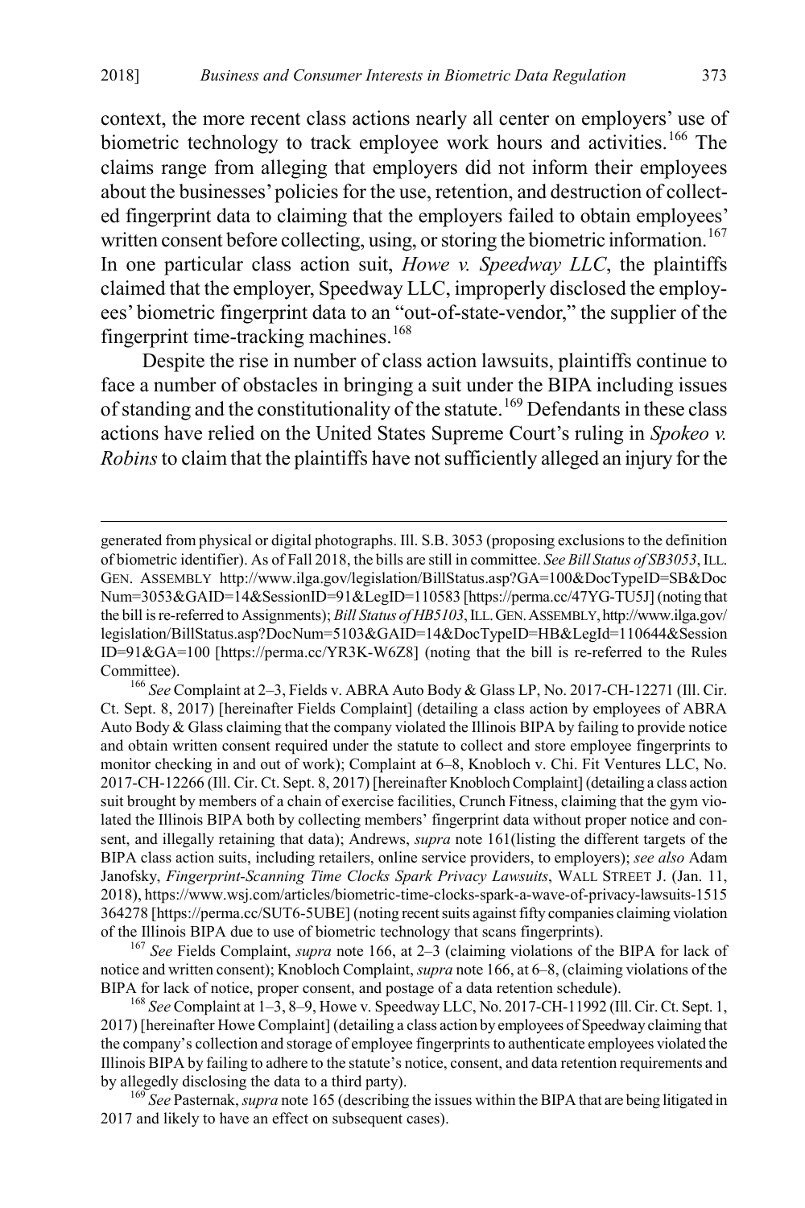context, the more recent class actions nearly all center on employers' use of biometric technology to track employee work hours and activities.[166] The claims range from alleging that employers did not inform their employees about the businesses' policies for the use, retention, and destruction of collected fingerprint data to claiming that the employers failed to obtain employees' written consent before collecting, using, or storing the biometric information.[167] In one particular class action suit, *Howe v. Speedway LLC*, the plaintiffs claimed that the employer, Speedway LLC, improperly disclosed the employees' biometric fingerprint data to an "out-of-state-vendor," the supplier of the fingerprint time-tracking machines.[168]

Despite the rise in number of class action lawsuits, plaintiffs continue to face a number of obstacles in bringing a suit under the BIPA including issues of standing and the constitutionality of the statute.[169] Defendants in these class actions have relied on the United States Supreme Court's ruling in *Spokeo v. Robins* to claim that the plaintiffs have not sufficiently alleged an injury for the

---

generated from physical or digital photographs. Ill. S.B. 3053 (proposing exclusions to the definition of biometric identifier). As of Fall 2018, the bills are still in committee. *See Bill Status of SB3053*, ILL. GEN. ASSEMBLY http://www.ilga.gov/legislation/BillStatus.asp?GA=100&DocTypeID=SB&DocNum=3053&GAID=14&SessionID=91&LegID=110583 [https://perma.cc/47YG-TU5J] (noting that the bill is re-referred to Assignments); *Bill Status of HB5103*, ILL. GEN. ASSEMBLY, http://www.ilga.gov/legislation/BillStatus.asp?DocNum=5103&GAID=14&DocTypeID=HB&LegId=110644&SessionID=91&GA=100 [https://perma.cc/YR3K-W6Z8] (noting that the bill is re-referred to the Rules Committee).

[166] *See* Complaint at 2–3, Fields v. ABRA Auto Body & Glass LP, No. 2017-CH-12271 (Ill. Cir. Ct. Sept. 8, 2017) [hereinafter Fields Complaint] (detailing a class action by employees of ABRA Auto Body & Glass claiming that the company violated the Illinois BIPA by failing to provide notice and obtain written consent required under the statute to collect and store employee fingerprints to monitor checking in and out of work); Complaint at 6–8, Knobloch v. Chi. Fit Ventures LLC, No. 2017-CH-12266 (Ill. Cir. Ct. Sept. 8, 2017) [hereinafter Knobloch Complaint] (detailing a class action suit brought by members of a chain of exercise facilities, Crunch Fitness, claiming that the gym violated the Illinois BIPA both by collecting members' fingerprint data without proper notice and consent, and illegally retaining that data); Andrews, *supra* note 161(listing the different targets of the BIPA class action suits, including retailers, online service providers, to employers); *see also* Adam Janofsky, *Fingerprint-Scanning Time Clocks Spark Privacy Lawsuits*, WALL STREET J. (Jan. 11, 2018), https://www.wsj.com/articles/biometric-time-clocks-spark-a-wave-of-privacy-lawsuits-1515364278 [https://perma.cc/SUT6-5UBE] (noting recent suits against fifty companies claiming violation of the Illinois BIPA due to use of biometric technology that scans fingerprints).

[167] *See* Fields Complaint, *supra* note 166, at 2–3 (claiming violations of the BIPA for lack of notice and written consent); Knobloch Complaint, *supra* note 166, at 6–8, (claiming violations of the BIPA for lack of notice, proper consent, and postage of a data retention schedule).

[168] *See* Complaint at 1–3, 8–9, Howe v. Speedway LLC, No. 2017-CH-11992 (Ill. Cir. Ct. Sept. 1, 2017) [hereinafter Howe Complaint] (detailing a class action by employees of Speedway claiming that the company's collection and storage of employee fingerprints to authenticate employees violated the Illinois BIPA by failing to adhere to the statute's notice, consent, and data retention requirements and by allegedly disclosing the data to a third party).

[169] *See* Pasternak, *supra* note 165 (describing the issues within the BIPA that are being litigated in 2017 and likely to have an effect on subsequent cases).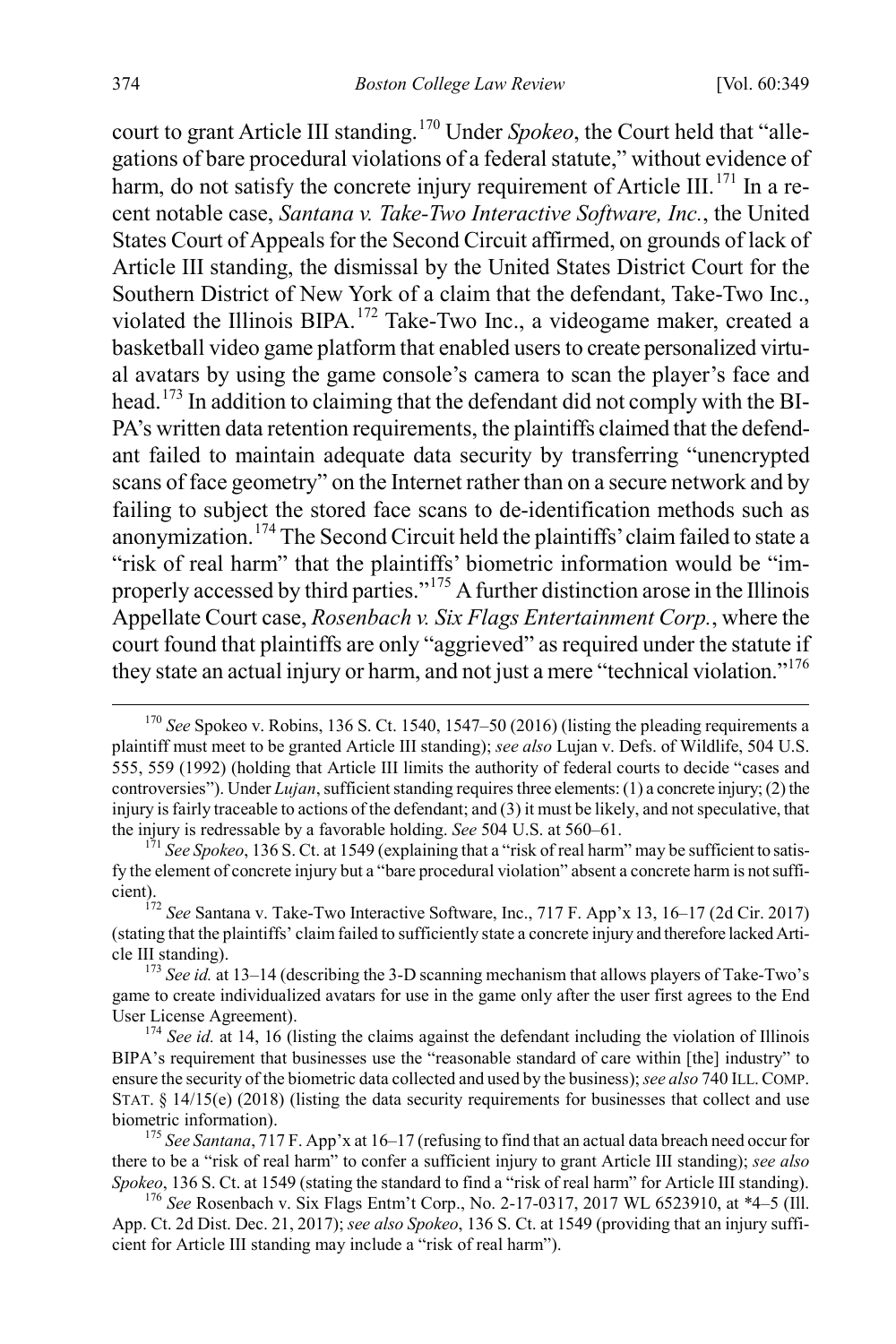court to grant Article III standing.[170] Under *Spokeo*, the Court held that "allegations of bare procedural violations of a federal statute," without evidence of harm, do not satisfy the concrete injury requirement of Article III.[171] In a recent notable case, *Santana v. Take-Two Interactive Software, Inc.*, the United States Court of Appeals for the Second Circuit affirmed, on grounds of lack of Article III standing, the dismissal by the United States District Court for the Southern District of New York of a claim that the defendant, Take-Two Inc., violated the Illinois BIPA.[172] Take-Two Inc., a videogame maker, created a basketball video game platform that enabled users to create personalized virtual avatars by using the game console's camera to scan the player's face and head.[173] In addition to claiming that the defendant did not comply with the BIPA's written data retention requirements, the plaintiffs claimed that the defendant failed to maintain adequate data security by transferring "unencrypted scans of face geometry" on the Internet rather than on a secure network and by failing to subject the stored face scans to de-identification methods such as anonymization.[174] The Second Circuit held the plaintiffs' claim failed to state a "risk of real harm" that the plaintiffs' biometric information would be "improperly accessed by third parties."[175] A further distinction arose in the Illinois Appellate Court case, *Rosenbach v. Six Flags Entertainment Corp.*, where the court found that plaintiffs are only "aggrieved" as required under the statute if they state an actual injury or harm, and not just a mere "technical violation."[176]

---

[170] *See* Spokeo v. Robins, 136 S. Ct. 1540, 1547–50 (2016) (listing the pleading requirements a plaintiff must meet to be granted Article III standing); *see also* Lujan v. Defs. of Wildlife, 504 U.S. 555, 559 (1992) (holding that Article III limits the authority of federal courts to decide "cases and controversies"). Under *Lujan*, sufficient standing requires three elements: (1) a concrete injury; (2) the injury is fairly traceable to actions of the defendant; and (3) it must be likely, and not speculative, that the injury is redressable by a favorable holding. *See* 504 U.S. at 560–61.

[171] *See Spokeo*, 136 S. Ct. at 1549 (explaining that a "risk of real harm" may be sufficient to satisfy the element of concrete injury but a "bare procedural violation" absent a concrete harm is not sufficient).

[172] *See* Santana v. Take-Two Interactive Software, Inc., 717 F. App'x 13, 16–17 (2d Cir. 2017) (stating that the plaintiffs' claim failed to sufficiently state a concrete injury and therefore lacked Article III standing).

[173] *See id.* at 13–14 (describing the 3-D scanning mechanism that allows players of Take-Two's game to create individualized avatars for use in the game only after the user first agrees to the End User License Agreement).

[174] *See id.* at 14, 16 (listing the claims against the defendant including the violation of Illinois BIPA's requirement that businesses use the "reasonable standard of care within [the] industry" to ensure the security of the biometric data collected and used by the business); *see also* 740 ILL. COMP. STAT. § 14/15(e) (2018) (listing the data security requirements for businesses that collect and use biometric information).

[175] *See Santana*, 717 F. App'x at 16–17 (refusing to find that an actual data breach need occur for there to be a "risk of real harm" to confer a sufficient injury to grant Article III standing); *see also Spokeo*, 136 S. Ct. at 1549 (stating the standard to find a "risk of real harm" for Article III standing).

[176] *See* Rosenbach v. Six Flags Entm't Corp., No. 2-17-0317, 2017 WL 6523910, at *4–5 (Ill. App. Ct. 2d Dist. Dec. 21, 2017); *see also Spokeo*, 136 S. Ct. at 1549 (providing that an injury sufficient for Article III standing may include a "risk of real harm").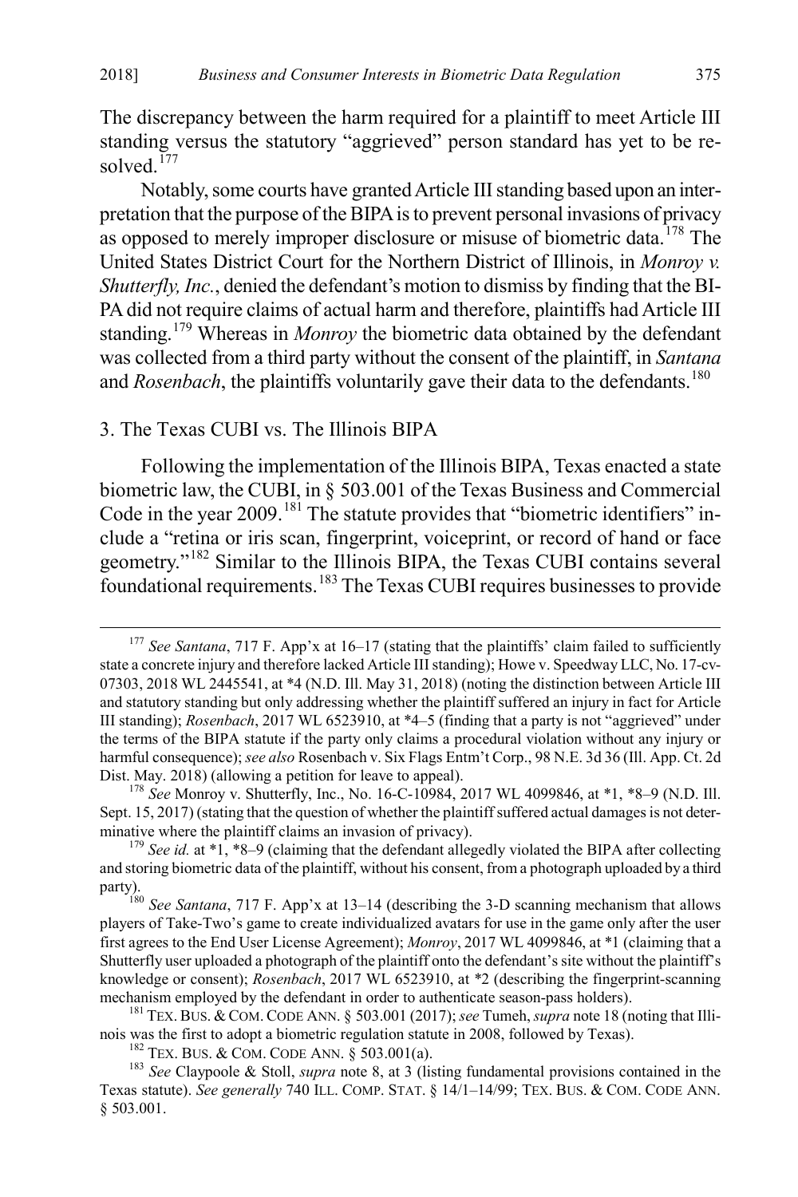The discrepancy between the harm required for a plaintiff to meet Article III standing versus the statutory "aggrieved" person standard has yet to be resolved.[177]

Notably, some courts have granted Article III standing based upon an interpretation that the purpose of the BIPA is to prevent personal invasions of privacy as opposed to merely improper disclosure or misuse of biometric data.[178] The United States District Court for the Northern District of Illinois, in *Monroy v. Shutterfly, Inc.*, denied the defendant's motion to dismiss by finding that the BIPA did not require claims of actual harm and therefore, plaintiffs had Article III standing.[179] Whereas in *Monroy* the biometric data obtained by the defendant was collected from a third party without the consent of the plaintiff, in *Santana* and *Rosenbach*, the plaintiffs voluntarily gave their data to the defendants.[180]

### 3. The Texas CUBI vs. The Illinois BIPA

Following the implementation of the Illinois BIPA, Texas enacted a state biometric law, the CUBI, in § 503.001 of the Texas Business and Commercial Code in the year 2009.[181] The statute provides that "biometric identifiers" include a "retina or iris scan, fingerprint, voiceprint, or record of hand or face geometry."[182] Similar to the Illinois BIPA, the Texas CUBI contains several foundational requirements.[183] The Texas CUBI requires businesses to provide

---

[177] *See Santana*, 717 F. App'x at 16–17 (stating that the plaintiffs' claim failed to sufficiently state a concrete injury and therefore lacked Article III standing); Howe v. Speedway LLC, No. 17-cv-07303, 2018 WL 2445541, at *4 (N.D. Ill. May 31, 2018) (noting the distinction between Article III and statutory standing but only addressing whether the plaintiff suffered an injury in fact for Article III standing); *Rosenbach*, 2017 WL 6523910, at *4–5 (finding that a party is not "aggrieved" under the terms of the BIPA statute if the party only claims a procedural violation without any injury or harmful consequence); *see also* Rosenbach v. Six Flags Entm't Corp., 98 N.E. 3d 36 (Ill. App. Ct. 2d Dist. May. 2018) (allowing a petition for leave to appeal).

[178] *See* Monroy v. Shutterfly, Inc., No. 16-C-10984, 2017 WL 4099846, at *1, *8–9 (N.D. Ill. Sept. 15, 2017) (stating that the question of whether the plaintiff suffered actual damages is not determinative where the plaintiff claims an invasion of privacy).

[179] *See id.* at *1, *8–9 (claiming that the defendant allegedly violated the BIPA after collecting and storing biometric data of the plaintiff, without his consent, from a photograph uploaded by a third party).

[180] *See Santana*, 717 F. App'x at 13–14 (describing the 3-D scanning mechanism that allows players of Take-Two's game to create individualized avatars for use in the game only after the user first agrees to the End User License Agreement); *Monroy*, 2017 WL 4099846, at *1 (claiming that a Shutterfly user uploaded a photograph of the plaintiff onto the defendant's site without the plaintiff's knowledge or consent); *Rosenbach*, 2017 WL 6523910, at *2 (describing the fingerprint-scanning mechanism employed by the defendant in order to authenticate season-pass holders).

[181] TEX. BUS. & COM. CODE ANN. § 503.001 (2017); *see* Tumeh, *supra* note 18 (noting that Illinois was the first to adopt a biometric regulation statute in 2008, followed by Texas).

[182] TEX. BUS. & COM. CODE ANN. § 503.001(a).

[183] *See* Claypoole & Stoll, *supra* note 8, at 3 (listing fundamental provisions contained in the Texas statute). *See generally* 740 ILL. COMP. STAT. § 14/1–14/99; TEX. BUS. & COM. CODE ANN. § 503.001.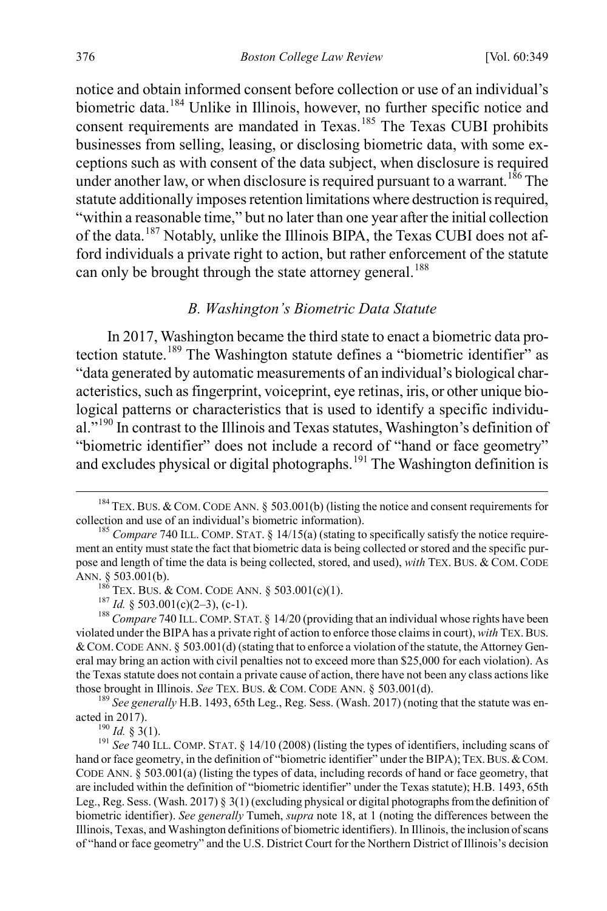notice and obtain informed consent before collection or use of an individual's biometric data.[184] Unlike in Illinois, however, no further specific notice and consent requirements are mandated in Texas.[185] The Texas CUBI prohibits businesses from selling, leasing, or disclosing biometric data, with some exceptions such as with consent of the data subject, when disclosure is required under another law, or when disclosure is required pursuant to a warrant.[186] The statute additionally imposes retention limitations where destruction is required, "within a reasonable time," but no later than one year after the initial collection of the data.[187] Notably, unlike the Illinois BIPA, the Texas CUBI does not afford individuals a private right to action, but rather enforcement of the statute can only be brought through the state attorney general.[188]

### *B. Washington's Biometric Data Statute*

In 2017, Washington became the third state to enact a biometric data protection statute.[189] The Washington statute defines a "biometric identifier" as "data generated by automatic measurements of an individual's biological characteristics, such as fingerprint, voiceprint, eye retinas, iris, or other unique biological patterns or characteristics that is used to identify a specific individual."[190] In contrast to the Illinois and Texas statutes, Washington's definition of "biometric identifier" does not include a record of "hand or face geometry" and excludes physical or digital photographs.[191] The Washington definition is

---

[184] TEX. BUS. & COM. CODE ANN. § 503.001(b) (listing the notice and consent requirements for collection and use of an individual's biometric information).

[185] *Compare* 740 ILL. COMP. STAT. § 14/15(a) (stating to specifically satisfy the notice requirement an entity must state the fact that biometric data is being collected or stored and the specific purpose and length of time the data is being collected, stored, and used), *with* TEX. BUS. & COM. CODE ANN. § 503.001(b).

[186] TEX. BUS. & COM. CODE ANN. § 503.001(c)(1).

[187] *Id.* § 503.001(c)(2–3), (c-1).

[188] *Compare* 740 ILL. COMP. STAT. § 14/20 (providing that an individual whose rights have been violated under the BIPA has a private right of action to enforce those claims in court), *with* TEX. BUS. & COM. CODE ANN. § 503.001(d) (stating that to enforce a violation of the statute, the Attorney General may bring an action with civil penalties not to exceed more than $25,000 for each violation). As the Texas statute does not contain a private cause of action, there have not been any class actions like those brought in Illinois. *See* TEX. BUS. & COM. CODE ANN. § 503.001(d).

[189] *See generally* H.B. 1493, 65th Leg., Reg. Sess. (Wash. 2017) (noting that the statute was enacted in 2017).

[190] *Id.* § 3(1).

[191] *See* 740 ILL. COMP. STAT. § 14/10 (2008) (listing the types of identifiers, including scans of hand or face geometry, in the definition of "biometric identifier" under the BIPA); TEX. BUS. & COM. CODE ANN. § 503.001(a) (listing the types of data, including records of hand or face geometry, that are included within the definition of "biometric identifier" under the Texas statute); H.B. 1493, 65th Leg., Reg. Sess. (Wash. 2017) § 3(1) (excluding physical or digital photographs from the definition of biometric identifier). *See generally* Tumeh, *supra* note 18, at 1 (noting the differences between the Illinois, Texas, and Washington definitions of biometric identifiers). In Illinois, the inclusion of scans of "hand or face geometry" and the U.S. District Court for the Northern District of Illinois's decision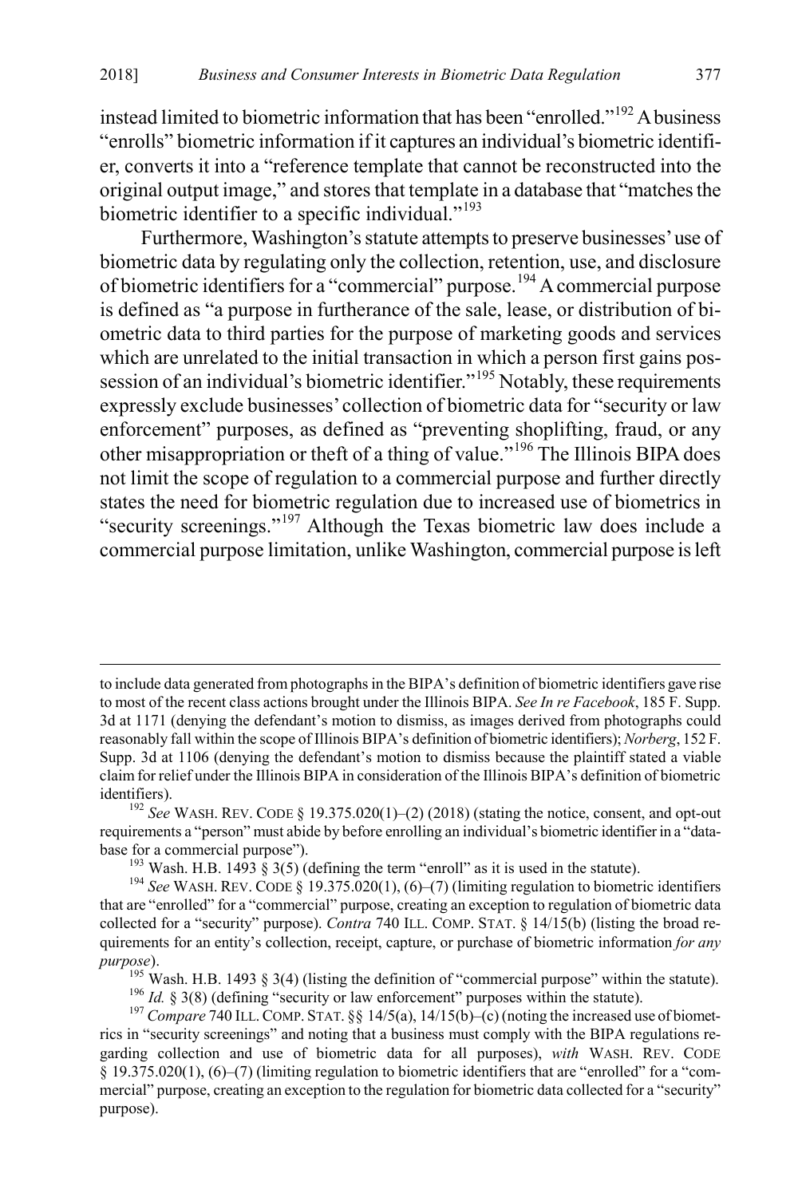instead limited to biometric information that has been "enrolled."[192] A business "enrolls" biometric information if it captures an individual's biometric identifier, converts it into a "reference template that cannot be reconstructed into the original output image," and stores that template in a database that "matches the biometric identifier to a specific individual."[193]

Furthermore, Washington's statute attempts to preserve businesses' use of biometric data by regulating only the collection, retention, use, and disclosure of biometric identifiers for a "commercial" purpose.[194] A commercial purpose is defined as "a purpose in furtherance of the sale, lease, or distribution of biometric data to third parties for the purpose of marketing goods and services which are unrelated to the initial transaction in which a person first gains possession of an individual's biometric identifier."[195] Notably, these requirements expressly exclude businesses' collection of biometric data for "security or law enforcement" purposes, as defined as "preventing shoplifting, fraud, or any other misappropriation or theft of a thing of value."[196] The Illinois BIPA does not limit the scope of regulation to a commercial purpose and further directly states the need for biometric regulation due to increased use of biometrics in "security screenings."[197] Although the Texas biometric law does include a commercial purpose limitation, unlike Washington, commercial purpose is left

---

to include data generated from photographs in the BIPA's definition of biometric identifiers gave rise to most of the recent class actions brought under the Illinois BIPA. *See In re Facebook*, 185 F. Supp. 3d at 1171 (denying the defendant's motion to dismiss, as images derived from photographs could reasonably fall within the scope of Illinois BIPA's definition of biometric identifiers); *Norberg*, 152 F. Supp. 3d at 1106 (denying the defendant's motion to dismiss because the plaintiff stated a viable claim for relief under the Illinois BIPA in consideration of the Illinois BIPA's definition of biometric identifiers).

[192] *See* WASH. REV. CODE § 19.375.020(1)–(2) (2018) (stating the notice, consent, and opt-out requirements a "person" must abide by before enrolling an individual's biometric identifier in a "database for a commercial purpose").

[193] Wash. H.B. 1493 § 3(5) (defining the term "enroll" as it is used in the statute).

[194] *See* WASH. REV. CODE § 19.375.020(1), (6)–(7) (limiting regulation to biometric identifiers that are "enrolled" for a "commercial" purpose, creating an exception to regulation of biometric data collected for a "security" purpose). *Contra* 740 ILL. COMP. STAT. § 14/15(b) (listing the broad requirements for an entity's collection, receipt, capture, or purchase of biometric information *for any purpose*).

[195] Wash. H.B. 1493 § 3(4) (listing the definition of "commercial purpose" within the statute).

[196] *Id.* § 3(8) (defining "security or law enforcement" purposes within the statute).

[197] *Compare* 740 ILL. COMP. STAT. §§ 14/5(a), 14/15(b)–(c) (noting the increased use of biometrics in "security screenings" and noting that a business must comply with the BIPA regulations regarding collection and use of biometric data for all purposes), *with* WASH. REV. CODE § 19.375.020(1), (6)–(7) (limiting regulation to biometric identifiers that are "enrolled" for a "commercial" purpose, creating an exception to the regulation for biometric data collected for a "security" purpose).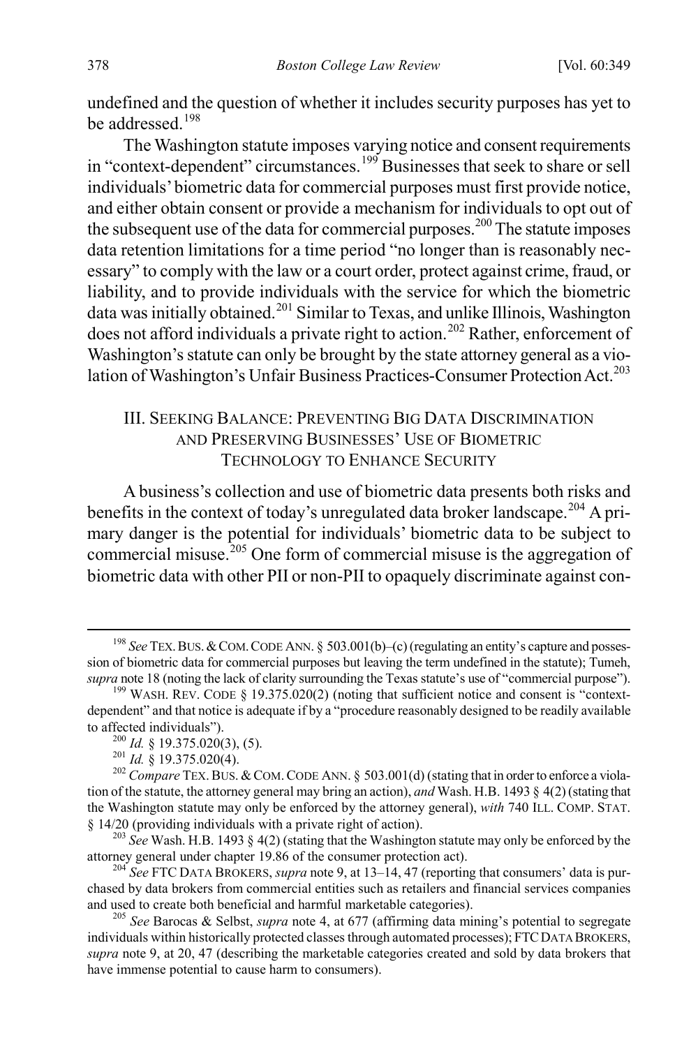undefined and the question of whether it includes security purposes has yet to be addressed.[198]

The Washington statute imposes varying notice and consent requirements in "context-dependent" circumstances.[199] Businesses that seek to share or sell individuals' biometric data for commercial purposes must first provide notice, and either obtain consent or provide a mechanism for individuals to opt out of the subsequent use of the data for commercial purposes.[200] The statute imposes data retention limitations for a time period "no longer than is reasonably necessary" to comply with the law or a court order, protect against crime, fraud, or liability, and to provide individuals with the service for which the biometric data was initially obtained.[201] Similar to Texas, and unlike Illinois, Washington does not afford individuals a private right to action.[202] Rather, enforcement of Washington's statute can only be brought by the state attorney general as a violation of Washington's Unfair Business Practices-Consumer Protection Act.[203]

## III. Seeking Balance: Preventing Big Data Discrimination and Preserving Businesses' Use of Biometric Technology to Enhance Security

A business's collection and use of biometric data presents both risks and benefits in the context of today's unregulated data broker landscape.[204] A primary danger is the potential for individuals' biometric data to be subject to commercial misuse.[205] One form of commercial misuse is the aggregation of biometric data with other PII or non-PII to opaquely discriminate against con-

---

[198] *See* Tex. Bus. & Com. Code Ann. § 503.001(b)–(c) (regulating an entity's capture and possession of biometric data for commercial purposes but leaving the term undefined in the statute); Tumeh, *supra* note 18 (noting the lack of clarity surrounding the Texas statute's use of "commercial purpose").

[199] Wash. Rev. Code § 19.375.020(2) (noting that sufficient notice and consent is "context-dependent" and that notice is adequate if by a "procedure reasonably designed to be readily available to affected individuals").

[200] *Id.* § 19.375.020(3), (5).

[201] *Id.* § 19.375.020(4).

[202] *Compare* Tex. Bus. & Com. Code Ann. § 503.001(d) (stating that in order to enforce a violation of the statute, the attorney general may bring an action), *and* Wash. H.B. 1493 § 4(2) (stating that the Washington statute may only be enforced by the attorney general), *with* 740 Ill. Comp. Stat. § 14/20 (providing individuals with a private right of action).

[203] *See* Wash. H.B. 1493 § 4(2) (stating that the Washington statute may only be enforced by the attorney general under chapter 19.86 of the consumer protection act).

[204] *See* FTC Data Brokers, *supra* note 9, at 13–14, 47 (reporting that consumers' data is purchased by data brokers from commercial entities such as retailers and financial services companies and used to create both beneficial and harmful marketable categories).

[205] *See* Barocas & Selbst, *supra* note 4, at 677 (affirming data mining's potential to segregate individuals within historically protected classes through automated processes); FTC Data Brokers, *supra* note 9, at 20, 47 (describing the marketable categories created and sold by data brokers that have immense potential to cause harm to consumers).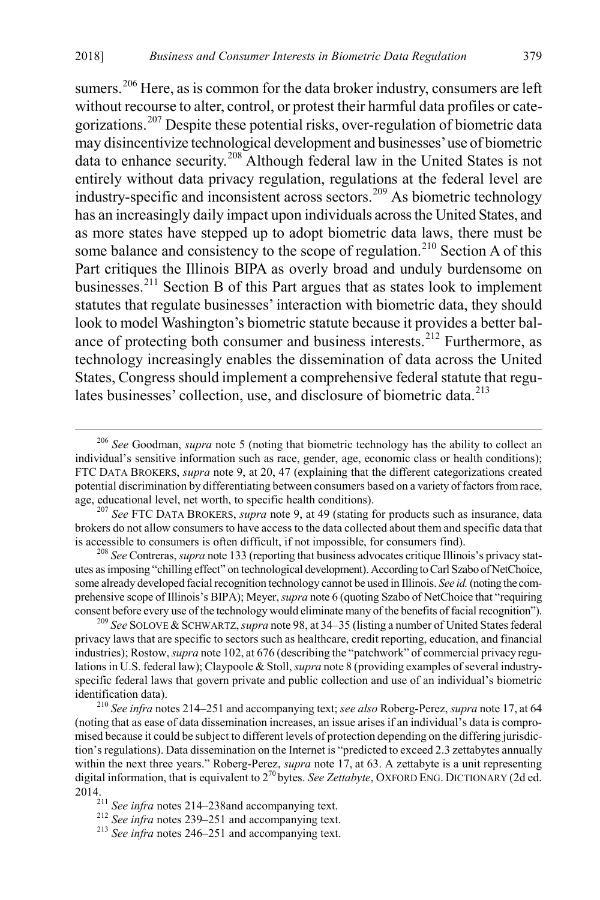sumers.[206] Here, as is common for the data broker industry, consumers are left without recourse to alter, control, or protest their harmful data profiles or categorizations.[207] Despite these potential risks, over-regulation of biometric data may disincentivize technological development and businesses' use of biometric data to enhance security.[208] Although federal law in the United States is not entirely without data privacy regulation, regulations at the federal level are industry-specific and inconsistent across sectors.[209] As biometric technology has an increasingly daily impact upon individuals across the United States, and as more states have stepped up to adopt biometric data laws, there must be some balance and consistency to the scope of regulation.[210] Section A of this Part critiques the Illinois BIPA as overly broad and unduly burdensome on businesses.[211] Section B of this Part argues that as states look to implement statutes that regulate businesses' interaction with biometric data, they should look to model Washington's biometric statute because it provides a better balance of protecting both consumer and business interests.[212] Furthermore, as technology increasingly enables the dissemination of data across the United States, Congress should implement a comprehensive federal statute that regulates businesses' collection, use, and disclosure of biometric data.[213]

---

[206] *See* Goodman, *supra* note 5 (noting that biometric technology has the ability to collect an individual's sensitive information such as race, gender, age, economic class or health conditions); FTC DATA BROKERS, *supra* note 9, at 20, 47 (explaining that the different categorizations created potential discrimination by differentiating between consumers based on a variety of factors from race, age, educational level, net worth, to specific health conditions).

[207] *See* FTC DATA BROKERS, *supra* note 9, at 49 (stating for products such as insurance, data brokers do not allow consumers to have access to the data collected about them and specific data that is accessible to consumers is often difficult, if not impossible, for consumers find).

[208] *See* Contreras, *supra* note 133 (reporting that business advocates critique Illinois's privacy statutes as imposing "chilling effect" on technological development). According to Carl Szabo of NetChoice, some already developed facial recognition technology cannot be used in Illinois. *See id.* (noting the comprehensive scope of Illinois's BIPA); Meyer, *supra* note 6 (quoting Szabo of NetChoice that "requiring consent before every use of the technology would eliminate many of the benefits of facial recognition").

[209] *See* SOLOVE & SCHWARTZ, *supra* note 98, at 34–35 (listing a number of United States federal privacy laws that are specific to sectors such as healthcare, credit reporting, education, and financial industries); Rostow, *supra* note 102, at 676 (describing the "patchwork" of commercial privacy regulations in U.S. federal law); Claypoole & Stoll, *supra* note 8 (providing examples of several industry-specific federal laws that govern private and public collection and use of an individual's biometric identification data).

[210] *See infra* notes 214–251 and accompanying text; *see also* Roberg-Perez, *supra* note 17, at 64 (noting that as ease of data dissemination increases, an issue arises if an individual's data is compromised because it could be subject to different levels of protection depending on the differing jurisdiction's regulations). Data dissemination on the Internet is "predicted to exceed 2.3 zettabytes annually within the next three years." Roberg-Perez, *supra* note 17, at 63. A zettabyte is a unit representing digital information, that is equivalent to $2^{70}$ bytes. *See Zettabyte*, OXFORD ENG. DICTIONARY (2d ed. 2014.

[211] *See infra* notes 214–238and accompanying text.

[212] *See infra* notes 239–251 and accompanying text.

[213] *See infra* notes 246–251 and accompanying text.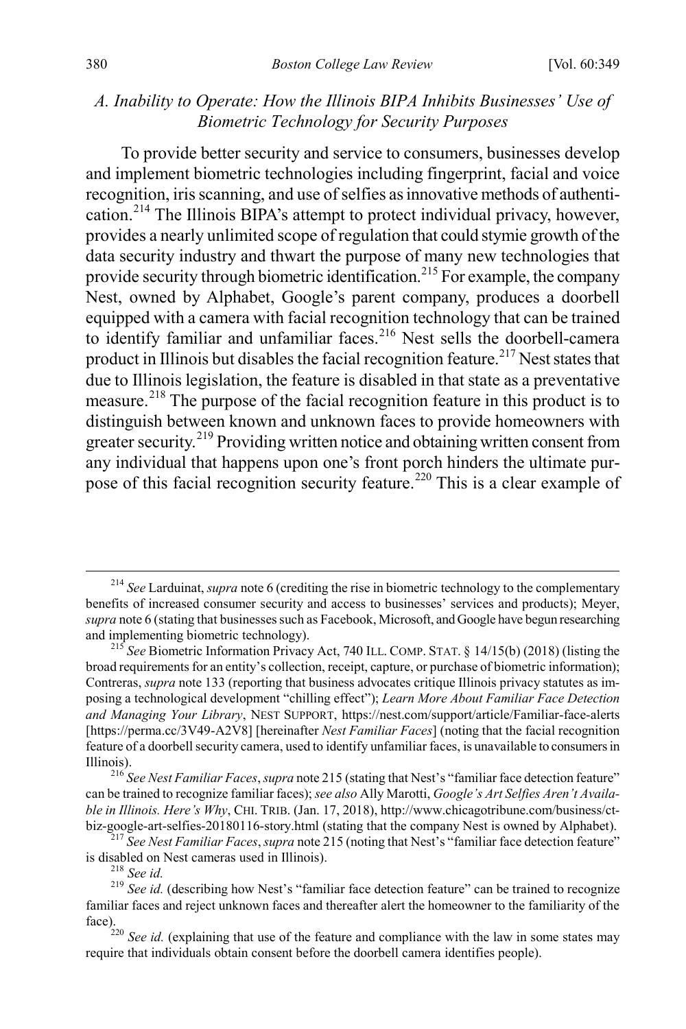### *A. Inability to Operate: How the Illinois BIPA Inhibits Businesses' Use of Biometric Technology for Security Purposes*

To provide better security and service to consumers, businesses develop and implement biometric technologies including fingerprint, facial and voice recognition, iris scanning, and use of selfies as innovative methods of authentication.[214] The Illinois BIPA's attempt to protect individual privacy, however, provides a nearly unlimited scope of regulation that could stymie growth of the data security industry and thwart the purpose of many new technologies that provide security through biometric identification.[215] For example, the company Nest, owned by Alphabet, Google's parent company, produces a doorbell equipped with a camera with facial recognition technology that can be trained to identify familiar and unfamiliar faces.[216] Nest sells the doorbell-camera product in Illinois but disables the facial recognition feature.[217] Nest states that due to Illinois legislation, the feature is disabled in that state as a preventative measure.[218] The purpose of the facial recognition feature in this product is to distinguish between known and unknown faces to provide homeowners with greater security.[219] Providing written notice and obtaining written consent from any individual that happens upon one's front porch hinders the ultimate purpose of this facial recognition security feature.[220] This is a clear example of

---

[214] *See* Larduinat, *supra* note 6 (crediting the rise in biometric technology to the complementary benefits of increased consumer security and access to businesses' services and products); Meyer, *supra* note 6 (stating that businesses such as Facebook, Microsoft, and Google have begun researching and implementing biometric technology).

[215] *See* Biometric Information Privacy Act, 740 ILL. COMP. STAT. § 14/15(b) (2018) (listing the broad requirements for an entity's collection, receipt, capture, or purchase of biometric information); Contreras, *supra* note 133 (reporting that business advocates critique Illinois privacy statutes as imposing a technological development "chilling effect"); *Learn More About Familiar Face Detection and Managing Your Library*, NEST SUPPORT, https://nest.com/support/article/Familiar-face-alerts [https://perma.cc/3V49-A2V8] [hereinafter *Nest Familiar Faces*] (noting that the facial recognition feature of a doorbell security camera, used to identify unfamiliar faces, is unavailable to consumers in Illinois).

[216] *See Nest Familiar Faces*, *supra* note 215 (stating that Nest's "familiar face detection feature" can be trained to recognize familiar faces); *see also* Ally Marotti, *Google's Art Selfies Aren't Available in Illinois. Here's Why*, CHI. TRIB. (Jan. 17, 2018), http://www.chicagotribune.com/business/ct-biz-google-art-selfies-20180116-story.html (stating that the company Nest is owned by Alphabet).

[217] *See Nest Familiar Faces*, *supra* note 215 (noting that Nest's "familiar face detection feature" is disabled on Nest cameras used in Illinois).

[218] *See id.*

[219] *See id.* (describing how Nest's "familiar face detection feature" can be trained to recognize familiar faces and reject unknown faces and thereafter alert the homeowner to the familiarity of the face).

[220] *See id.* (explaining that use of the feature and compliance with the law in some states may require that individuals obtain consent before the doorbell camera identifies people).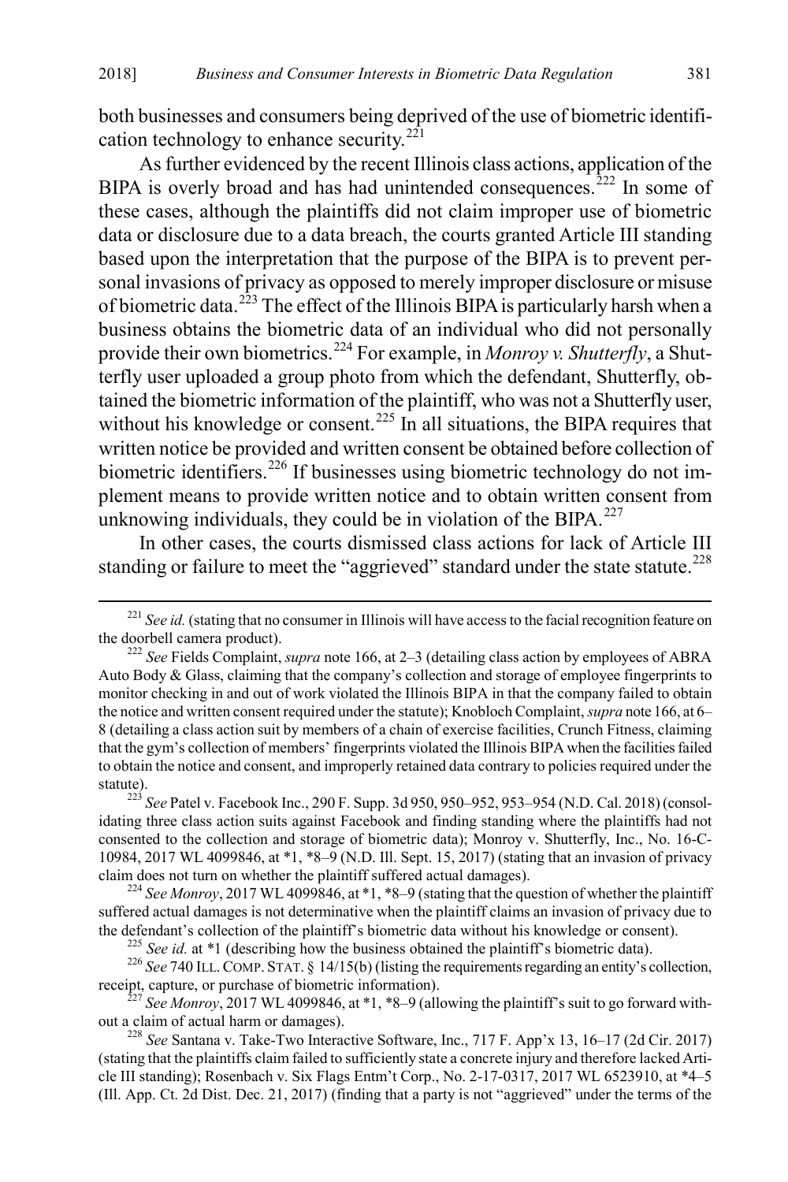both businesses and consumers being deprived of the use of biometric identification technology to enhance security.[221]

As further evidenced by the recent Illinois class actions, application of the BIPA is overly broad and has had unintended consequences.[222] In some of these cases, although the plaintiffs did not claim improper use of biometric data or disclosure due to a data breach, the courts granted Article III standing based upon the interpretation that the purpose of the BIPA is to prevent personal invasions of privacy as opposed to merely improper disclosure or misuse of biometric data.[223] The effect of the Illinois BIPA is particularly harsh when a business obtains the biometric data of an individual who did not personally provide their own biometrics.[224] For example, in *Monroy v. Shutterfly*, a Shutterfly user uploaded a group photo from which the defendant, Shutterfly, obtained the biometric information of the plaintiff, who was not a Shutterfly user, without his knowledge or consent.[225] In all situations, the BIPA requires that written notice be provided and written consent be obtained before collection of biometric identifiers.[226] If businesses using biometric technology do not implement means to provide written notice and to obtain written consent from unknowing individuals, they could be in violation of the BIPA.[227]

In other cases, the courts dismissed class actions for lack of Article III standing or failure to meet the "aggrieved" standard under the state statute.[228]

---

[221] *See id.* (stating that no consumer in Illinois will have access to the facial recognition feature on the doorbell camera product).

[222] *See* Fields Complaint, *supra* note 166, at 2–3 (detailing class action by employees of ABRA Auto Body & Glass, claiming that the company's collection and storage of employee fingerprints to monitor checking in and out of work violated the Illinois BIPA in that the company failed to obtain the notice and written consent required under the statute); Knobloch Complaint, *supra* note 166, at 6–8 (detailing a class action suit by members of a chain of exercise facilities, Crunch Fitness, claiming that the gym's collection of members' fingerprints violated the Illinois BIPA when the facilities failed to obtain the notice and consent, and improperly retained data contrary to policies required under the statute).

[223] *See* Patel v. Facebook Inc., 290 F. Supp. 3d 950, 950–952, 953–954 (N.D. Cal. 2018) (consolidating three class action suits against Facebook and finding standing where the plaintiffs had not consented to the collection and storage of biometric data); Monroy v. Shutterfly, Inc., No. 16-C-10984, 2017 WL 4099846, at *1, *8–9 (N.D. Ill. Sept. 15, 2017) (stating that an invasion of privacy claim does not turn on whether the plaintiff suffered actual damages).

[224] *See Monroy*, 2017 WL 4099846, at *1, *8–9 (stating that the question of whether the plaintiff suffered actual damages is not determinative when the plaintiff claims an invasion of privacy due to the defendant's collection of the plaintiff's biometric data without his knowledge or consent).

[225] *See id.* at *1 (describing how the business obtained the plaintiff's biometric data).

[226] *See* 740 ILL. COMP. STAT. § 14/15(b) (listing the requirements regarding an entity's collection, receipt, capture, or purchase of biometric information).

[227] *See Monroy*, 2017 WL 4099846, at *1, *8–9 (allowing the plaintiff's suit to go forward without a claim of actual harm or damages).

[228] *See* Santana v. Take-Two Interactive Software, Inc., 717 F. App'x 13, 16–17 (2d Cir. 2017) (stating that the plaintiffs claim failed to sufficiently state a concrete injury and therefore lacked Article III standing); Rosenbach v. Six Flags Entm't Corp., No. 2-17-0317, 2017 WL 6523910, at *4–5 (Ill. App. Ct. 2d Dist. Dec. 21, 2017) (finding that a party is not "aggrieved" under the terms of the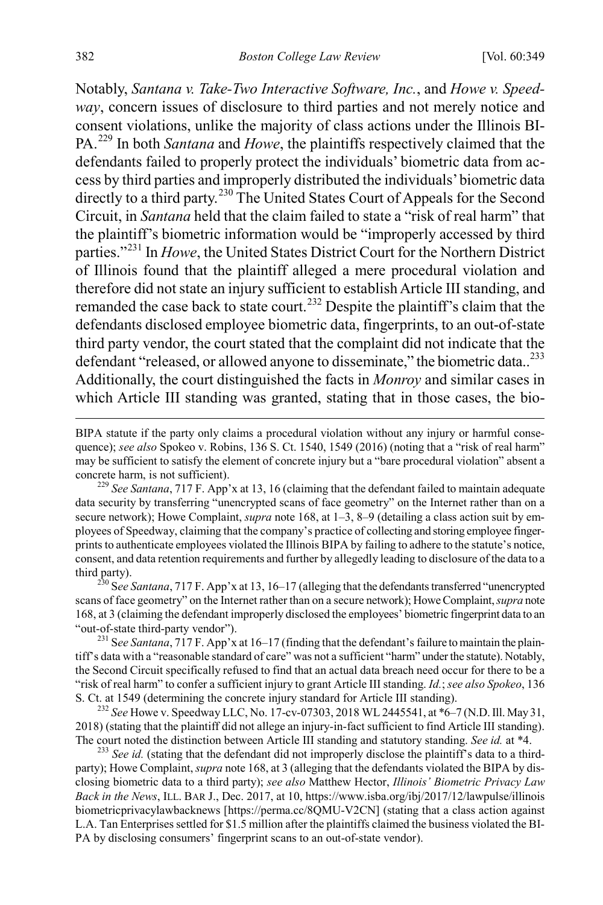Notably, *Santana v. Take-Two Interactive Software, Inc.*, and *Howe v. Speedway*, concern issues of disclosure to third parties and not merely notice and consent violations, unlike the majority of class actions under the Illinois BIPA.[229] In both *Santana* and *Howe*, the plaintiffs respectively claimed that the defendants failed to properly protect the individuals' biometric data from access by third parties and improperly distributed the individuals' biometric data directly to a third party.[230] The United States Court of Appeals for the Second Circuit, in *Santana* held that the claim failed to state a "risk of real harm" that the plaintiff's biometric information would be "improperly accessed by third parties."[231] In *Howe*, the United States District Court for the Northern District of Illinois found that the plaintiff alleged a mere procedural violation and therefore did not state an injury sufficient to establish Article III standing, and remanded the case back to state court.[232] Despite the plaintiff's claim that the defendants disclosed employee biometric data, fingerprints, to an out-of-state third party vendor, the court stated that the complaint did not indicate that the defendant "released, or allowed anyone to disseminate," the biometric data..[233] Additionally, the court distinguished the facts in *Monroy* and similar cases in which Article III standing was granted, stating that in those cases, the bio-

---

BIPA statute if the party only claims a procedural violation without any injury or harmful consequence); *see also* Spokeo v. Robins, 136 S. Ct. 1540, 1549 (2016) (noting that a "risk of real harm" may be sufficient to satisfy the element of concrete injury but a "bare procedural violation" absent a concrete harm, is not sufficient).

[229] *See Santana*, 717 F. App'x at 13, 16 (claiming that the defendant failed to maintain adequate data security by transferring "unencrypted scans of face geometry" on the Internet rather than on a secure network); Howe Complaint, *supra* note 168, at 1–3, 8–9 (detailing a class action suit by employees of Speedway, claiming that the company's practice of collecting and storing employee fingerprints to authenticate employees violated the Illinois BIPA by failing to adhere to the statute's notice, consent, and data retention requirements and further by allegedly leading to disclosure of the data to a third party).

[230] S*ee Santana*, 717 F. App'x at 13, 16–17 (alleging that the defendants transferred "unencrypted scans of face geometry" on the Internet rather than on a secure network); Howe Complaint, *supra* note 168, at 3 (claiming the defendant improperly disclosed the employees' biometric fingerprint data to an "out-of-state third-party vendor").

[231] S*ee Santana*, 717 F. App'x at 16–17 (finding that the defendant's failure to maintain the plaintiff's data with a "reasonable standard of care" was not a sufficient "harm" under the statute). Notably, the Second Circuit specifically refused to find that an actual data breach need occur for there to be a "risk of real harm" to confer a sufficient injury to grant Article III standing. *Id.*; *see also Spokeo*, 136 S. Ct. at 1549 (determining the concrete injury standard for Article III standing).

[232] *See* Howe v. Speedway LLC, No. 17-cv-07303, 2018 WL 2445541, at *6–7 (N.D. Ill. May 31, 2018) (stating that the plaintiff did not allege an injury-in-fact sufficient to find Article III standing). The court noted the distinction between Article III standing and statutory standing. *See id.* at *4.

[233] *See id.* (stating that the defendant did not improperly disclose the plaintiff's data to a third-party); Howe Complaint, *supra* note 168, at 3 (alleging that the defendants violated the BIPA by disclosing biometric data to a third party); *see also* Matthew Hector, *Illinois' Biometric Privacy Law Back in the News*, ILL. BAR J., Dec. 2017, at 10, https://www.isba.org/ibj/2017/12/lawpulse/illinoisbiometricprivacylawbacknews [https://perma.cc/8QMU-V2CN] (stating that a class action against L.A. Tan Enterprises settled for $1.5 million after the plaintiffs claimed the business violated the BIPA by disclosing consumers' fingerprint scans to an out-of-state vendor).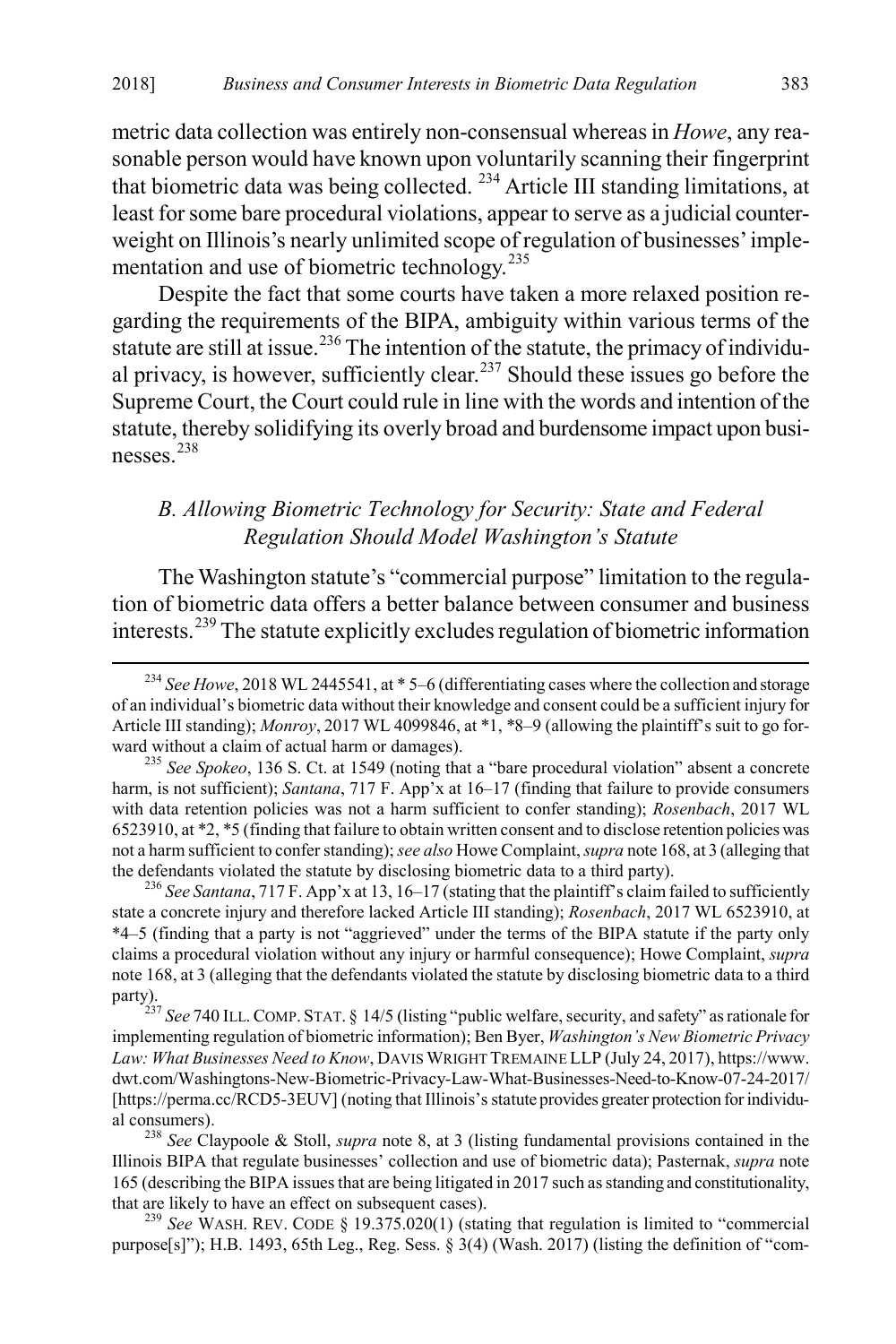metric data collection was entirely non-consensual whereas in *Howe*, any reasonable person would have known upon voluntarily scanning their fingerprint that biometric data was being collected.[234] Article III standing limitations, at least for some bare procedural violations, appear to serve as a judicial counterweight on Illinois's nearly unlimited scope of regulation of businesses' implementation and use of biometric technology.[235]

Despite the fact that some courts have taken a more relaxed position regarding the requirements of the BIPA, ambiguity within various terms of the statute are still at issue.[236] The intention of the statute, the primacy of individual privacy, is however, sufficiently clear.[237] Should these issues go before the Supreme Court, the Court could rule in line with the words and intention of the statute, thereby solidifying its overly broad and burdensome impact upon businesses.[238]

### *B. Allowing Biometric Technology for Security: State and Federal Regulation Should Model Washington's Statute*

The Washington statute's "commercial purpose" limitation to the regulation of biometric data offers a better balance between consumer and business interests.[239] The statute explicitly excludes regulation of biometric information

---

[234] *See Howe*, 2018 WL 2445541, at * 5–6 (differentiating cases where the collection and storage of an individual's biometric data without their knowledge and consent could be a sufficient injury for Article III standing); *Monroy*, 2017 WL 4099846, at *1, *8–9 (allowing the plaintiff's suit to go forward without a claim of actual harm or damages).

[235] *See Spokeo*, 136 S. Ct. at 1549 (noting that a "bare procedural violation" absent a concrete harm, is not sufficient); *Santana*, 717 F. App'x at 16–17 (finding that failure to provide consumers with data retention policies was not a harm sufficient to confer standing); *Rosenbach*, 2017 WL 6523910, at *2, *5 (finding that failure to obtain written consent and to disclose retention policies was not a harm sufficient to confer standing); *see also* Howe Complaint, *supra* note 168, at 3 (alleging that the defendants violated the statute by disclosing biometric data to a third party).

[236] *See Santana*, 717 F. App'x at 13, 16–17 (stating that the plaintiff's claim failed to sufficiently state a concrete injury and therefore lacked Article III standing); *Rosenbach*, 2017 WL 6523910, at *4–5 (finding that a party is not "aggrieved" under the terms of the BIPA statute if the party only claims a procedural violation without any injury or harmful consequence); Howe Complaint, *supra* note 168, at 3 (alleging that the defendants violated the statute by disclosing biometric data to a third party).

[237] *See* 740 ILL. COMP. STAT. § 14/5 (listing "public welfare, security, and safety" as rationale for implementing regulation of biometric information); Ben Byer, *Washington's New Biometric Privacy Law: What Businesses Need to Know*, DAVIS WRIGHT TREMAINE LLP (July 24, 2017), https://www.dwt.com/Washingtons-New-Biometric-Privacy-Law-What-Businesses-Need-to-Know-07-24-2017/ [https://perma.cc/RCD5-3EUV] (noting that Illinois's statute provides greater protection for individual consumers).

[238] *See* Claypoole & Stoll, *supra* note 8, at 3 (listing fundamental provisions contained in the Illinois BIPA that regulate businesses' collection and use of biometric data); Pasternak, *supra* note 165 (describing the BIPA issues that are being litigated in 2017 such as standing and constitutionality, that are likely to have an effect on subsequent cases).

[239] *See* WASH. REV. CODE § 19.375.020(1) (stating that regulation is limited to "commercial purpose[s]"); H.B. 1493, 65th Leg., Reg. Sess. § 3(4) (Wash. 2017) (listing the definition of "com-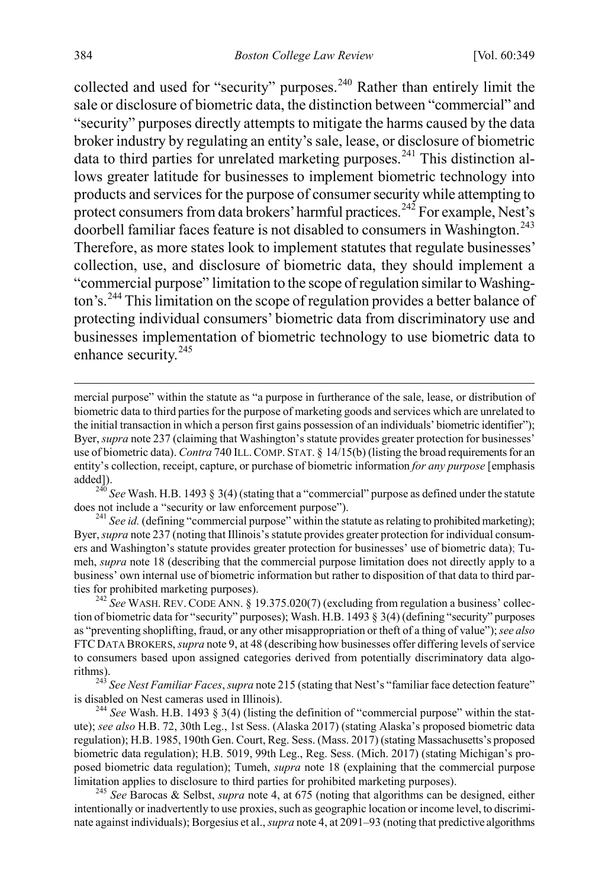collected and used for "security" purposes.[240] Rather than entirely limit the sale or disclosure of biometric data, the distinction between "commercial" and "security" purposes directly attempts to mitigate the harms caused by the data broker industry by regulating an entity's sale, lease, or disclosure of biometric data to third parties for unrelated marketing purposes.[241] This distinction allows greater latitude for businesses to implement biometric technology into products and services for the purpose of consumer security while attempting to protect consumers from data brokers' harmful practices.[242] For example, Nest's doorbell familiar faces feature is not disabled to consumers in Washington.[243] Therefore, as more states look to implement statutes that regulate businesses' collection, use, and disclosure of biometric data, they should implement a "commercial purpose" limitation to the scope of regulation similar to Washington's.[244] This limitation on the scope of regulation provides a better balance of protecting individual consumers' biometric data from discriminatory use and businesses implementation of biometric technology to use biometric data to enhance security.[245]

---

mercial purpose" within the statute as "a purpose in furtherance of the sale, lease, or distribution of biometric data to third parties for the purpose of marketing goods and services which are unrelated to the initial transaction in which a person first gains possession of an individuals' biometric identifier"); Byer, *supra* note 237 (claiming that Washington's statute provides greater protection for businesses' use of biometric data). *Contra* 740 ILL. COMP. STAT. § 14/15(b) (listing the broad requirements for an entity's collection, receipt, capture, or purchase of biometric information *for any purpose* [emphasis added]).

[240] *See* Wash. H.B. 1493 § 3(4) (stating that a "commercial" purpose as defined under the statute does not include a "security or law enforcement purpose").

[241] *See id.* (defining "commercial purpose" within the statute as relating to prohibited marketing); Byer, *supra* note 237 (noting that Illinois's statute provides greater protection for individual consumers and Washington's statute provides greater protection for businesses' use of biometric data); Tumeh, *supra* note 18 (describing that the commercial purpose limitation does not directly apply to a business' own internal use of biometric information but rather to disposition of that data to third parties for prohibited marketing purposes).

[242] *See* WASH. REV. CODE ANN. § 19.375.020(7) (excluding from regulation a business' collection of biometric data for "security" purposes); Wash. H.B. 1493 § 3(4) (defining "security" purposes as "preventing shoplifting, fraud, or any other misappropriation or theft of a thing of value"); *see also* FTC DATA BROKERS, *supra* note 9, at 48 (describing how businesses offer differing levels of service to consumers based upon assigned categories derived from potentially discriminatory data algorithms).

[243] *See Nest Familiar Faces*, *supra* note 215 (stating that Nest's "familiar face detection feature" is disabled on Nest cameras used in Illinois).

[244] *See* Wash. H.B. 1493 § 3(4) (listing the definition of "commercial purpose" within the statute); *see also* H.B. 72, 30th Leg., 1st Sess. (Alaska 2017) (stating Alaska's proposed biometric data regulation); H.B. 1985, 190th Gen. Court, Reg. Sess. (Mass. 2017) (stating Massachusetts's proposed biometric data regulation); H.B. 5019, 99th Leg., Reg. Sess. (Mich. 2017) (stating Michigan's proposed biometric data regulation); Tumeh, *supra* note 18 (explaining that the commercial purpose limitation applies to disclosure to third parties for prohibited marketing purposes).

[245] *See* Barocas & Selbst, *supra* note 4, at 675 (noting that algorithms can be designed, either intentionally or inadvertently to use proxies, such as geographic location or income level, to discriminate against individuals); Borgesius et al., *supra* note 4, at 2091–93 (noting that predictive algorithms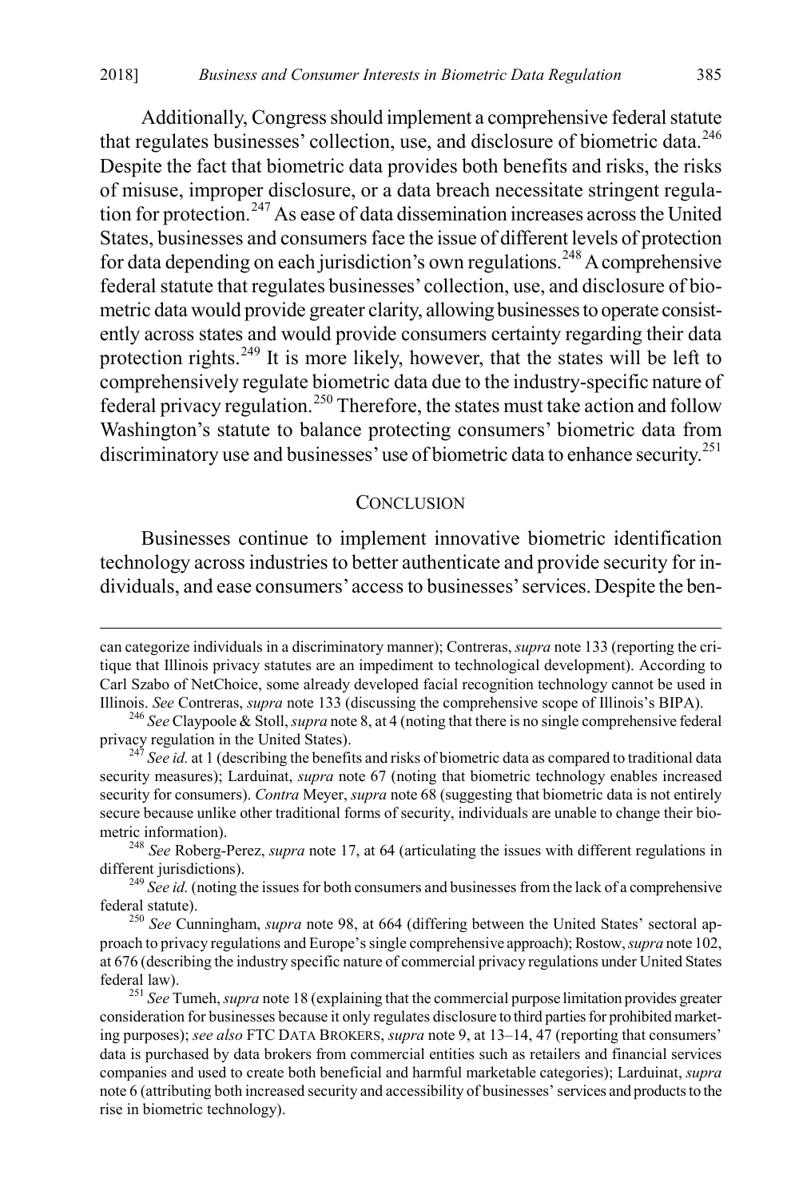Additionally, Congress should implement a comprehensive federal statute that regulates businesses' collection, use, and disclosure of biometric data.[246] Despite the fact that biometric data provides both benefits and risks, the risks of misuse, improper disclosure, or a data breach necessitate stringent regulation for protection.[247] As ease of data dissemination increases across the United States, businesses and consumers face the issue of different levels of protection for data depending on each jurisdiction's own regulations.[248] A comprehensive federal statute that regulates businesses' collection, use, and disclosure of biometric data would provide greater clarity, allowing businesses to operate consistently across states and would provide consumers certainty regarding their data protection rights.[249] It is more likely, however, that the states will be left to comprehensively regulate biometric data due to the industry-specific nature of federal privacy regulation.[250] Therefore, the states must take action and follow Washington's statute to balance protecting consumers' biometric data from discriminatory use and businesses' use of biometric data to enhance security.[251]

## CONCLUSION

Businesses continue to implement innovative biometric identification technology across industries to better authenticate and provide security for individuals, and ease consumers' access to businesses' services. Despite the ben-

---

can categorize individuals in a discriminatory manner); Contreras, *supra* note 133 (reporting the critique that Illinois privacy statutes are an impediment to technological development). According to Carl Szabo of NetChoice, some already developed facial recognition technology cannot be used in Illinois. *See* Contreras, *supra* note 133 (discussing the comprehensive scope of Illinois's BIPA).

[246] *See* Claypoole & Stoll, *supra* note 8, at 4 (noting that there is no single comprehensive federal privacy regulation in the United States).

[247] *See id.* at 1 (describing the benefits and risks of biometric data as compared to traditional data security measures); Larduinat, *supra* note 67 (noting that biometric technology enables increased security for consumers). *Contra* Meyer, *supra* note 68 (suggesting that biometric data is not entirely secure because unlike other traditional forms of security, individuals are unable to change their biometric information).

[248] *See* Roberg-Perez, *supra* note 17, at 64 (articulating the issues with different regulations in different jurisdictions).

[249] *See id.* (noting the issues for both consumers and businesses from the lack of a comprehensive federal statute).

[250] *See* Cunningham, *supra* note 98, at 664 (differing between the United States' sectoral approach to privacy regulations and Europe's single comprehensive approach); Rostow, *supra* note 102, at 676 (describing the industry specific nature of commercial privacy regulations under United States federal law).

[251] *See* Tumeh, *supra* note 18 (explaining that the commercial purpose limitation provides greater consideration for businesses because it only regulates disclosure to third parties for prohibited marketing purposes); *see also* FTC DATA BROKERS, *supra* note 9, at 13–14, 47 (reporting that consumers' data is purchased by data brokers from commercial entities such as retailers and financial services companies and used to create both beneficial and harmful marketable categories); Larduinat, *supra* note 6 (attributing both increased security and accessibility of businesses' services and products to the rise in biometric technology).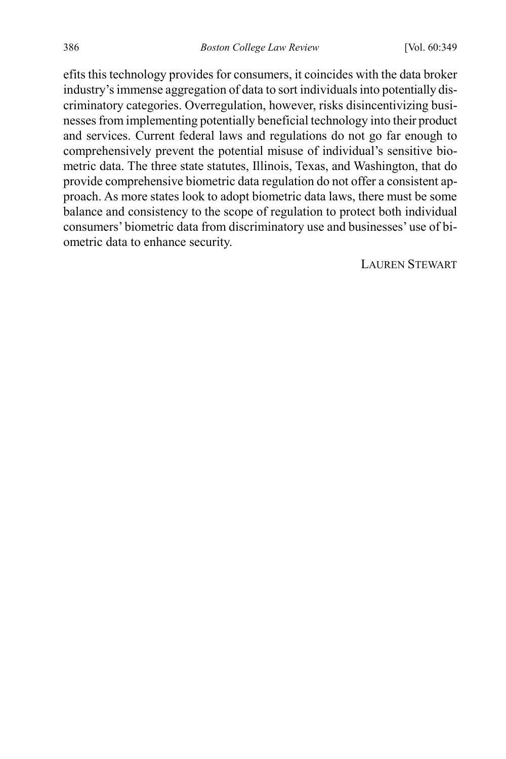efits this technology provides for consumers, it coincides with the data broker industry's immense aggregation of data to sort individuals into potentially discriminatory categories. Overregulation, however, risks disincentivizing businesses from implementing potentially beneficial technology into their product and services. Current federal laws and regulations do not go far enough to comprehensively prevent the potential misuse of individual's sensitive biometric data. The three state statutes, Illinois, Texas, and Washington, that do provide comprehensive biometric data regulation do not offer a consistent approach. As more states look to adopt biometric data laws, there must be some balance and consistency to the scope of regulation to protect both individual consumers' biometric data from discriminatory use and businesses' use of biometric data to enhance security.

LAUREN STEWART